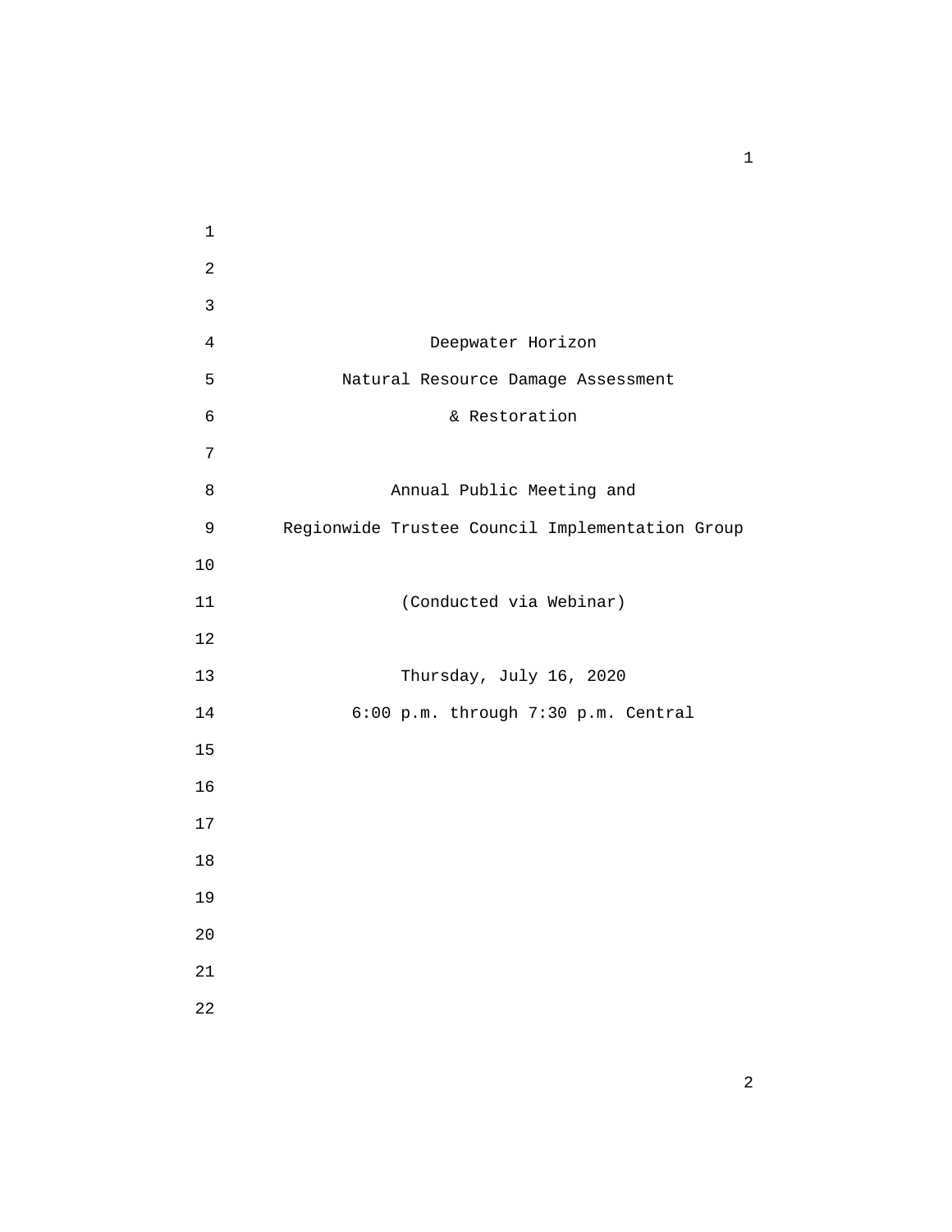Deepwater Horizon

Natural Resource Damage Assessment

& Restoration

Annual Public Meeting and

Regionwide Trustee Council Implementation Group

(Conducted via Webinar)

Thursday, July 16, 2020

6:00 p.m. through 7:30 p.m. Central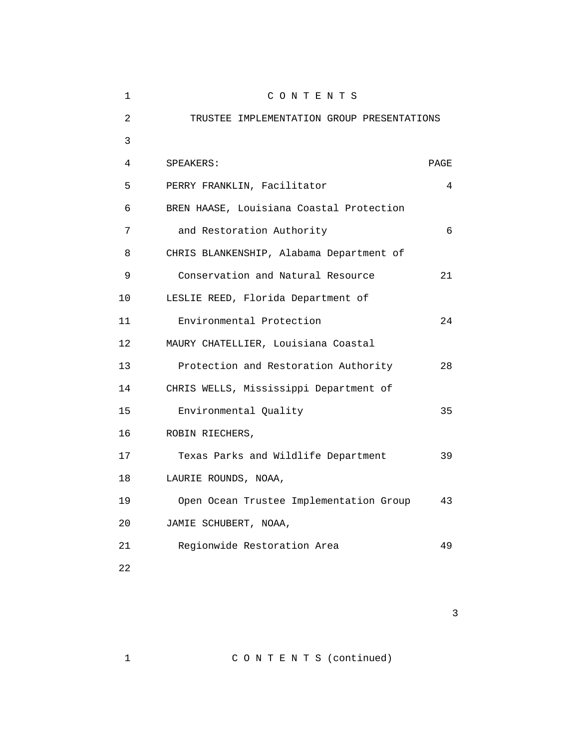# C O N T E N T S

## TRUSTEE IMPLEMENTATION GROUP PRESENTATIONS

| SPEAKERS: | PAGE |
|---|---|
| PERRY FRANKLIN, Facilitator | 4 |
| BREN HAASE, Louisiana Coastal Protection and Restoration Authority | 6 |
| CHRIS BLANKENSHIP, Alabama Department of Conservation and Natural Resource | 21 |
| LESLIE REED, Florida Department of Environmental Protection | 24 |
| MAURY CHATELLIER, Louisiana Coastal Protection and Restoration Authority | 28 |
| CHRIS WELLS, Mississippi Department of Environmental Quality | 35 |
| ROBIN RIECHERS, Texas Parks and Wildlife Department | 39 |
| LAURIE ROUNDS, NOAA, Open Ocean Trustee Implementation Group | 43 |
| JAMIE SCHUBERT, NOAA, Regionwide Restoration Area | 49 |

# C O N T E N T S (continued)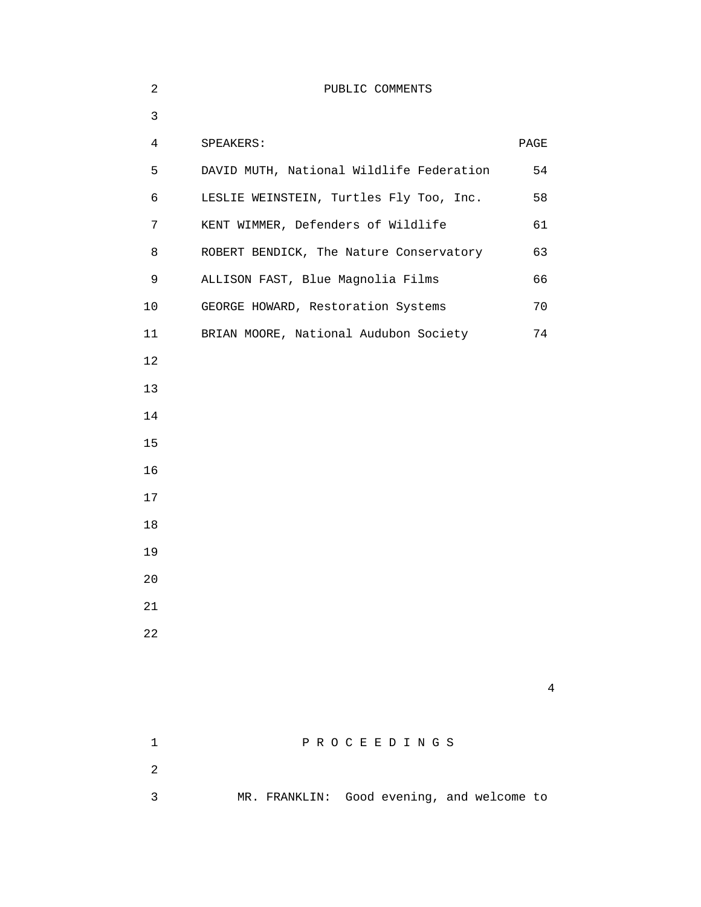## PUBLIC COMMENTS

| SPEAKERS: | PAGE |
| --- | --- |
| DAVID MUTH, National Wildlife Federation | 54 |
| LESLIE WEINSTEIN, Turtles Fly Too, Inc. | 58 |
| KENT WIMMER, Defenders of Wildlife | 61 |
| ROBERT BENDICK, The Nature Conservatory | 63 |
| ALLISON FAST, Blue Magnolia Films | 66 |
| GEORGE HOWARD, Restoration Systems | 70 |
| BRIAN MOORE, National Audubon Society | 74 |

## P R O C E E D I N G S

MR. FRANKLIN: Good evening, and welcome to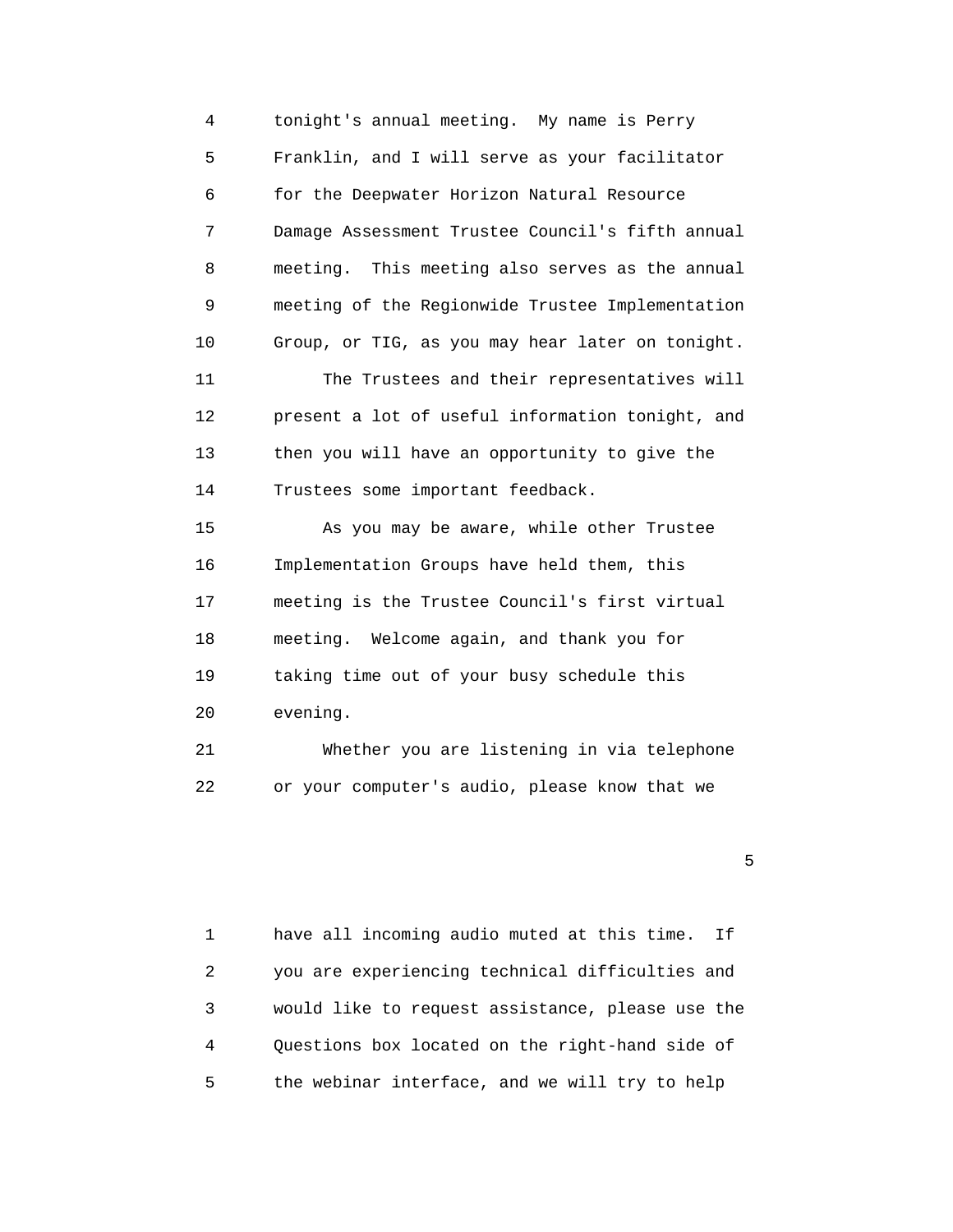tonight's annual meeting. My name is Perry Franklin, and I will serve as your facilitator for the Deepwater Horizon Natural Resource Damage Assessment Trustee Council's fifth annual meeting. This meeting also serves as the annual meeting of the Regionwide Trustee Implementation Group, or TIG, as you may hear later on tonight.

The Trustees and their representatives will present a lot of useful information tonight, and then you will have an opportunity to give the Trustees some important feedback.

As you may be aware, while other Trustee Implementation Groups have held them, this meeting is the Trustee Council's first virtual meeting. Welcome again, and thank you for taking time out of your busy schedule this evening.

Whether you are listening in via telephone or your computer's audio, please know that we have all incoming audio muted at this time. If you are experiencing technical difficulties and would like to request assistance, please use the Questions box located on the right-hand side of the webinar interface, and we will try to help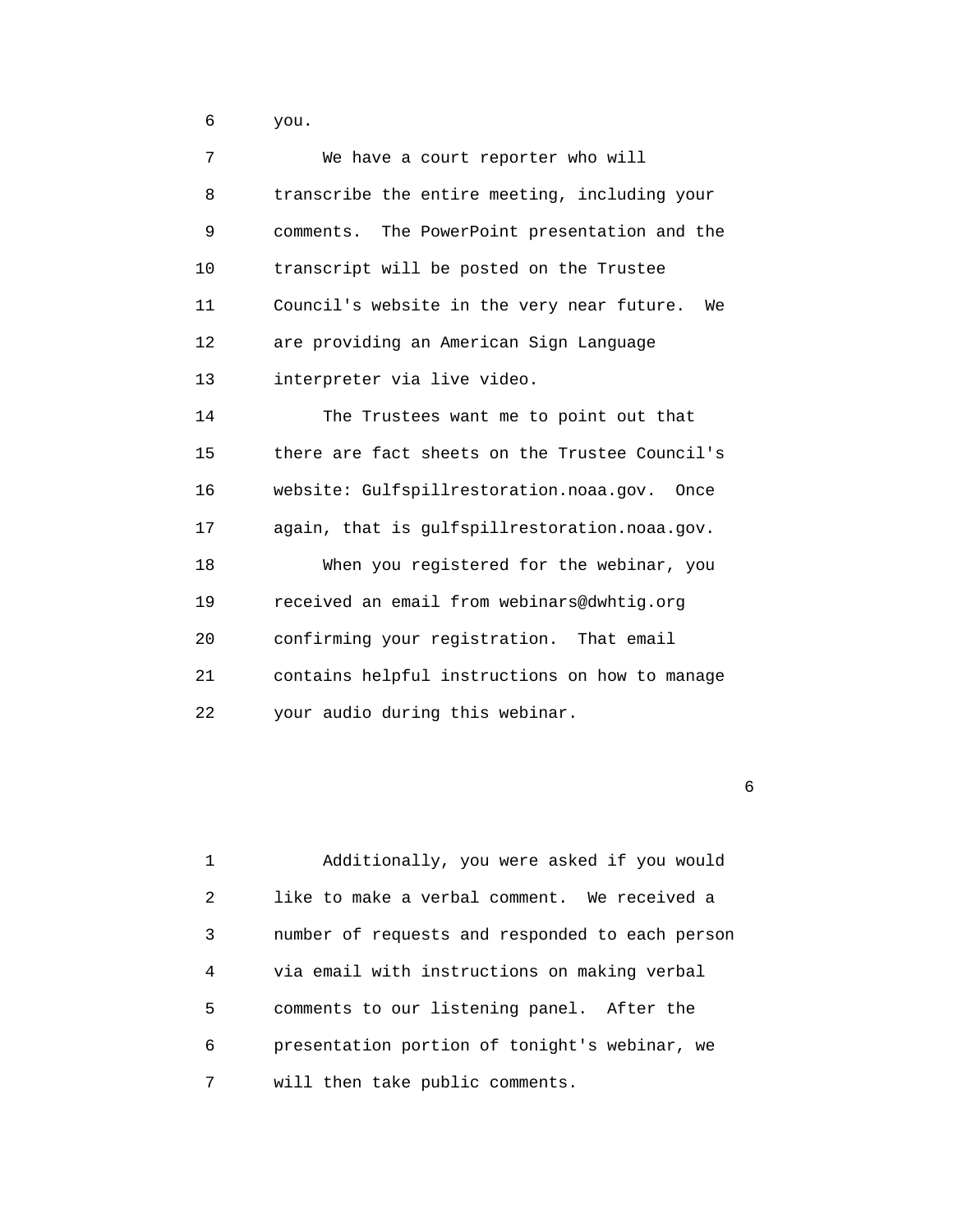you.

We have a court reporter who will transcribe the entire meeting, including your comments. The PowerPoint presentation and the transcript will be posted on the Trustee Council's website in the very near future. We are providing an American Sign Language interpreter via live video.

The Trustees want me to point out that there are fact sheets on the Trustee Council's website: Gulfspillrestoration.noaa.gov. Once again, that is gulfspillrestoration.noaa.gov.

When you registered for the webinar, you received an email from webinars@dwhtig.org confirming your registration. That email contains helpful instructions on how to manage your audio during this webinar.

Additionally, you were asked if you would like to make a verbal comment. We received a number of requests and responded to each person via email with instructions on making verbal comments to our listening panel. After the presentation portion of tonight's webinar, we will then take public comments.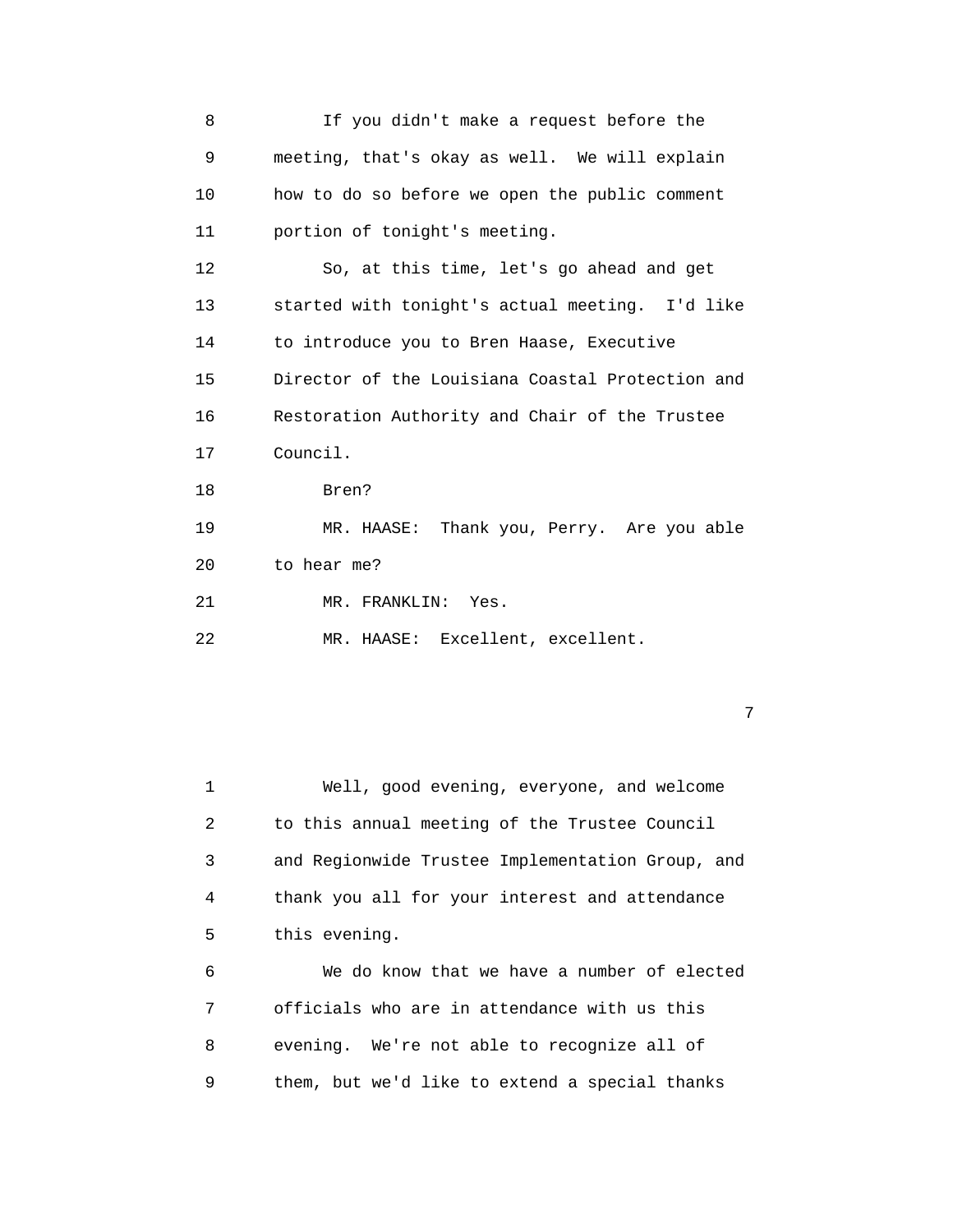8 If you didn't make a request before the
9 meeting, that's okay as well. We will explain
10 how to do so before we open the public comment
11 portion of tonight's meeting.
12 So, at this time, let's go ahead and get
13 started with tonight's actual meeting. I'd like
14 to introduce you to Bren Haase, Executive
15 Director of the Louisiana Coastal Protection and
16 Restoration Authority and Chair of the Trustee
17 Council.
18 Bren?
19 MR. HAASE: Thank you, Perry. Are you able
20 to hear me?
21 MR. FRANKLIN: Yes.
22 MR. HAASE: Excellent, excellent.

1 Well, good evening, everyone, and welcome
2 to this annual meeting of the Trustee Council
3 and Regionwide Trustee Implementation Group, and
4 thank you all for your interest and attendance
5 this evening.
6 We do know that we have a number of elected
7 officials who are in attendance with us this
8 evening. We're not able to recognize all of
9 them, but we'd like to extend a special thanks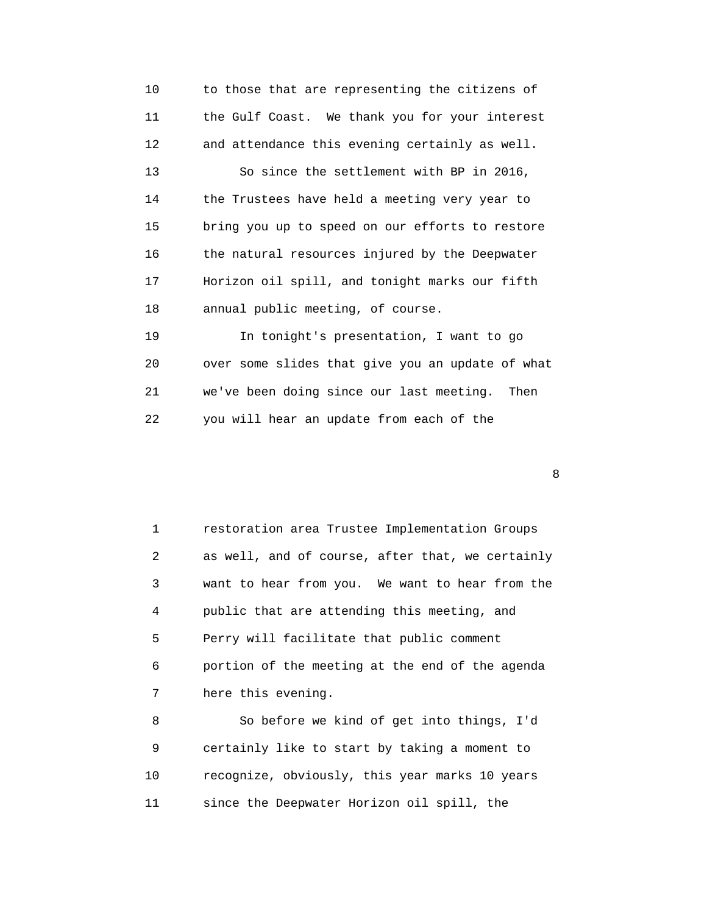to those that are representing the citizens of the Gulf Coast. We thank you for your interest and attendance this evening certainly as well.

So since the settlement with BP in 2016, the Trustees have held a meeting very year to bring you up to speed on our efforts to restore the natural resources injured by the Deepwater Horizon oil spill, and tonight marks our fifth annual public meeting, of course.

In tonight's presentation, I want to go over some slides that give you an update of what we've been doing since our last meeting. Then you will hear an update from each of the restoration area Trustee Implementation Groups as well, and of course, after that, we certainly want to hear from you. We want to hear from the public that are attending this meeting, and Perry will facilitate that public comment portion of the meeting at the end of the agenda here this evening.

So before we kind of get into things, I'd certainly like to start by taking a moment to recognize, obviously, this year marks 10 years since the Deepwater Horizon oil spill, the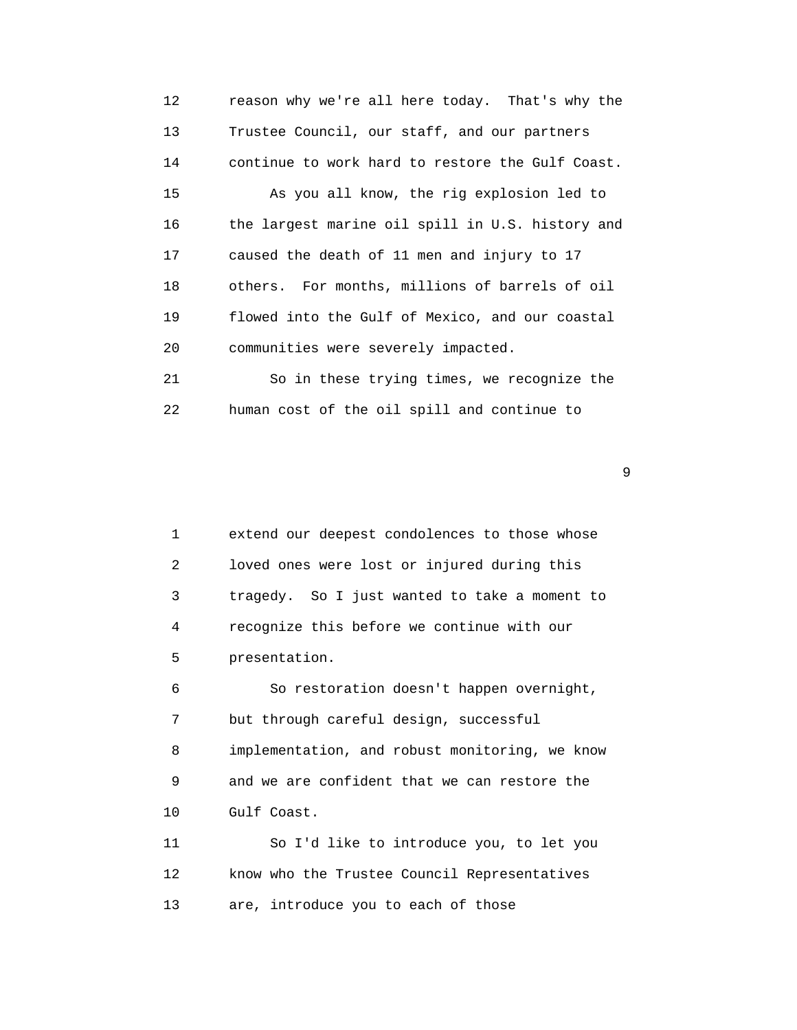12 reason why we're all here today. That's why the
13 Trustee Council, our staff, and our partners
14 continue to work hard to restore the Gulf Coast.
15 As you all know, the rig explosion led to
16 the largest marine oil spill in U.S. history and
17 caused the death of 11 men and injury to 17
18 others. For months, millions of barrels of oil
19 flowed into the Gulf of Mexico, and our coastal
20 communities were severely impacted.
21 So in these trying times, we recognize the
22 human cost of the oil spill and continue to

1 extend our deepest condolences to those whose
2 loved ones were lost or injured during this
3 tragedy. So I just wanted to take a moment to
4 recognize this before we continue with our
5 presentation.
6 So restoration doesn't happen overnight,
7 but through careful design, successful
8 implementation, and robust monitoring, we know
9 and we are confident that we can restore the
10 Gulf Coast.
11 So I'd like to introduce you, to let you
12 know who the Trustee Council Representatives
13 are, introduce you to each of those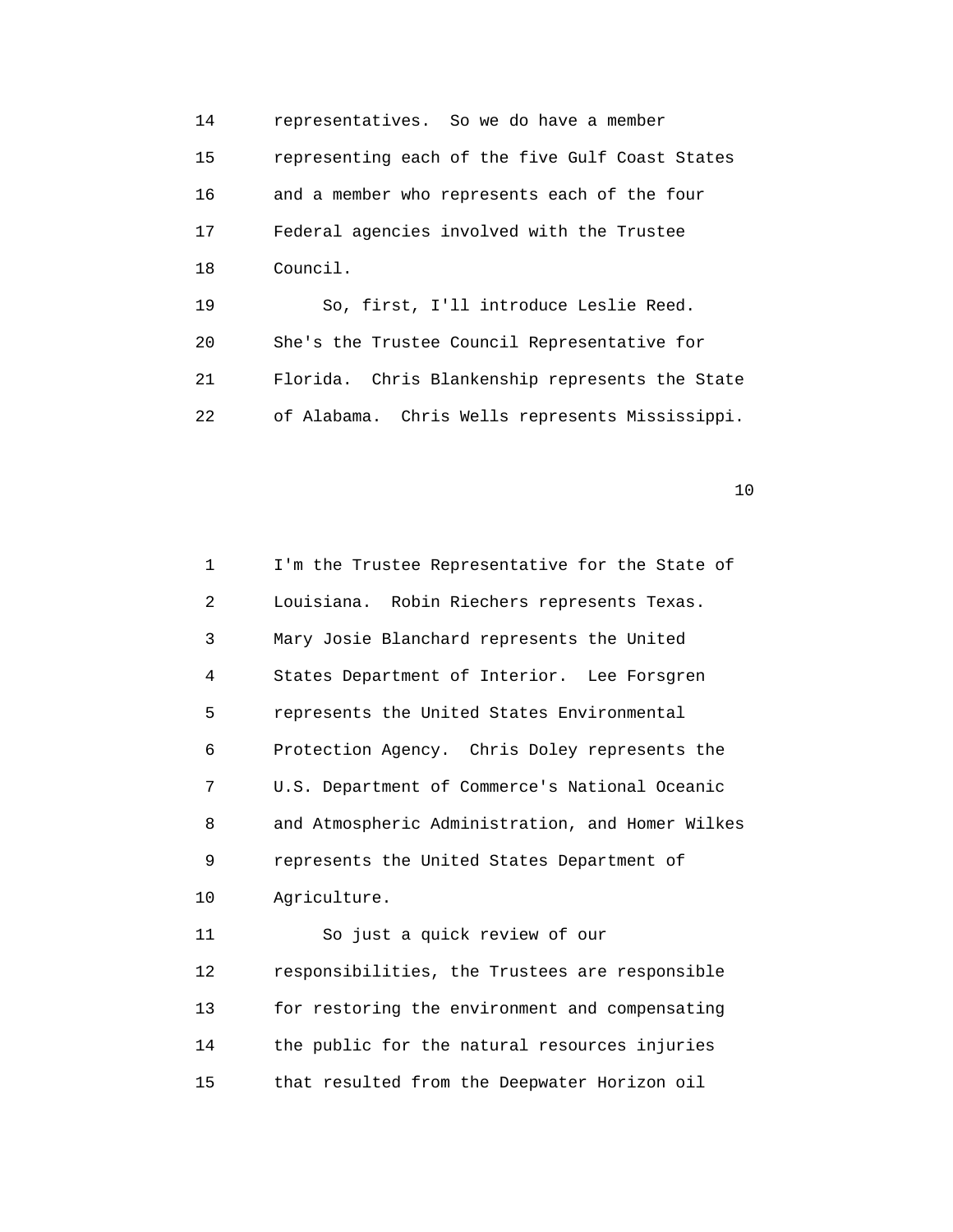representatives. So we do have a member representing each of the five Gulf Coast States and a member who represents each of the four Federal agencies involved with the Trustee Council.

So, first, I'll introduce Leslie Reed. She's the Trustee Council Representative for Florida. Chris Blankenship represents the State of Alabama. Chris Wells represents Mississippi.

I'm the Trustee Representative for the State of Louisiana. Robin Riechers represents Texas. Mary Josie Blanchard represents the United States Department of Interior. Lee Forsgren represents the United States Environmental Protection Agency. Chris Doley represents the U.S. Department of Commerce's National Oceanic and Atmospheric Administration, and Homer Wilkes represents the United States Department of Agriculture.

So just a quick review of our responsibilities, the Trustees are responsible for restoring the environment and compensating the public for the natural resources injuries that resulted from the Deepwater Horizon oil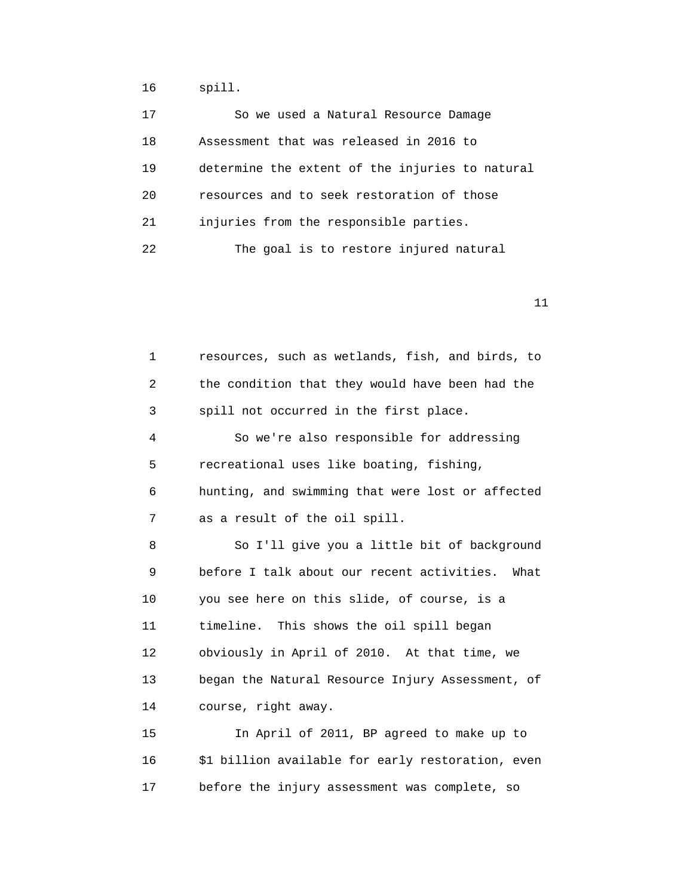16 spill.

17 So we used a Natural Resource Damage

18 Assessment that was released in 2016 to

19 determine the extent of the injuries to natural

20 resources and to seek restoration of those

21 injuries from the responsible parties.

22 The goal is to restore injured natural

1 resources, such as wetlands, fish, and birds, to

2 the condition that they would have been had the

3 spill not occurred in the first place.

4 So we're also responsible for addressing

5 recreational uses like boating, fishing,

6 hunting, and swimming that were lost or affected

7 as a result of the oil spill.

8 So I'll give you a little bit of background

9 before I talk about our recent activities. What

10 you see here on this slide, of course, is a

11 timeline. This shows the oil spill began

12 obviously in April of 2010. At that time, we

13 began the Natural Resource Injury Assessment, of

14 course, right away.

15 In April of 2011, BP agreed to make up to

16 $1 billion available for early restoration, even

17 before the injury assessment was complete, so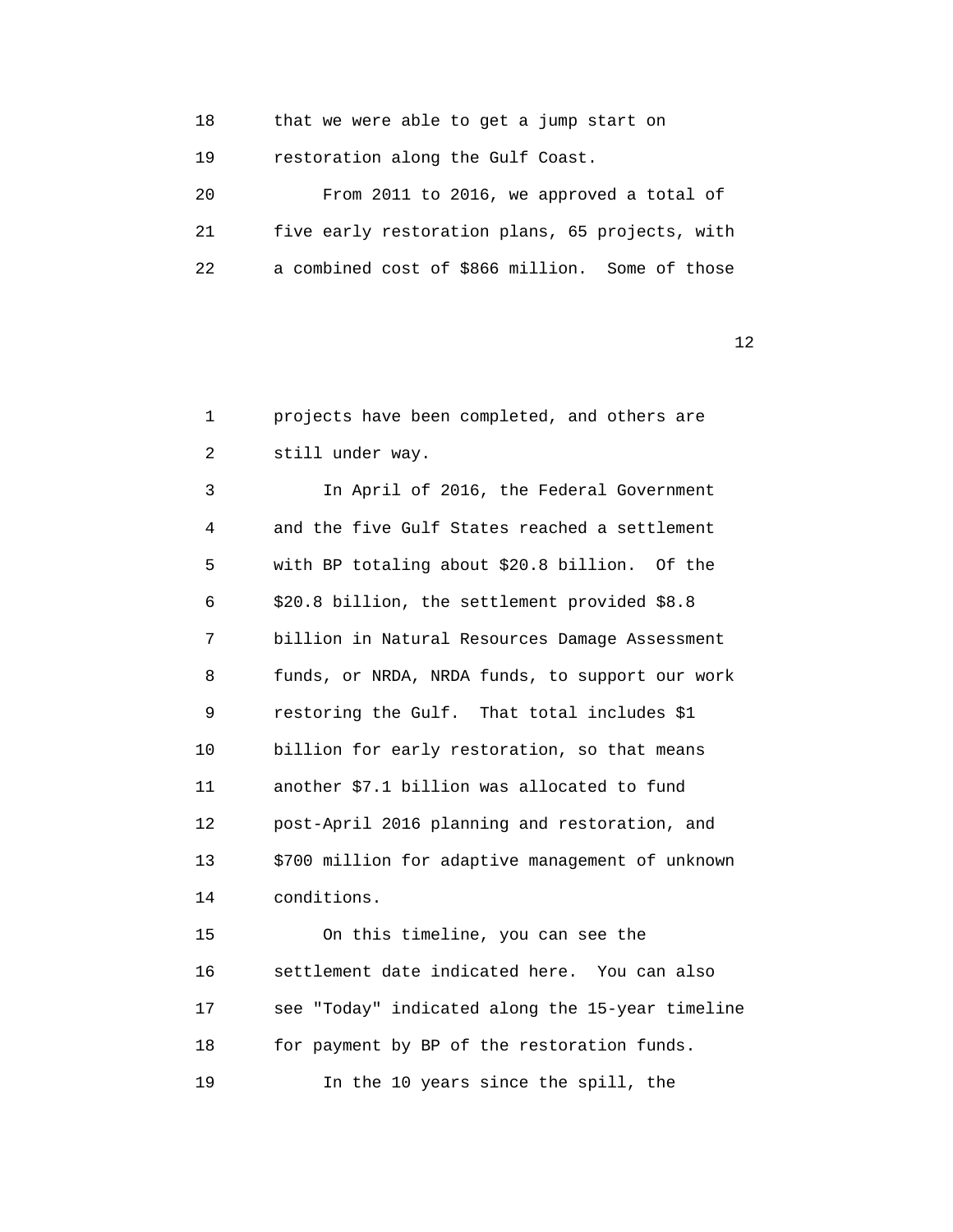that we were able to get a jump start on restoration along the Gulf Coast.

From 2011 to 2016, we approved a total of five early restoration plans, 65 projects, with a combined cost of $866 million. Some of those projects have been completed, and others are still under way.

In April of 2016, the Federal Government and the five Gulf States reached a settlement with BP totaling about $20.8 billion. Of the $20.8 billion, the settlement provided $8.8 billion in Natural Resources Damage Assessment funds, or NRDA, NRDA funds, to support our work restoring the Gulf. That total includes $1 billion for early restoration, so that means another $7.1 billion was allocated to fund post-April 2016 planning and restoration, and $700 million for adaptive management of unknown conditions.

On this timeline, you can see the settlement date indicated here. You can also see "Today" indicated along the 15-year timeline for payment by BP of the restoration funds.

In the 10 years since the spill, the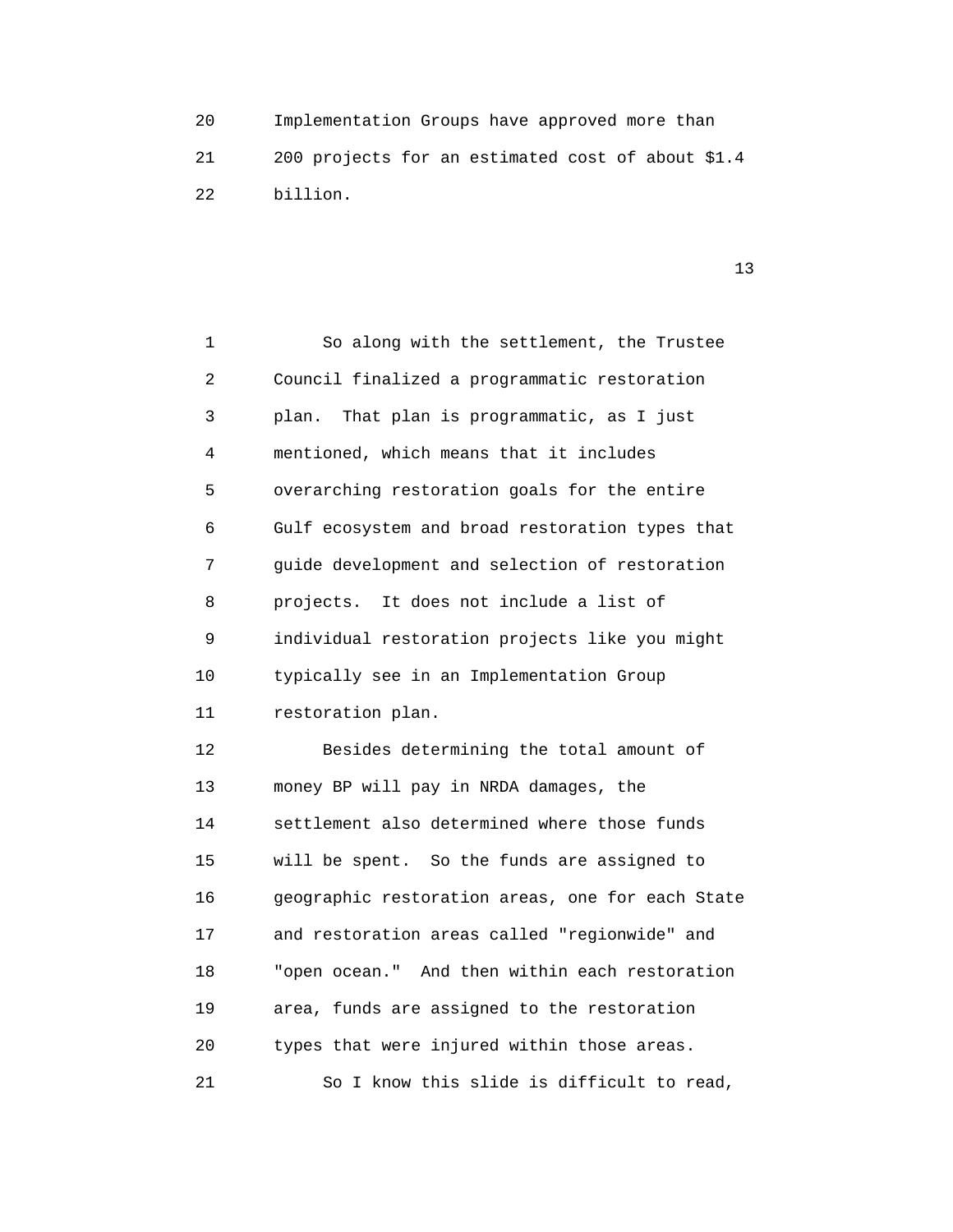Implementation Groups have approved more than 200 projects for an estimated cost of about $1.4 billion.

So along with the settlement, the Trustee Council finalized a programmatic restoration plan. That plan is programmatic, as I just mentioned, which means that it includes overarching restoration goals for the entire Gulf ecosystem and broad restoration types that guide development and selection of restoration projects. It does not include a list of individual restoration projects like you might typically see in an Implementation Group restoration plan.

Besides determining the total amount of money BP will pay in NRDA damages, the settlement also determined where those funds will be spent. So the funds are assigned to geographic restoration areas, one for each State and restoration areas called "regionwide" and "open ocean." And then within each restoration area, funds are assigned to the restoration types that were injured within those areas.

So I know this slide is difficult to read,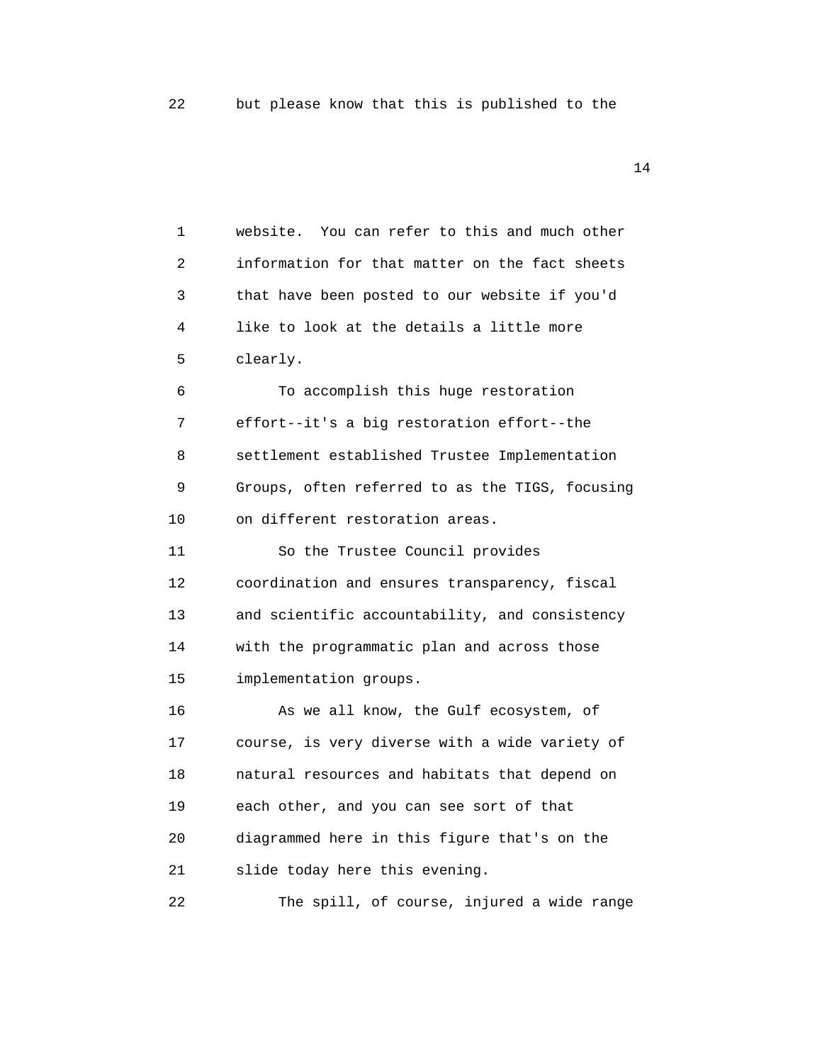22 but please know that this is published to the

1 website. You can refer to this and much other
2 information for that matter on the fact sheets
3 that have been posted to our website if you'd
4 like to look at the details a little more
5 clearly.

6 To accomplish this huge restoration
7 effort--it's a big restoration effort--the
8 settlement established Trustee Implementation
9 Groups, often referred to as the TIGS, focusing
10 on different restoration areas.

11 So the Trustee Council provides
12 coordination and ensures transparency, fiscal
13 and scientific accountability, and consistency
14 with the programmatic plan and across those
15 implementation groups.

16 As we all know, the Gulf ecosystem, of
17 course, is very diverse with a wide variety of
18 natural resources and habitats that depend on
19 each other, and you can see sort of that
20 diagrammed here in this figure that's on the
21 slide today here this evening.

22 The spill, of course, injured a wide range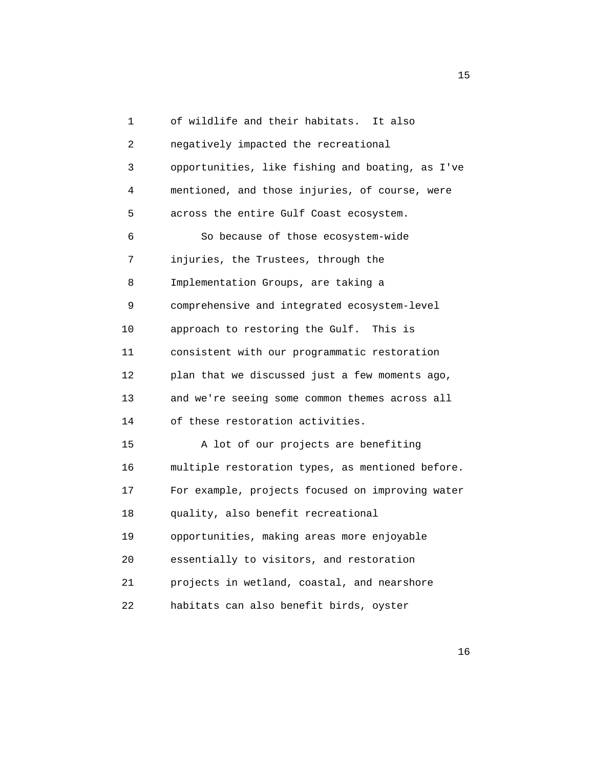of wildlife and their habitats. It also negatively impacted the recreational opportunities, like fishing and boating, as I've mentioned, and those injuries, of course, were across the entire Gulf Coast ecosystem.

So because of those ecosystem-wide injuries, the Trustees, through the Implementation Groups, are taking a comprehensive and integrated ecosystem-level approach to restoring the Gulf. This is consistent with our programmatic restoration plan that we discussed just a few moments ago, and we're seeing some common themes across all of these restoration activities.

A lot of our projects are benefiting multiple restoration types, as mentioned before. For example, projects focused on improving water quality, also benefit recreational opportunities, making areas more enjoyable essentially to visitors, and restoration projects in wetland, coastal, and nearshore habitats can also benefit birds, oyster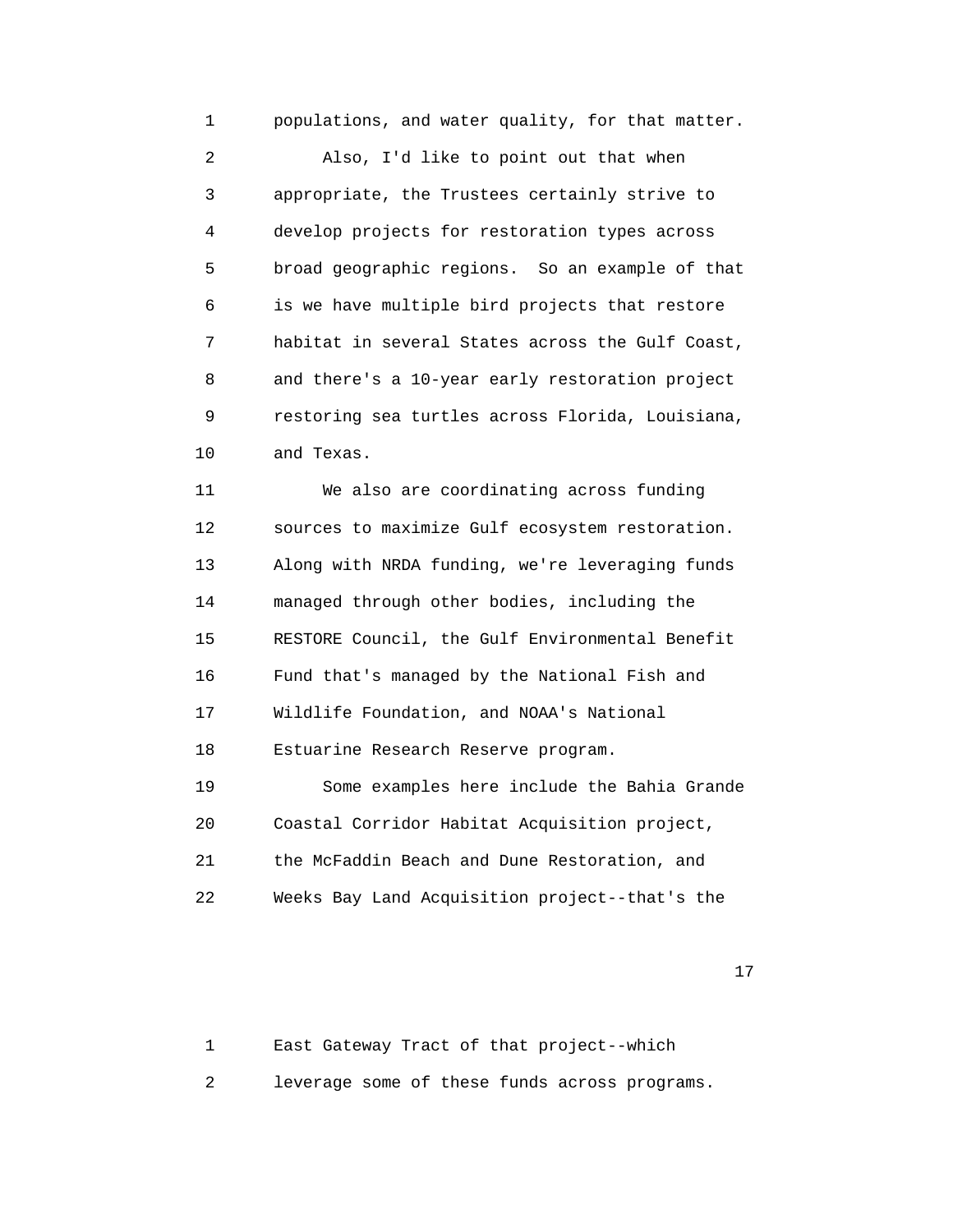populations, and water quality, for that matter.

Also, I'd like to point out that when appropriate, the Trustees certainly strive to develop projects for restoration types across broad geographic regions. So an example of that is we have multiple bird projects that restore habitat in several States across the Gulf Coast, and there's a 10-year early restoration project restoring sea turtles across Florida, Louisiana, and Texas.

We also are coordinating across funding sources to maximize Gulf ecosystem restoration. Along with NRDA funding, we're leveraging funds managed through other bodies, including the RESTORE Council, the Gulf Environmental Benefit Fund that's managed by the National Fish and Wildlife Foundation, and NOAA's National Estuarine Research Reserve program.

Some examples here include the Bahia Grande Coastal Corridor Habitat Acquisition project, the McFaddin Beach and Dune Restoration, and Weeks Bay Land Acquisition project--that's the East Gateway Tract of that project--which leverage some of these funds across programs.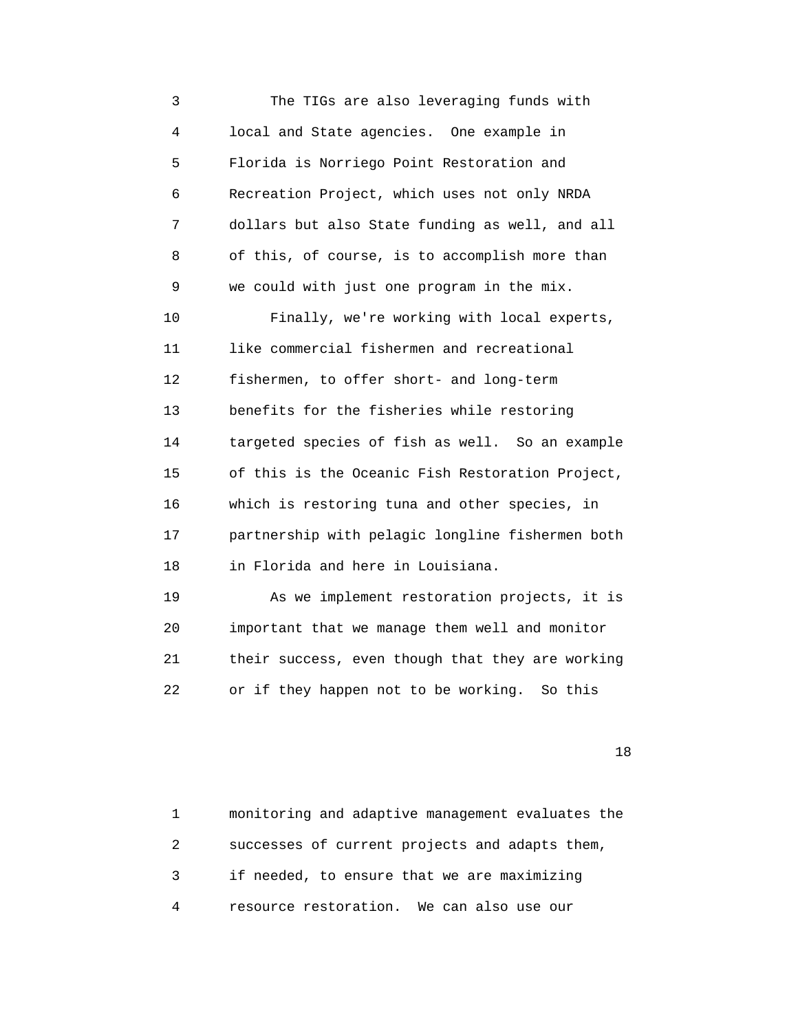The TIGs are also leveraging funds with local and State agencies. One example in Florida is Norriego Point Restoration and Recreation Project, which uses not only NRDA dollars but also State funding as well, and all of this, of course, is to accomplish more than we could with just one program in the mix.

Finally, we're working with local experts, like commercial fishermen and recreational fishermen, to offer short- and long-term benefits for the fisheries while restoring targeted species of fish as well. So an example of this is the Oceanic Fish Restoration Project, which is restoring tuna and other species, in partnership with pelagic longline fishermen both in Florida and here in Louisiana.

As we implement restoration projects, it is important that we manage them well and monitor their success, even though that they are working or if they happen not to be working. So this monitoring and adaptive management evaluates the successes of current projects and adapts them, if needed, to ensure that we are maximizing resource restoration. We can also use our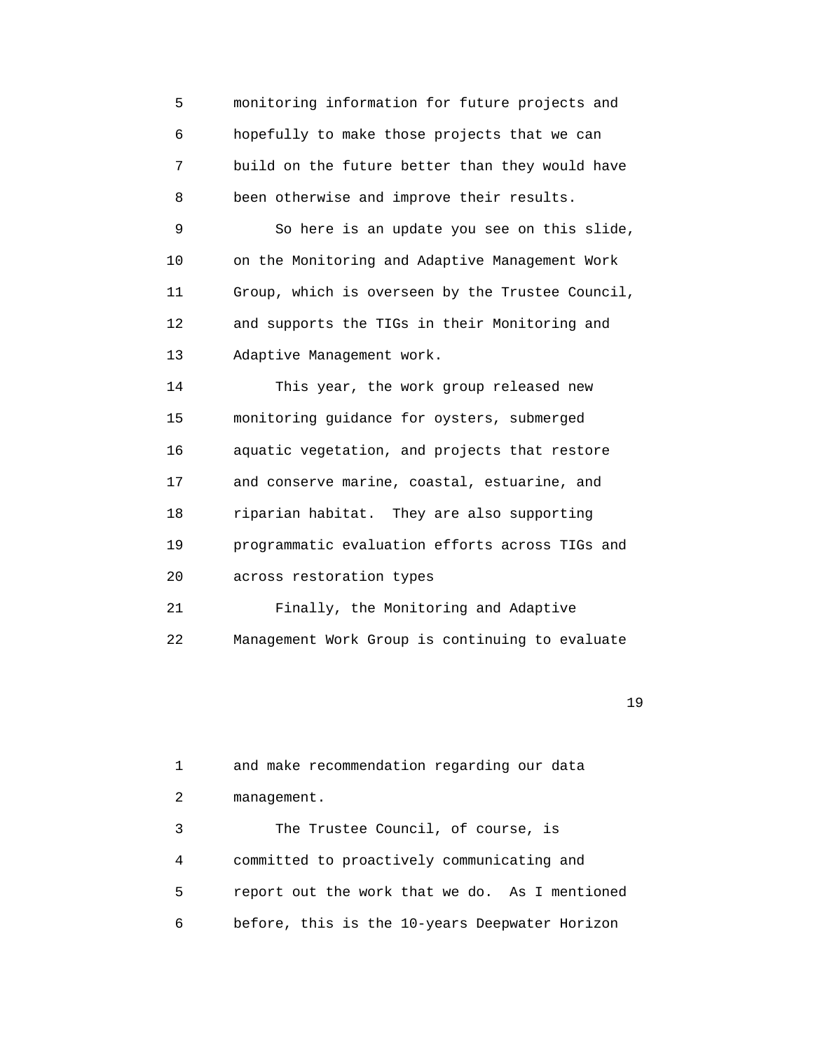monitoring information for future projects and hopefully to make those projects that we can build on the future better than they would have been otherwise and improve their results.

So here is an update you see on this slide, on the Monitoring and Adaptive Management Work Group, which is overseen by the Trustee Council, and supports the TIGs in their Monitoring and Adaptive Management work.

This year, the work group released new monitoring guidance for oysters, submerged aquatic vegetation, and projects that restore and conserve marine, coastal, estuarine, and riparian habitat. They are also supporting programmatic evaluation efforts across TIGs and across restoration types

Finally, the Monitoring and Adaptive Management Work Group is continuing to evaluate and make recommendation regarding our data management.

The Trustee Council, of course, is committed to proactively communicating and report out the work that we do. As I mentioned before, this is the 10-years Deepwater Horizon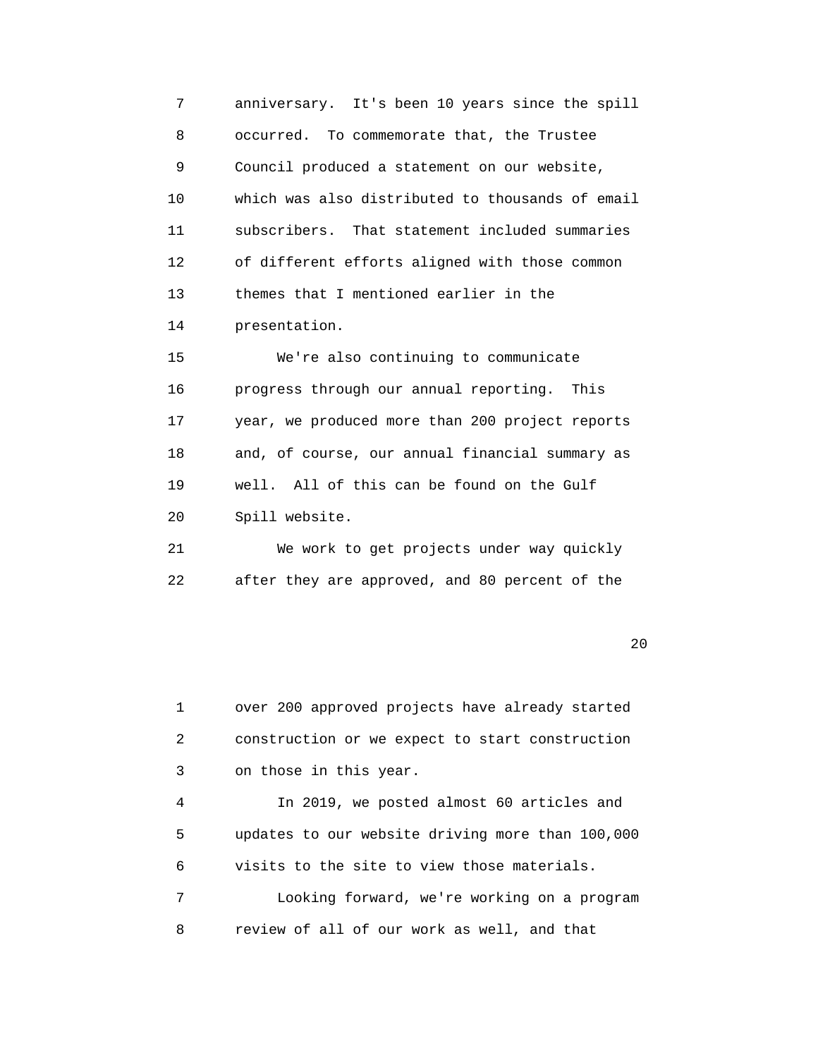anniversary. It's been 10 years since the spill occurred. To commemorate that, the Trustee Council produced a statement on our website, which was also distributed to thousands of email subscribers. That statement included summaries of different efforts aligned with those common themes that I mentioned earlier in the presentation.

We're also continuing to communicate progress through our annual reporting. This year, we produced more than 200 project reports and, of course, our annual financial summary as well. All of this can be found on the Gulf Spill website.

We work to get projects under way quickly after they are approved, and 80 percent of the over 200 approved projects have already started construction or we expect to start construction on those in this year.

In 2019, we posted almost 60 articles and updates to our website driving more than 100,000 visits to the site to view those materials.

Looking forward, we're working on a program review of all of our work as well, and that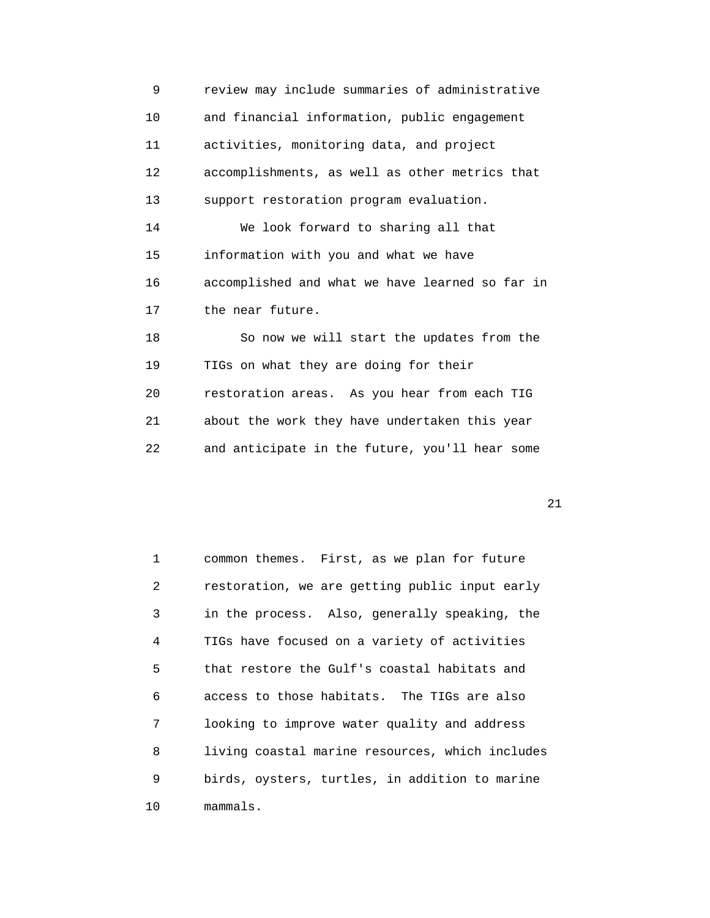review may include summaries of administrative and financial information, public engagement activities, monitoring data, and project accomplishments, as well as other metrics that support restoration program evaluation.

We look forward to sharing all that information with you and what we have accomplished and what we have learned so far in the near future.

So now we will start the updates from the TIGs on what they are doing for their restoration areas. As you hear from each TIG about the work they have undertaken this year and anticipate in the future, you'll hear some common themes. First, as we plan for future restoration, we are getting public input early in the process. Also, generally speaking, the TIGs have focused on a variety of activities that restore the Gulf's coastal habitats and access to those habitats. The TIGs are also looking to improve water quality and address living coastal marine resources, which includes birds, oysters, turtles, in addition to marine mammals.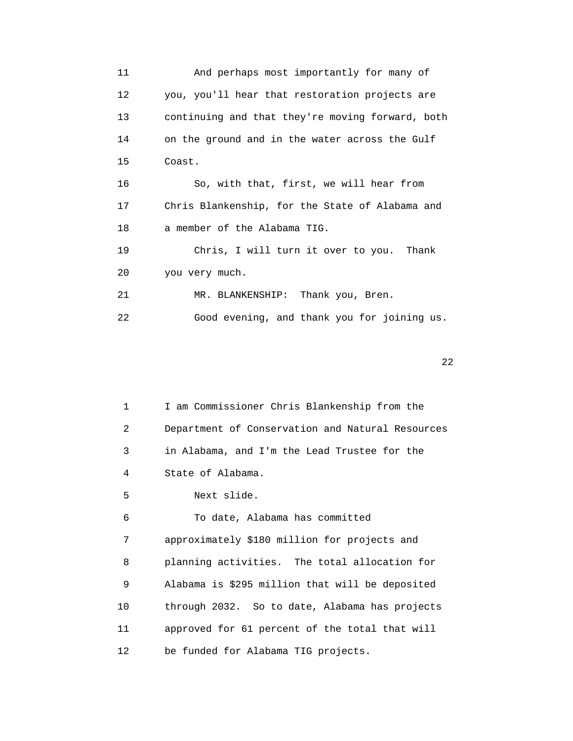And perhaps most importantly for many of you, you'll hear that restoration projects are continuing and that they're moving forward, both on the ground and in the water across the Gulf Coast.

So, with that, first, we will hear from Chris Blankenship, for the State of Alabama and a member of the Alabama TIG.

Chris, I will turn it over to you. Thank you very much.

MR. BLANKENSHIP: Thank you, Bren.

Good evening, and thank you for joining us. I am Commissioner Chris Blankenship from the Department of Conservation and Natural Resources in Alabama, and I'm the Lead Trustee for the State of Alabama.

Next slide.

To date, Alabama has committed approximately $180 million for projects and planning activities. The total allocation for Alabama is $295 million that will be deposited through 2032. So to date, Alabama has projects approved for 61 percent of the total that will be funded for Alabama TIG projects.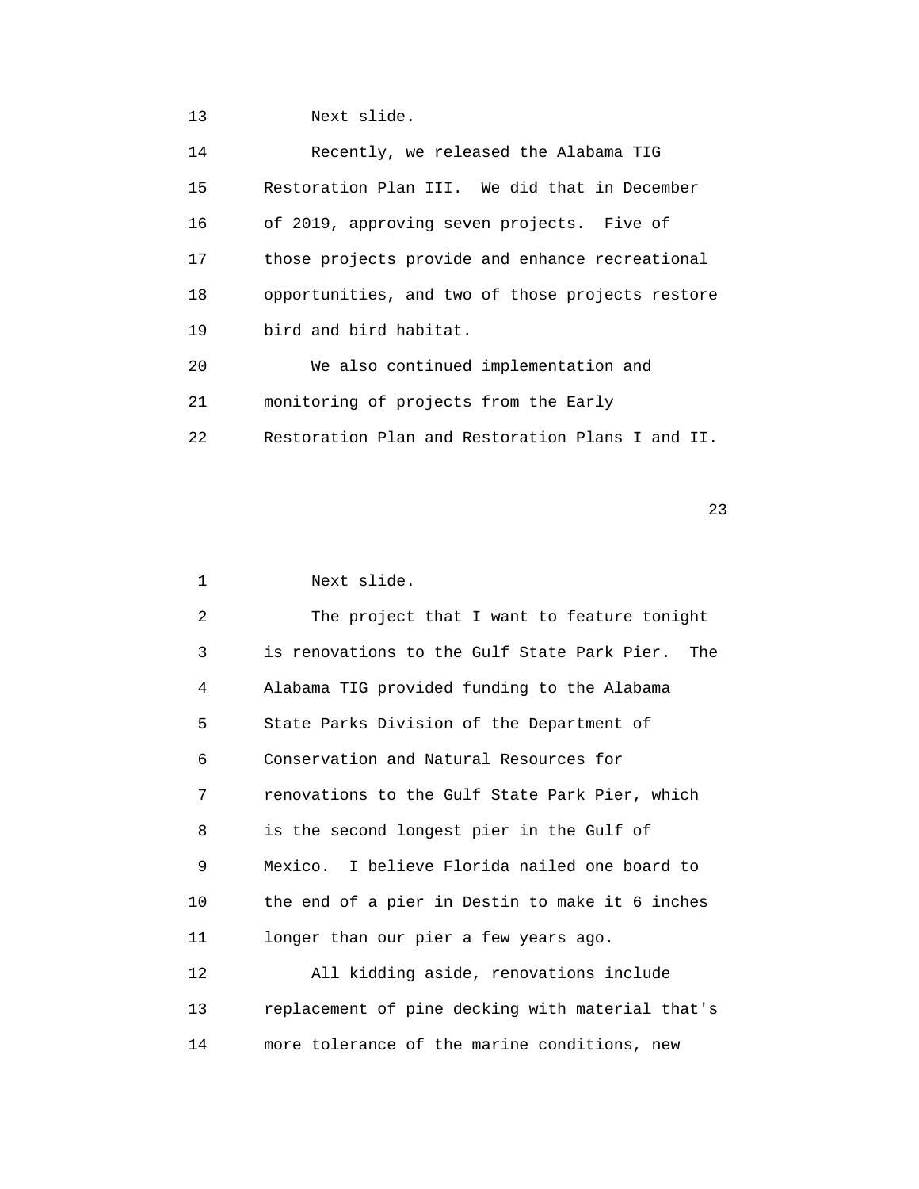Next slide.

Recently, we released the Alabama TIG Restoration Plan III. We did that in December of 2019, approving seven projects. Five of those projects provide and enhance recreational opportunities, and two of those projects restore bird and bird habitat.

We also continued implementation and monitoring of projects from the Early Restoration Plan and Restoration Plans I and II.

Next slide.

The project that I want to feature tonight is renovations to the Gulf State Park Pier. The Alabama TIG provided funding to the Alabama State Parks Division of the Department of Conservation and Natural Resources for renovations to the Gulf State Park Pier, which is the second longest pier in the Gulf of Mexico. I believe Florida nailed one board to the end of a pier in Destin to make it 6 inches longer than our pier a few years ago.

All kidding aside, renovations include replacement of pine decking with material that's more tolerance of the marine conditions, new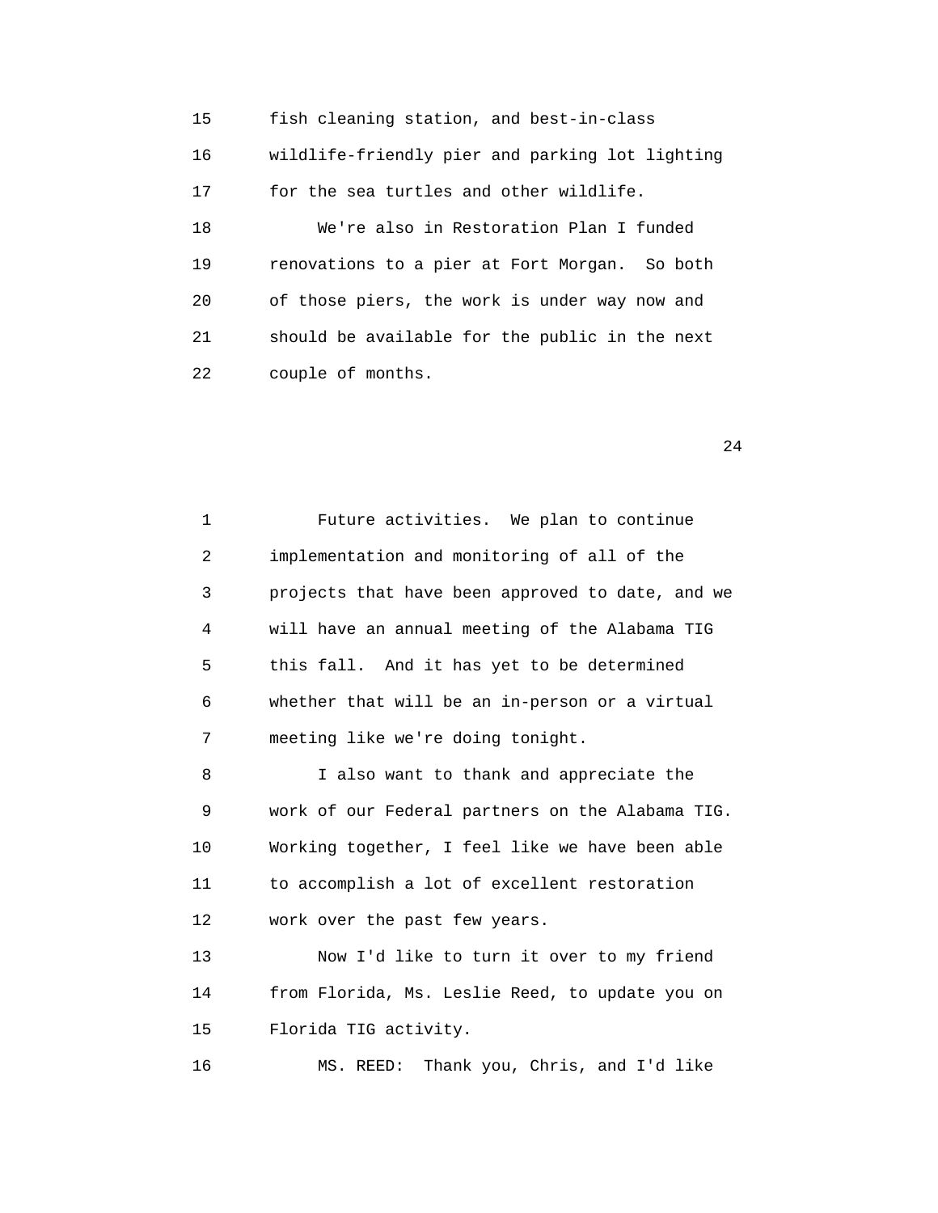fish cleaning station, and best-in-class wildlife-friendly pier and parking lot lighting for the sea turtles and other wildlife.

We're also in Restoration Plan I funded renovations to a pier at Fort Morgan. So both of those piers, the work is under way now and should be available for the public in the next couple of months.

Future activities. We plan to continue implementation and monitoring of all of the projects that have been approved to date, and we will have an annual meeting of the Alabama TIG this fall. And it has yet to be determined whether that will be an in-person or a virtual meeting like we're doing tonight.

I also want to thank and appreciate the work of our Federal partners on the Alabama TIG. Working together, I feel like we have been able to accomplish a lot of excellent restoration work over the past few years.

Now I'd like to turn it over to my friend from Florida, Ms. Leslie Reed, to update you on Florida TIG activity.

MS. REED: Thank you, Chris, and I'd like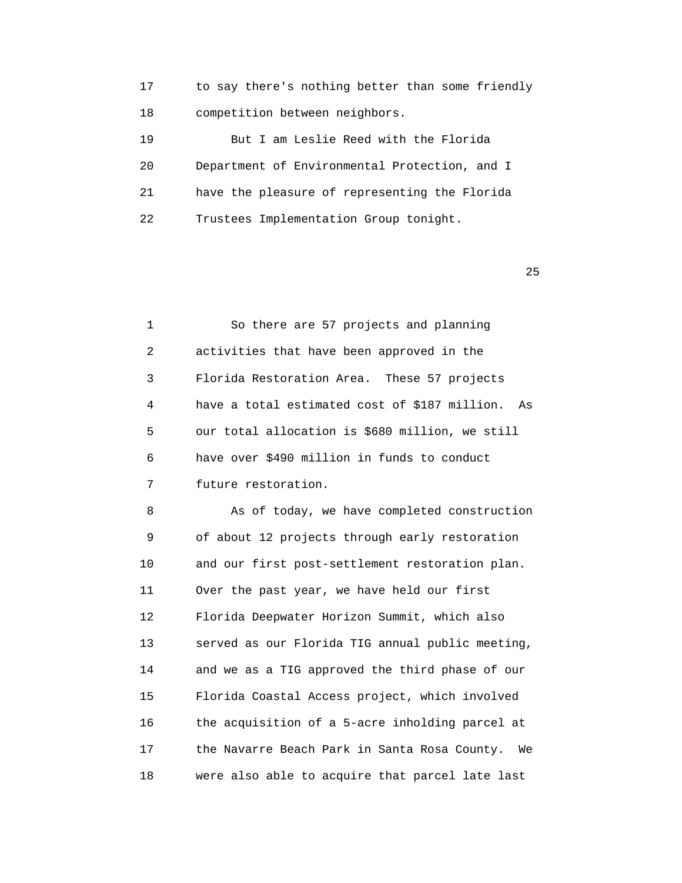17 to say there's nothing better than some friendly
18 competition between neighbors.
19 But I am Leslie Reed with the Florida
20 Department of Environmental Protection, and I
21 have the pleasure of representing the Florida
22 Trustees Implementation Group tonight.

1 So there are 57 projects and planning
2 activities that have been approved in the
3 Florida Restoration Area. These 57 projects
4 have a total estimated cost of $187 million. As
5 our total allocation is $680 million, we still
6 have over $490 million in funds to conduct
7 future restoration.
8 As of today, we have completed construction
9 of about 12 projects through early restoration
10 and our first post-settlement restoration plan.
11 Over the past year, we have held our first
12 Florida Deepwater Horizon Summit, which also
13 served as our Florida TIG annual public meeting,
14 and we as a TIG approved the third phase of our
15 Florida Coastal Access project, which involved
16 the acquisition of a 5-acre inholding parcel at
17 the Navarre Beach Park in Santa Rosa County. We
18 were also able to acquire that parcel late last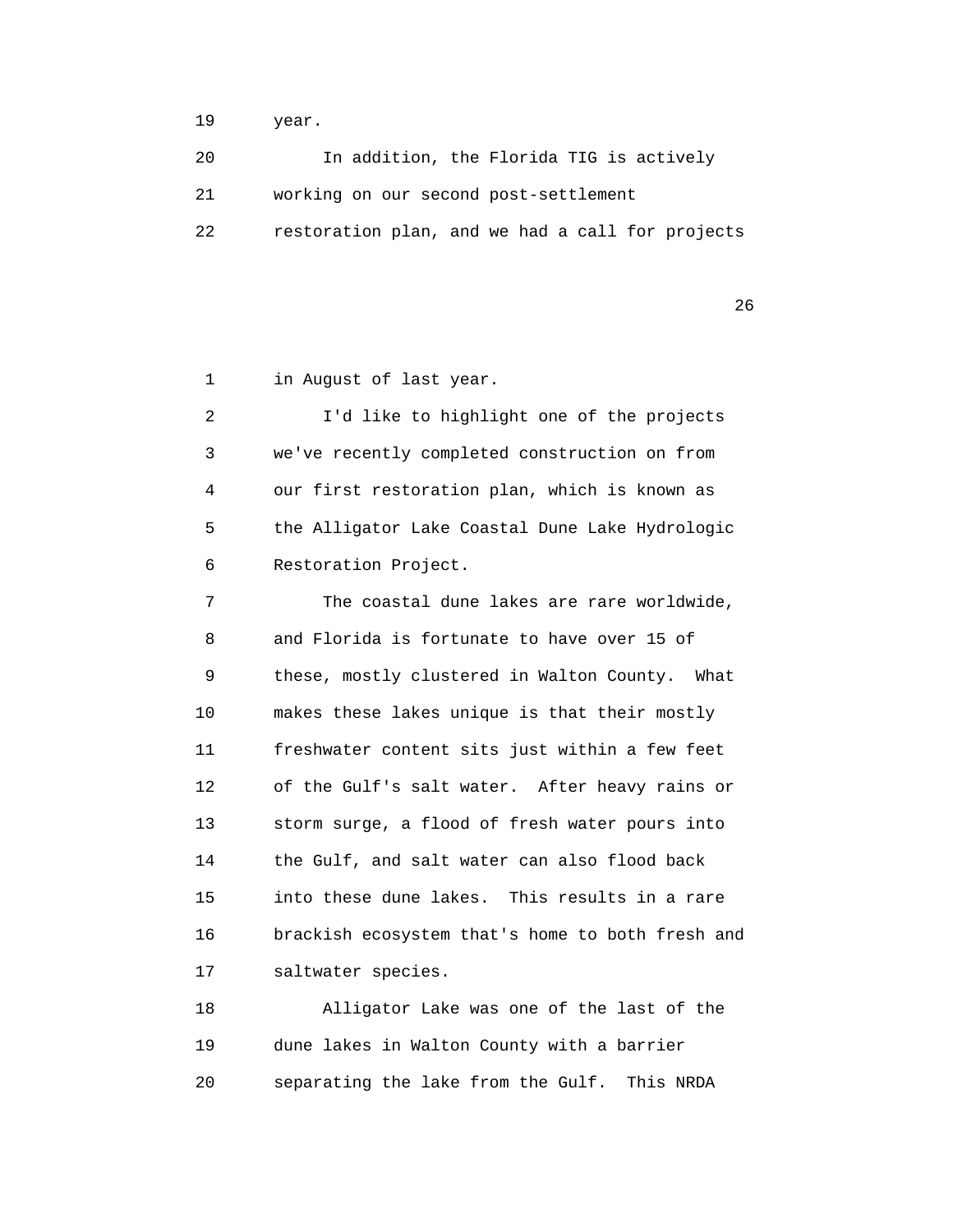year.

In addition, the Florida TIG is actively working on our second post-settlement restoration plan, and we had a call for projects

in August of last year.

I'd like to highlight one of the projects we've recently completed construction on from our first restoration plan, which is known as the Alligator Lake Coastal Dune Lake Hydrologic Restoration Project.

The coastal dune lakes are rare worldwide, and Florida is fortunate to have over 15 of these, mostly clustered in Walton County. What makes these lakes unique is that their mostly freshwater content sits just within a few feet of the Gulf's salt water. After heavy rains or storm surge, a flood of fresh water pours into the Gulf, and salt water can also flood back into these dune lakes. This results in a rare brackish ecosystem that's home to both fresh and saltwater species.

Alligator Lake was one of the last of the dune lakes in Walton County with a barrier separating the lake from the Gulf. This NRDA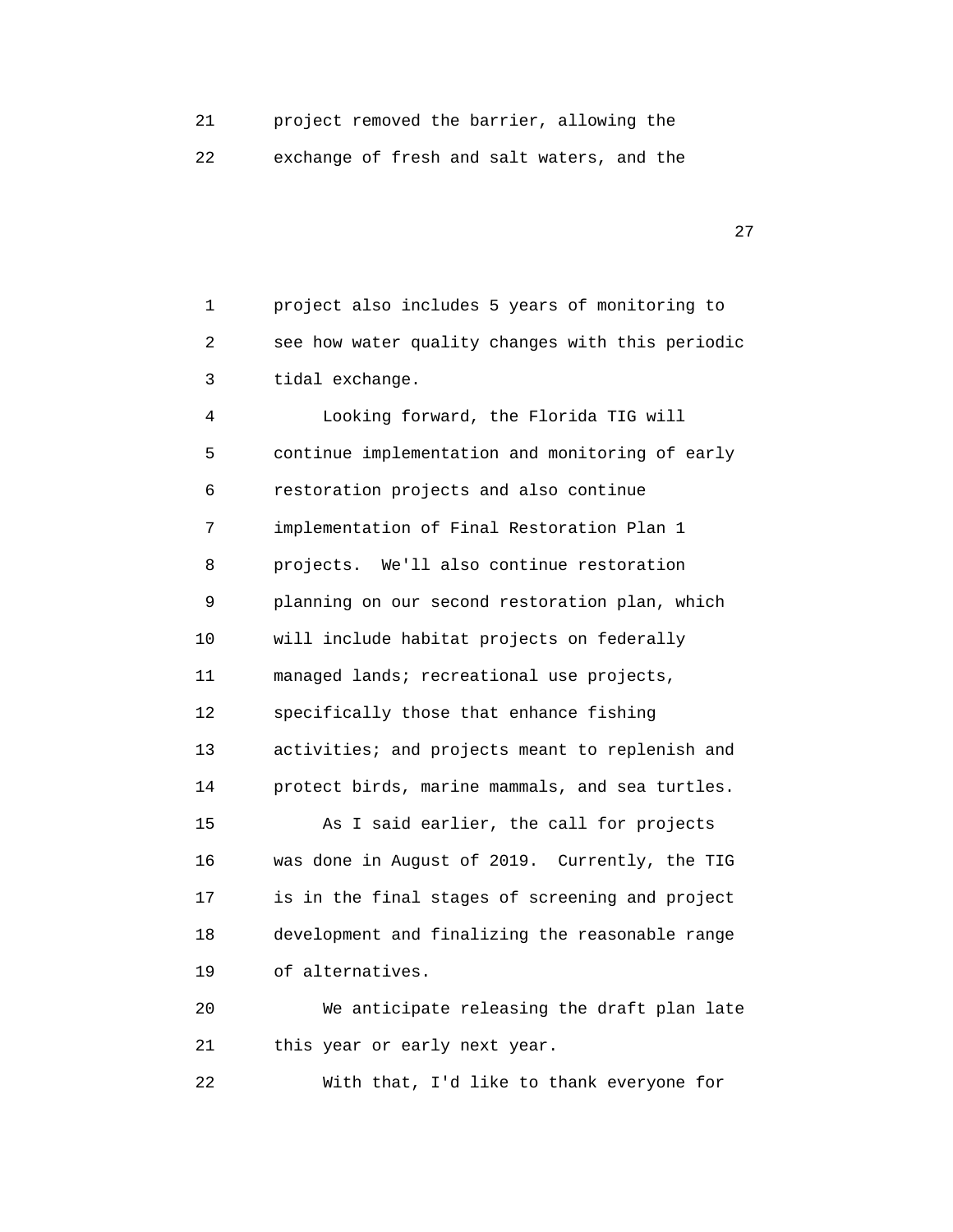project removed the barrier, allowing the exchange of fresh and salt waters, and the project also includes 5 years of monitoring to see how water quality changes with this periodic tidal exchange.

Looking forward, the Florida TIG will continue implementation and monitoring of early restoration projects and also continue implementation of Final Restoration Plan 1 projects. We'll also continue restoration planning on our second restoration plan, which will include habitat projects on federally managed lands; recreational use projects, specifically those that enhance fishing activities; and projects meant to replenish and protect birds, marine mammals, and sea turtles.

As I said earlier, the call for projects was done in August of 2019. Currently, the TIG is in the final stages of screening and project development and finalizing the reasonable range of alternatives.

We anticipate releasing the draft plan late this year or early next year.

With that, I'd like to thank everyone for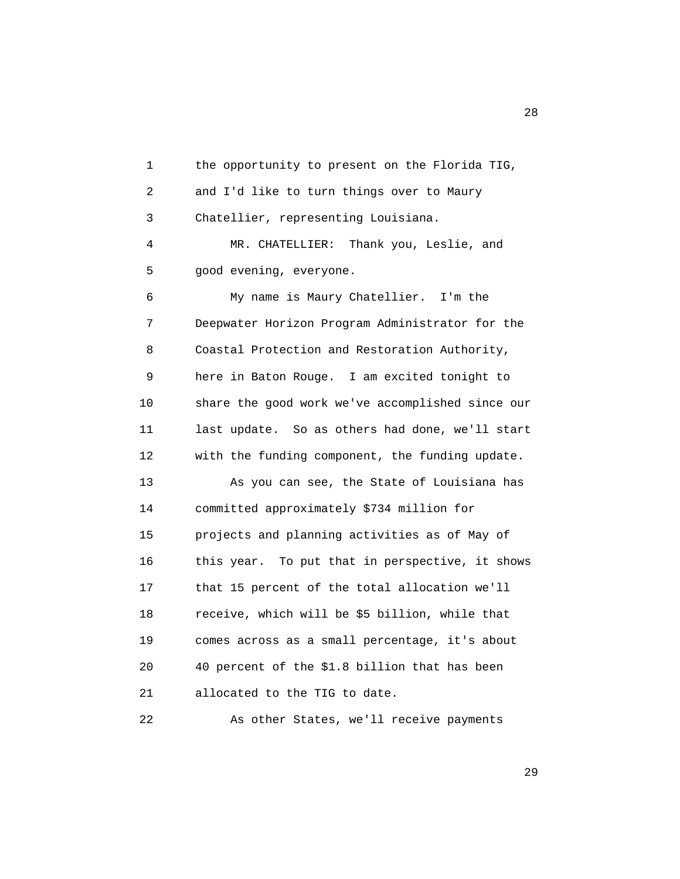the opportunity to present on the Florida TIG, and I'd like to turn things over to Maury Chatellier, representing Louisiana.

MR. CHATELLIER: Thank you, Leslie, and good evening, everyone.

My name is Maury Chatellier. I'm the Deepwater Horizon Program Administrator for the Coastal Protection and Restoration Authority, here in Baton Rouge. I am excited tonight to share the good work we've accomplished since our last update. So as others had done, we'll start with the funding component, the funding update.

As you can see, the State of Louisiana has committed approximately $734 million for projects and planning activities as of May of this year. To put that in perspective, it shows that 15 percent of the total allocation we'll receive, which will be $5 billion, while that comes across as a small percentage, it's about 40 percent of the $1.8 billion that has been allocated to the TIG to date.

As other States, we'll receive payments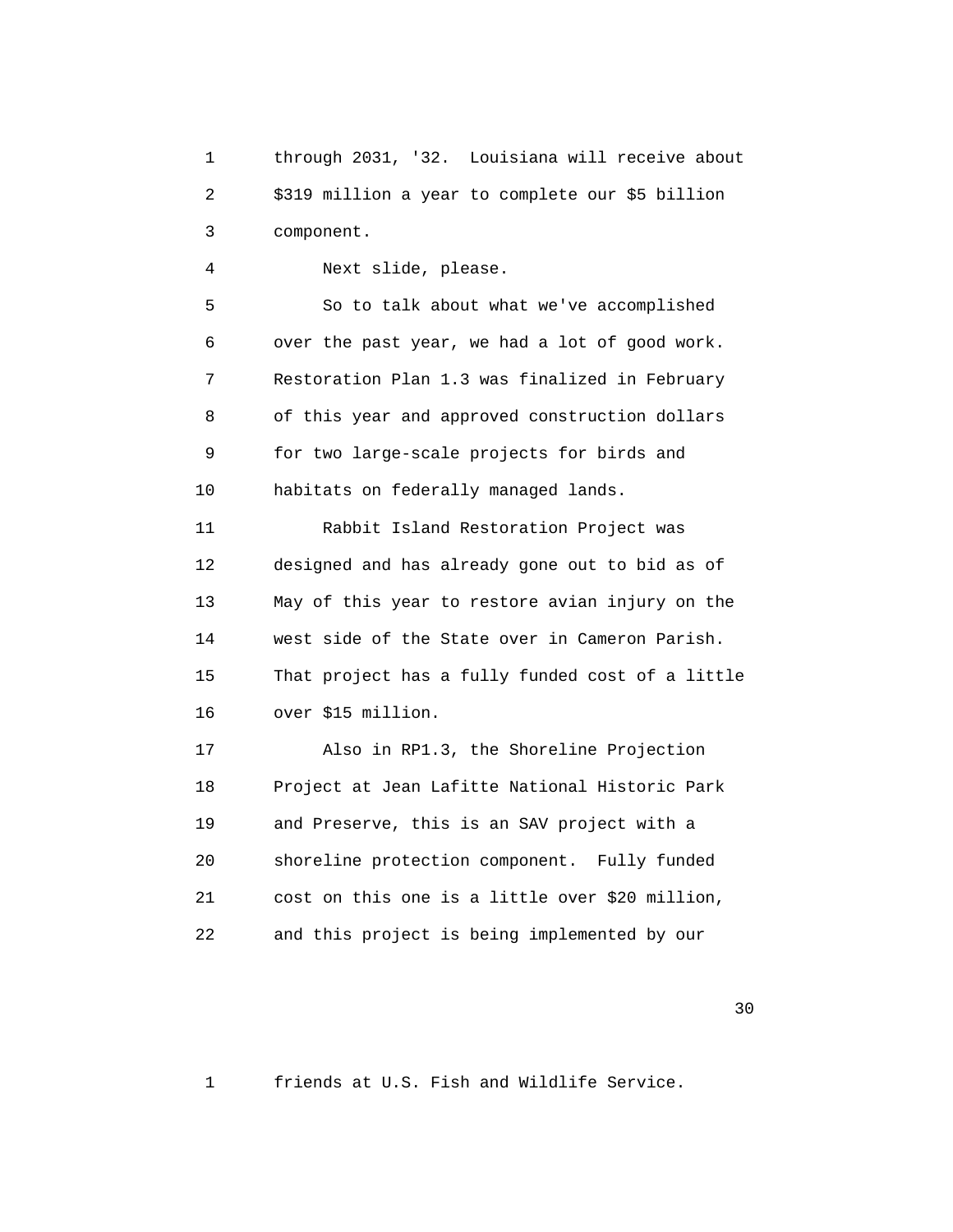through 2031, '32. Louisiana will receive about $319 million a year to complete our $5 billion component.

Next slide, please.

So to talk about what we've accomplished over the past year, we had a lot of good work. Restoration Plan 1.3 was finalized in February of this year and approved construction dollars for two large-scale projects for birds and habitats on federally managed lands.

Rabbit Island Restoration Project was designed and has already gone out to bid as of May of this year to restore avian injury on the west side of the State over in Cameron Parish. That project has a fully funded cost of a little over $15 million.

Also in RP1.3, the Shoreline Projection Project at Jean Lafitte National Historic Park and Preserve, this is an SAV project with a shoreline protection component. Fully funded cost on this one is a little over $20 million, and this project is being implemented by our friends at U.S. Fish and Wildlife Service.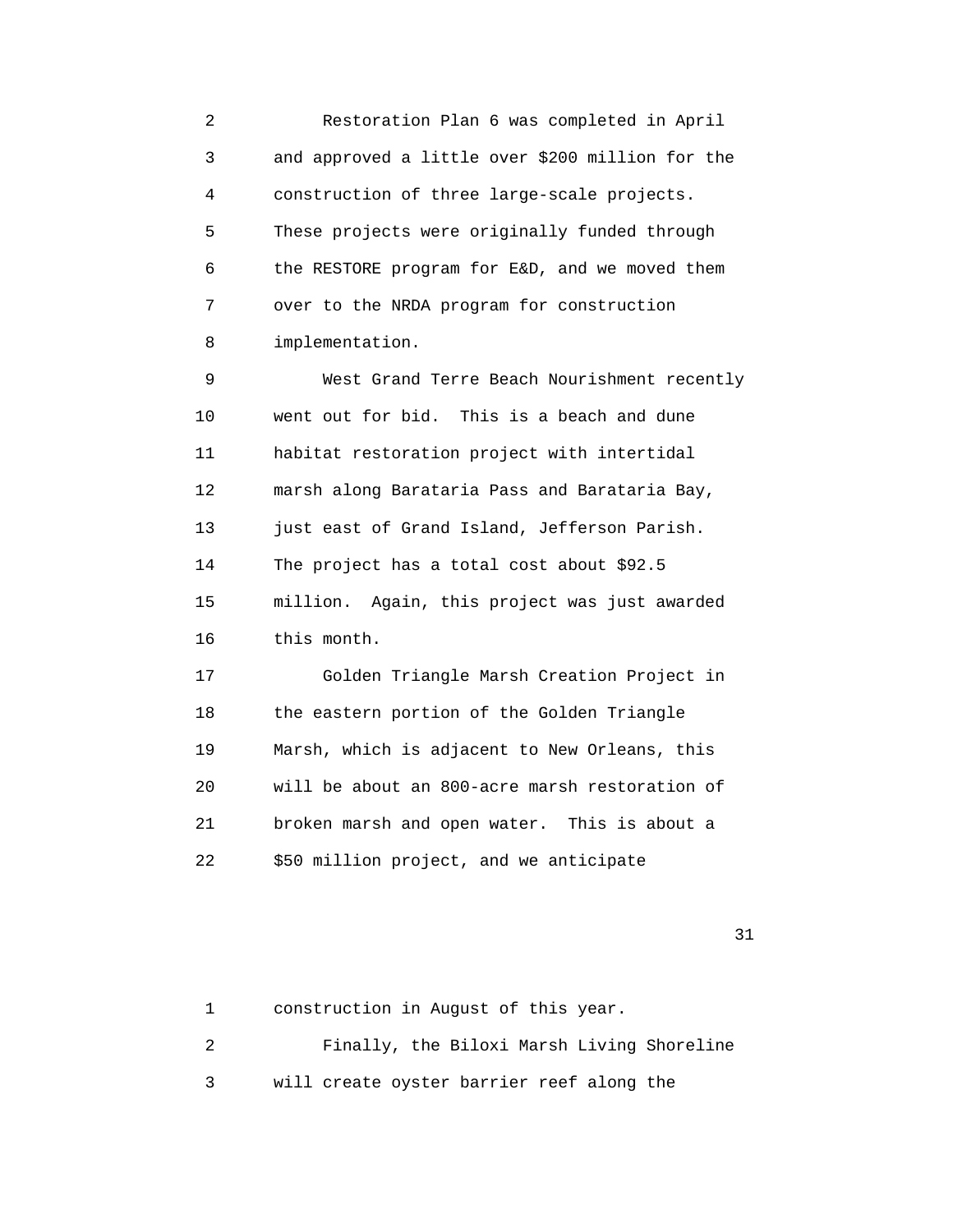Restoration Plan 6 was completed in April and approved a little over $200 million for the construction of three large-scale projects. These projects were originally funded through the RESTORE program for E&D, and we moved them over to the NRDA program for construction implementation.

West Grand Terre Beach Nourishment recently went out for bid. This is a beach and dune habitat restoration project with intertidal marsh along Barataria Pass and Barataria Bay, just east of Grand Island, Jefferson Parish. The project has a total cost about $92.5 million. Again, this project was just awarded this month.

Golden Triangle Marsh Creation Project in the eastern portion of the Golden Triangle Marsh, which is adjacent to New Orleans, this will be about an 800-acre marsh restoration of broken marsh and open water. This is about a $50 million project, and we anticipate construction in August of this year.

Finally, the Biloxi Marsh Living Shoreline will create oyster barrier reef along the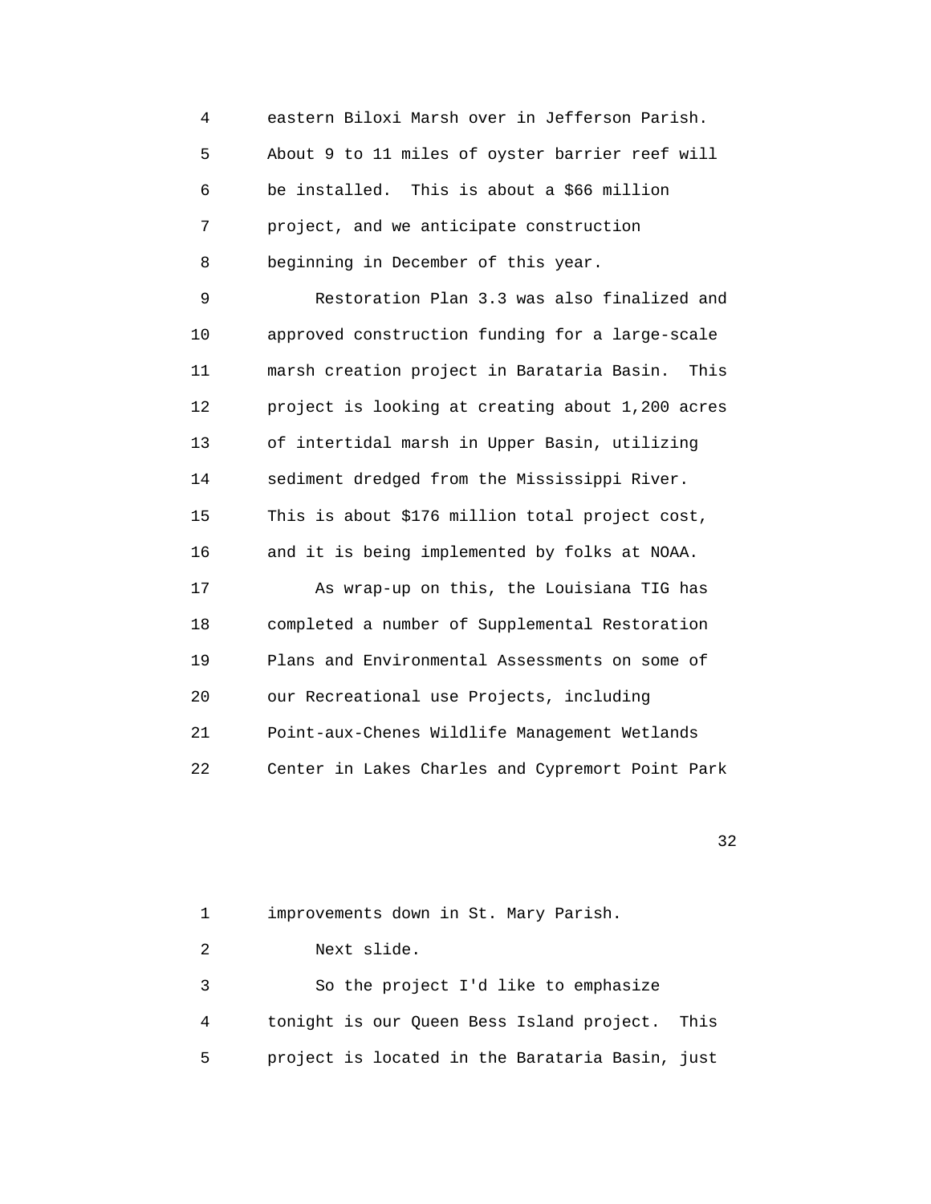eastern Biloxi Marsh over in Jefferson Parish. About 9 to 11 miles of oyster barrier reef will be installed. This is about a $66 million project, and we anticipate construction beginning in December of this year.

Restoration Plan 3.3 was also finalized and approved construction funding for a large-scale marsh creation project in Barataria Basin. This project is looking at creating about 1,200 acres of intertidal marsh in Upper Basin, utilizing sediment dredged from the Mississippi River. This is about $176 million total project cost, and it is being implemented by folks at NOAA.

As wrap-up on this, the Louisiana TIG has completed a number of Supplemental Restoration Plans and Environmental Assessments on some of our Recreational use Projects, including Point-aux-Chenes Wildlife Management Wetlands Center in Lakes Charles and Cypremort Point Park improvements down in St. Mary Parish.

Next slide.

So the project I'd like to emphasize tonight is our Queen Bess Island project. This project is located in the Barataria Basin, just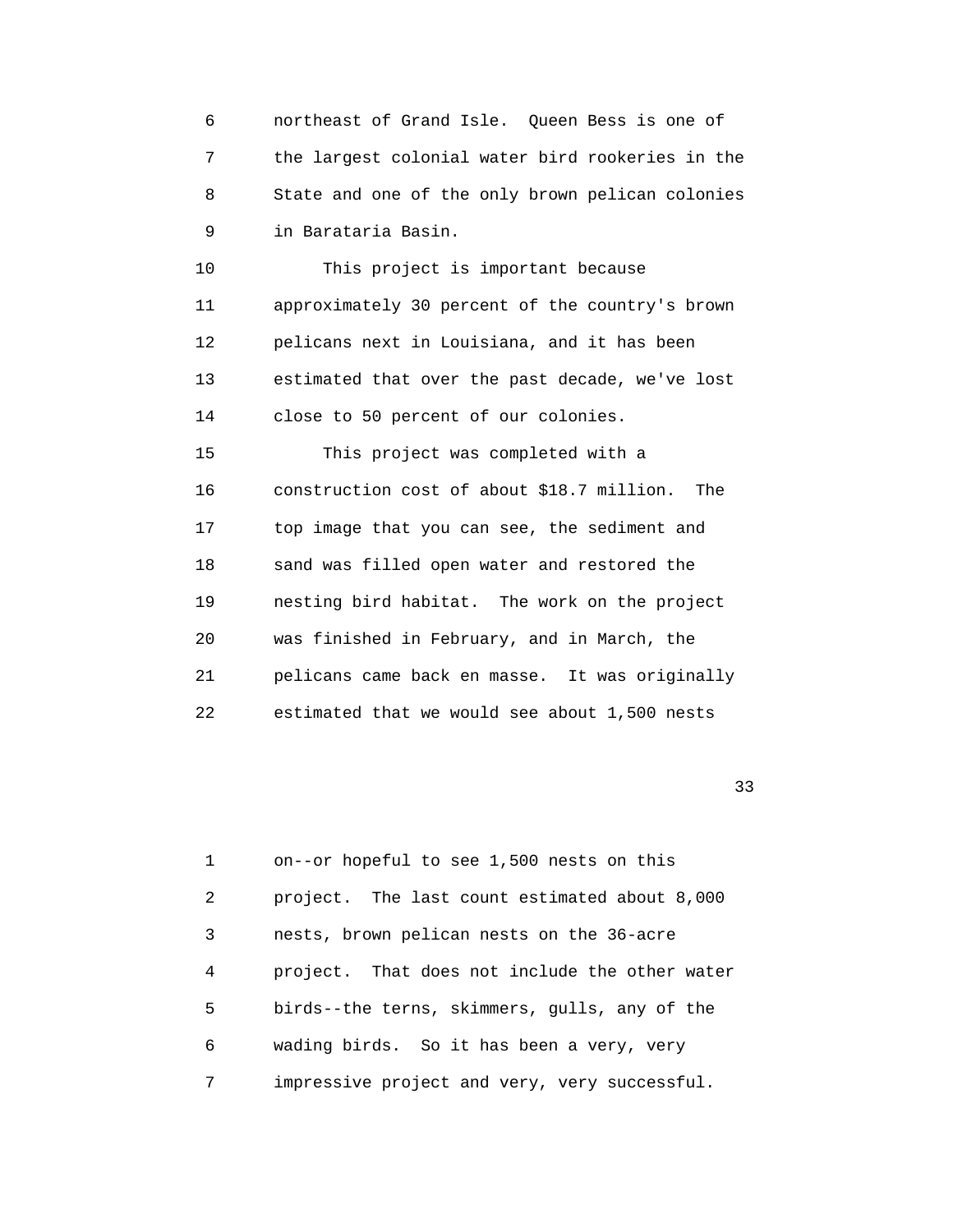northeast of Grand Isle. Queen Bess is one of the largest colonial water bird rookeries in the State and one of the only brown pelican colonies in Barataria Basin.

This project is important because approximately 30 percent of the country's brown pelicans next in Louisiana, and it has been estimated that over the past decade, we've lost close to 50 percent of our colonies.

This project was completed with a construction cost of about $18.7 million. The top image that you can see, the sediment and sand was filled open water and restored the nesting bird habitat. The work on the project was finished in February, and in March, the pelicans came back en masse. It was originally estimated that we would see about 1,500 nests on--or hopeful to see 1,500 nests on this project. The last count estimated about 8,000 nests, brown pelican nests on the 36-acre project. That does not include the other water birds--the terns, skimmers, gulls, any of the wading birds. So it has been a very, very impressive project and very, very successful.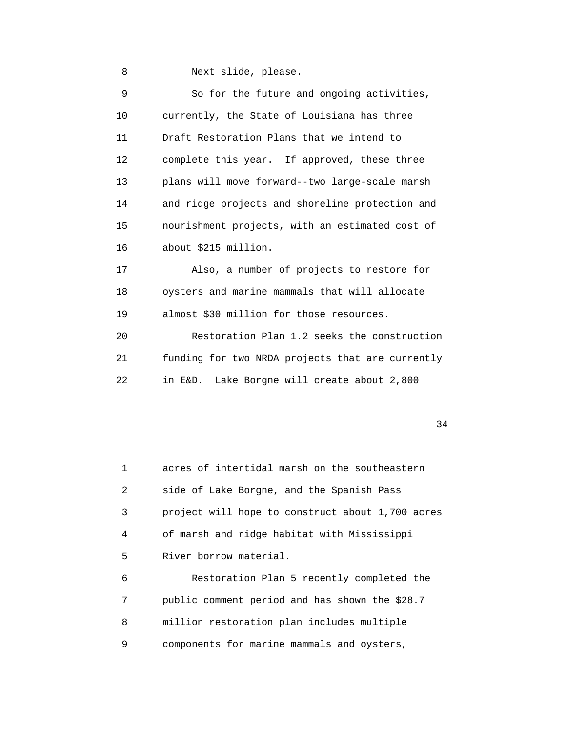Next slide, please.

So for the future and ongoing activities, currently, the State of Louisiana has three Draft Restoration Plans that we intend to complete this year. If approved, these three plans will move forward--two large-scale marsh and ridge projects and shoreline protection and nourishment projects, with an estimated cost of about $215 million.

Also, a number of projects to restore for oysters and marine mammals that will allocate almost $30 million for those resources.

Restoration Plan 1.2 seeks the construction funding for two NRDA projects that are currently in E&D. Lake Borgne will create about 2,800 acres of intertidal marsh on the southeastern side of Lake Borgne, and the Spanish Pass project will hope to construct about 1,700 acres of marsh and ridge habitat with Mississippi River borrow material.

Restoration Plan 5 recently completed the public comment period and has shown the $28.7 million restoration plan includes multiple components for marine mammals and oysters,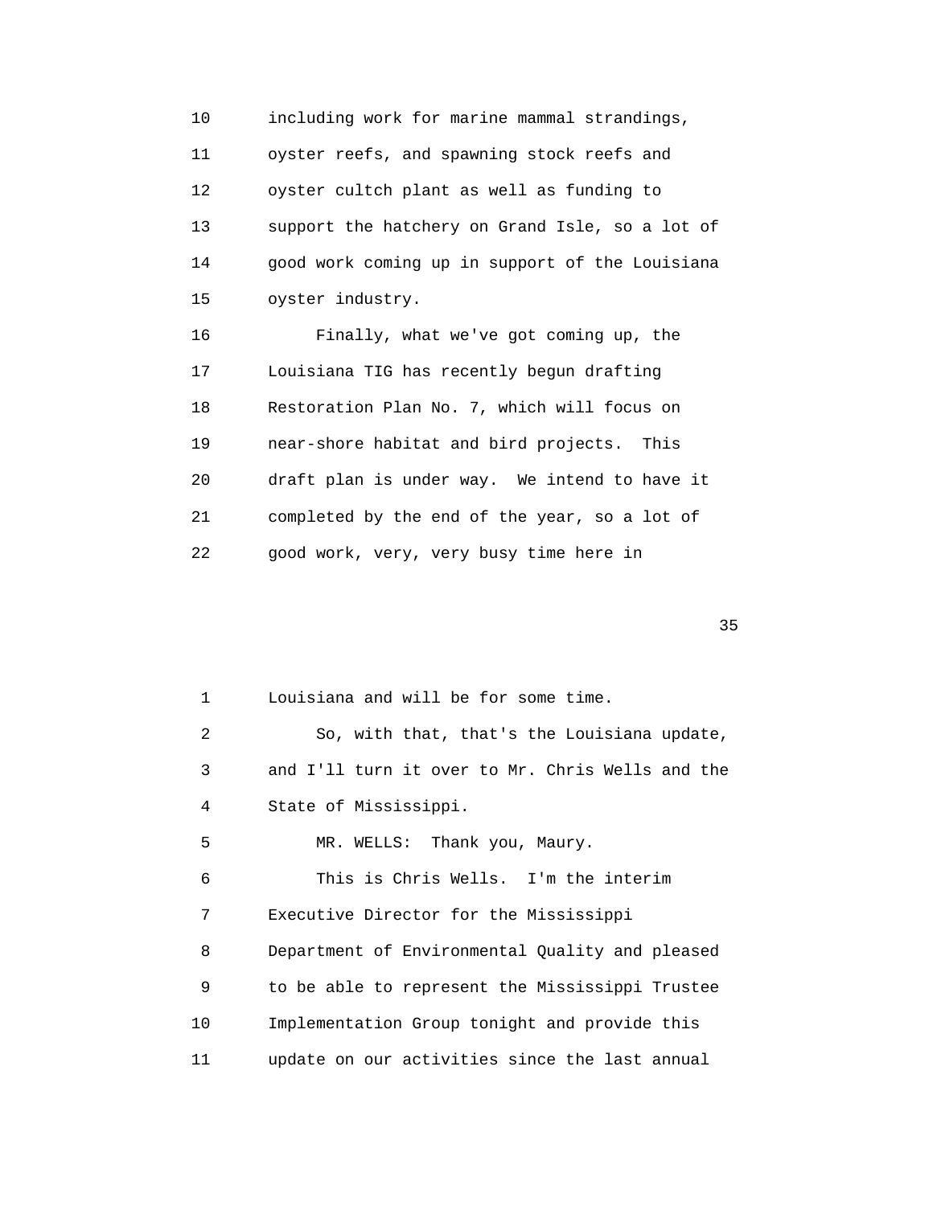including work for marine mammal strandings, oyster reefs, and spawning stock reefs and oyster cultch plant as well as funding to support the hatchery on Grand Isle, so a lot of good work coming up in support of the Louisiana oyster industry.

Finally, what we've got coming up, the Louisiana TIG has recently begun drafting Restoration Plan No. 7, which will focus on near-shore habitat and bird projects. This draft plan is under way. We intend to have it completed by the end of the year, so a lot of good work, very, very busy time here in Louisiana and will be for some time.

So, with that, that's the Louisiana update, and I'll turn it over to Mr. Chris Wells and the State of Mississippi.

MR. WELLS: Thank you, Maury.

This is Chris Wells. I'm the interim Executive Director for the Mississippi Department of Environmental Quality and pleased to be able to represent the Mississippi Trustee Implementation Group tonight and provide this update on our activities since the last annual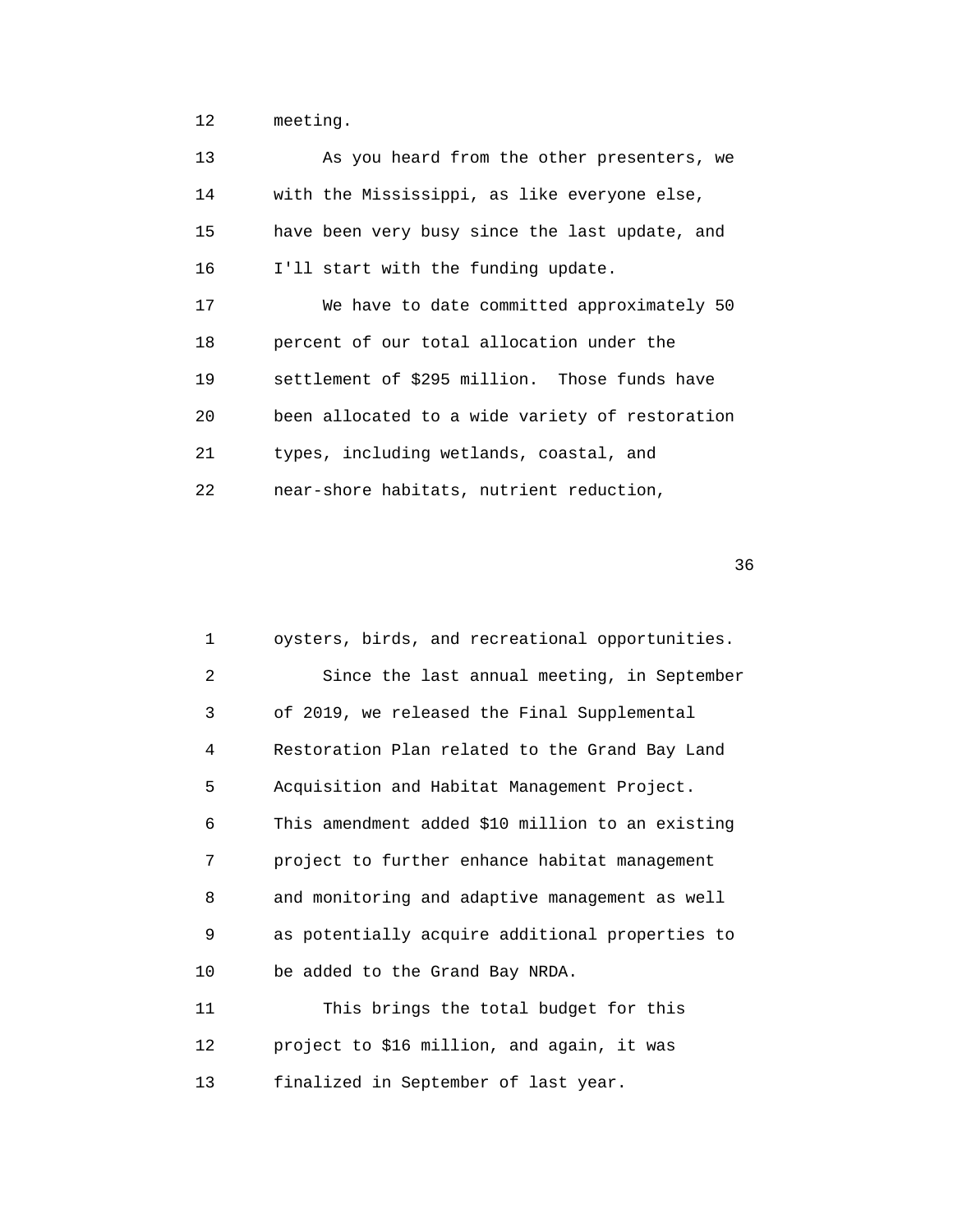meeting.

As you heard from the other presenters, we with the Mississippi, as like everyone else, have been very busy since the last update, and I'll start with the funding update.

We have to date committed approximately 50 percent of our total allocation under the settlement of $295 million. Those funds have been allocated to a wide variety of restoration types, including wetlands, coastal, and near-shore habitats, nutrient reduction, oysters, birds, and recreational opportunities.

Since the last annual meeting, in September of 2019, we released the Final Supplemental Restoration Plan related to the Grand Bay Land Acquisition and Habitat Management Project. This amendment added $10 million to an existing project to further enhance habitat management and monitoring and adaptive management as well as potentially acquire additional properties to be added to the Grand Bay NRDA.

This brings the total budget for this project to $16 million, and again, it was finalized in September of last year.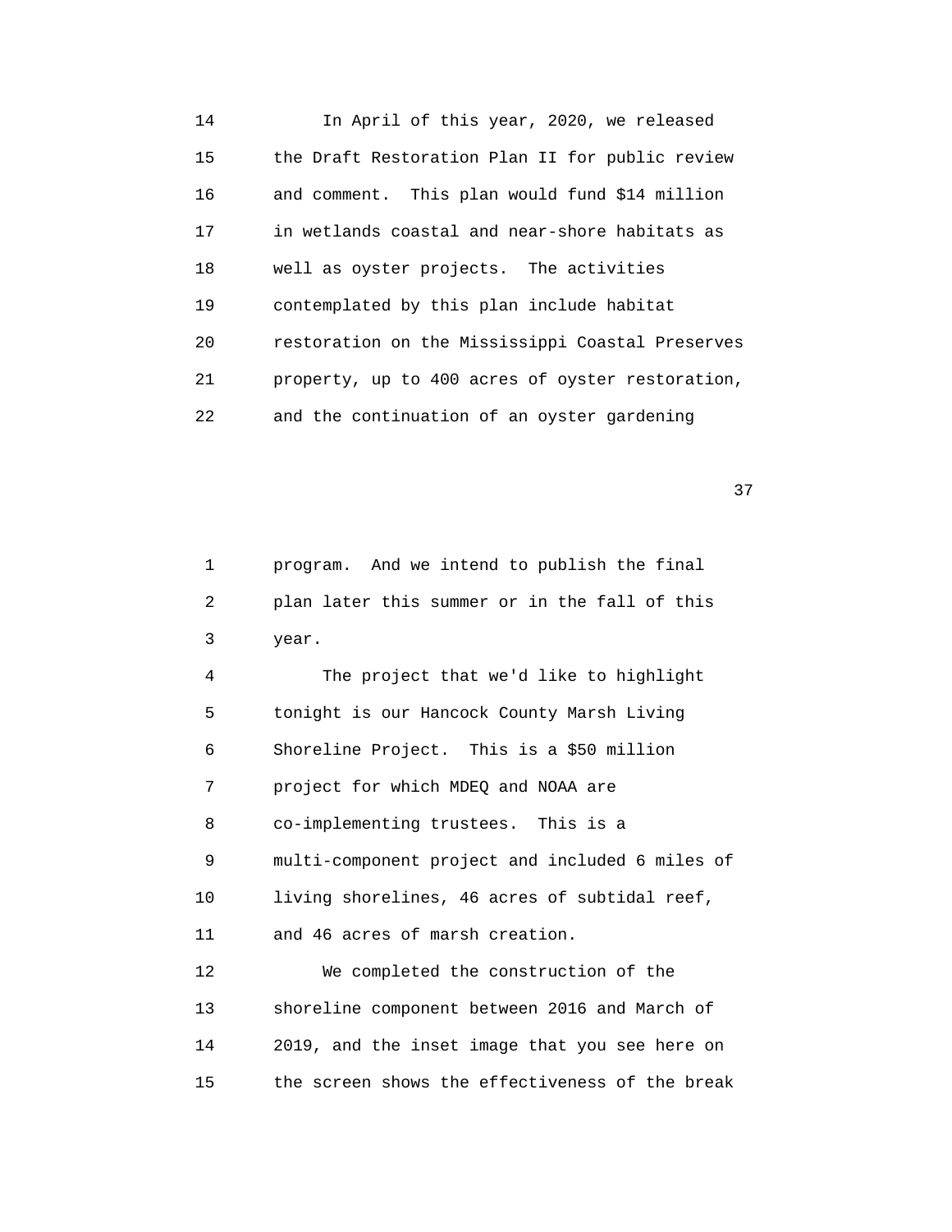In April of this year, 2020, we released the Draft Restoration Plan II for public review and comment. This plan would fund $14 million in wetlands coastal and near-shore habitats as well as oyster projects. The activities contemplated by this plan include habitat restoration on the Mississippi Coastal Preserves property, up to 400 acres of oyster restoration, and the continuation of an oyster gardening program. And we intend to publish the final plan later this summer or in the fall of this year.

The project that we'd like to highlight tonight is our Hancock County Marsh Living Shoreline Project. This is a $50 million project for which MDEQ and NOAA are co-implementing trustees. This is a multi-component project and included 6 miles of living shorelines, 46 acres of subtidal reef, and 46 acres of marsh creation.

We completed the construction of the shoreline component between 2016 and March of 2019, and the inset image that you see here on the screen shows the effectiveness of the break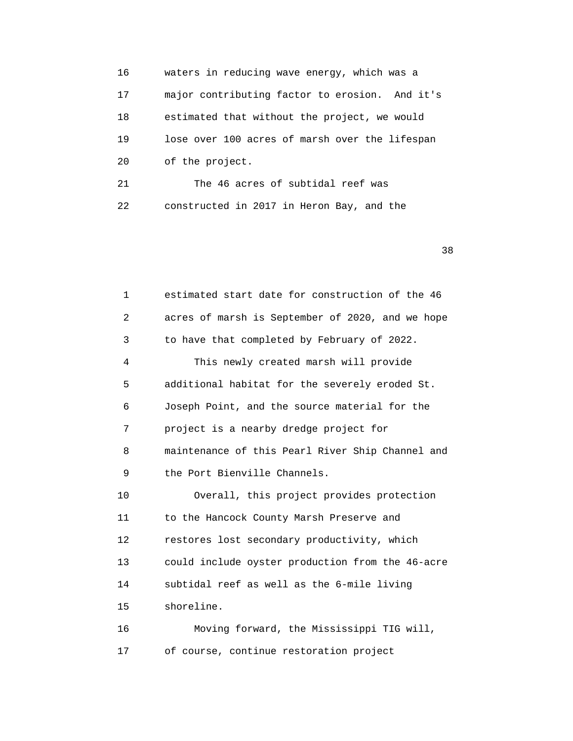16 waters in reducing wave energy, which was a
17 major contributing factor to erosion. And it's
18 estimated that without the project, we would
19 lose over 100 acres of marsh over the lifespan
20 of the project.
21 The 46 acres of subtidal reef was
22 constructed in 2017 in Heron Bay, and the

1 estimated start date for construction of the 46
2 acres of marsh is September of 2020, and we hope
3 to have that completed by February of 2022.
4 This newly created marsh will provide
5 additional habitat for the severely eroded St.
6 Joseph Point, and the source material for the
7 project is a nearby dredge project for
8 maintenance of this Pearl River Ship Channel and
9 the Port Bienville Channels.
10 Overall, this project provides protection
11 to the Hancock County Marsh Preserve and
12 restores lost secondary productivity, which
13 could include oyster production from the 46-acre
14 subtidal reef as well as the 6-mile living
15 shoreline.
16 Moving forward, the Mississippi TIG will,
17 of course, continue restoration project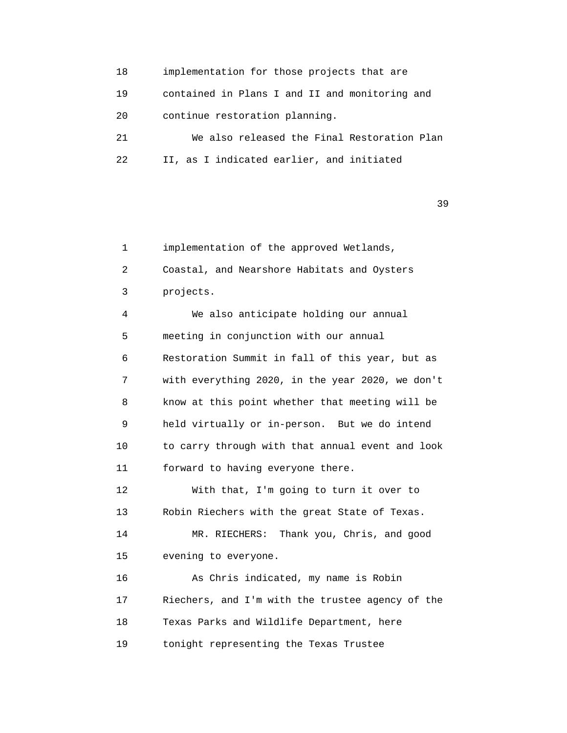18 implementation for those projects that are
19 contained in Plans I and II and monitoring and
20 continue restoration planning.
21 We also released the Final Restoration Plan
22 II, as I indicated earlier, and initiated

1 implementation of the approved Wetlands,
2 Coastal, and Nearshore Habitats and Oysters
3 projects.
4 We also anticipate holding our annual
5 meeting in conjunction with our annual
6 Restoration Summit in fall of this year, but as
7 with everything 2020, in the year 2020, we don't
8 know at this point whether that meeting will be
9 held virtually or in-person. But we do intend
10 to carry through with that annual event and look
11 forward to having everyone there.
12 With that, I'm going to turn it over to
13 Robin Riechers with the great State of Texas.
14 MR. RIECHERS: Thank you, Chris, and good
15 evening to everyone.
16 As Chris indicated, my name is Robin
17 Riechers, and I'm with the trustee agency of the
18 Texas Parks and Wildlife Department, here
19 tonight representing the Texas Trustee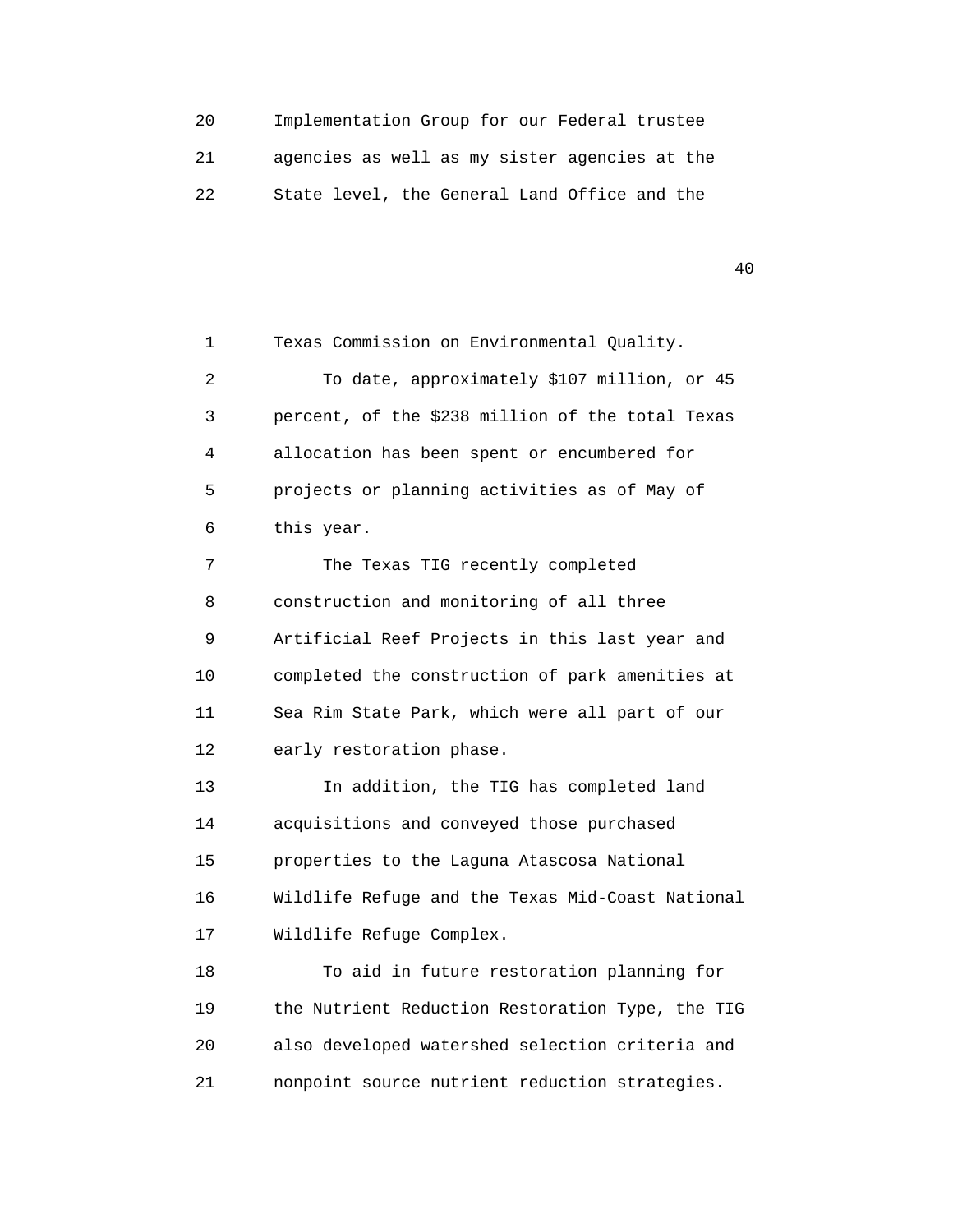Implementation Group for our Federal trustee agencies as well as my sister agencies at the State level, the General Land Office and the Texas Commission on Environmental Quality.

To date, approximately $107 million, or 45 percent, of the $238 million of the total Texas allocation has been spent or encumbered for projects or planning activities as of May of this year.

The Texas TIG recently completed construction and monitoring of all three Artificial Reef Projects in this last year and completed the construction of park amenities at Sea Rim State Park, which were all part of our early restoration phase.

In addition, the TIG has completed land acquisitions and conveyed those purchased properties to the Laguna Atascosa National Wildlife Refuge and the Texas Mid-Coast National Wildlife Refuge Complex.

To aid in future restoration planning for the Nutrient Reduction Restoration Type, the TIG also developed watershed selection criteria and nonpoint source nutrient reduction strategies.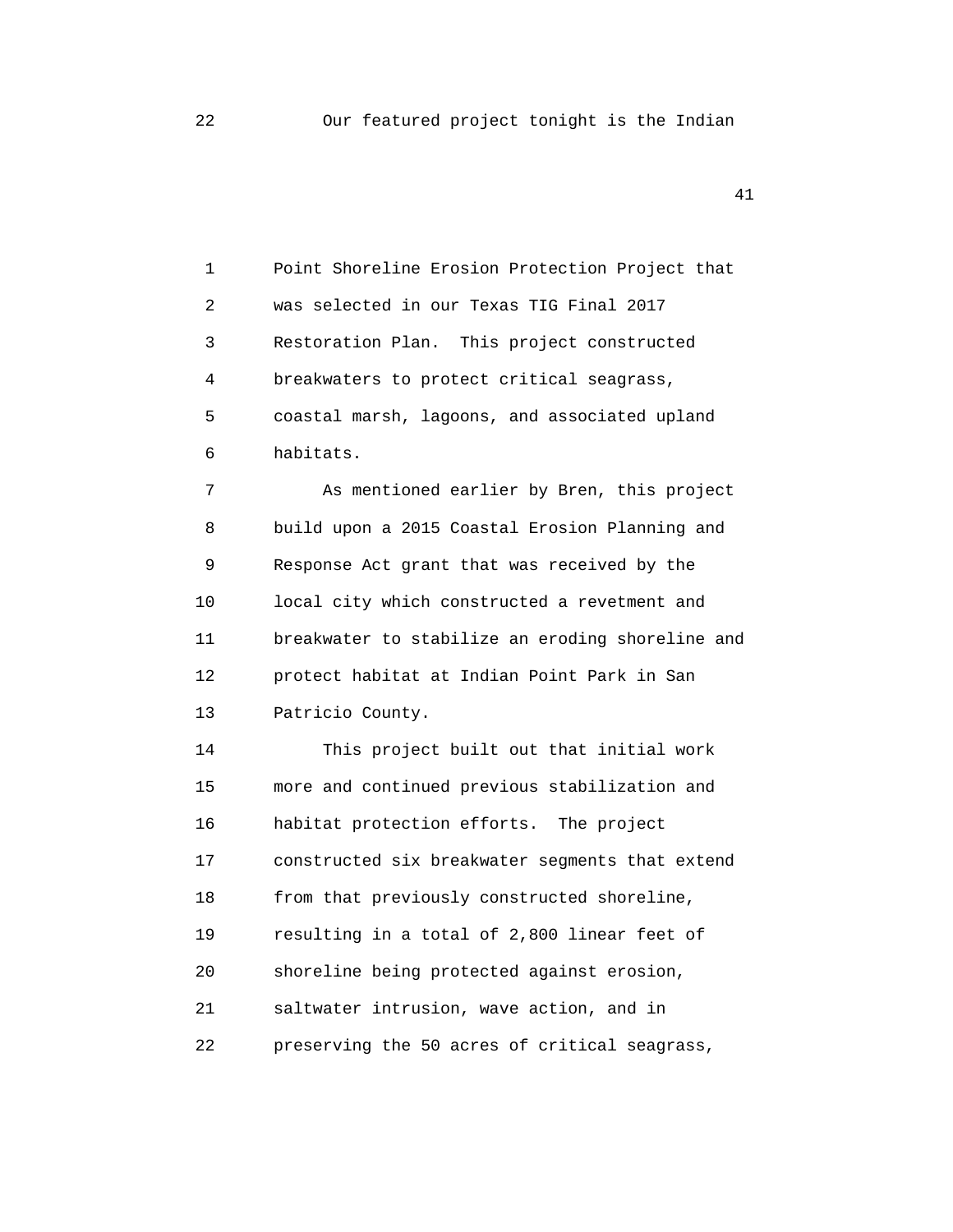22 Our featured project tonight is the Indian

1 Point Shoreline Erosion Protection Project that
2 was selected in our Texas TIG Final 2017
3 Restoration Plan. This project constructed
4 breakwaters to protect critical seagrass,
5 coastal marsh, lagoons, and associated upland
6 habitats.
7 As mentioned earlier by Bren, this project
8 build upon a 2015 Coastal Erosion Planning and
9 Response Act grant that was received by the
10 local city which constructed a revetment and
11 breakwater to stabilize an eroding shoreline and
12 protect habitat at Indian Point Park in San
13 Patricio County.
14 This project built out that initial work
15 more and continued previous stabilization and
16 habitat protection efforts. The project
17 constructed six breakwater segments that extend
18 from that previously constructed shoreline,
19 resulting in a total of 2,800 linear feet of
20 shoreline being protected against erosion,
21 saltwater intrusion, wave action, and in
22 preserving the 50 acres of critical seagrass,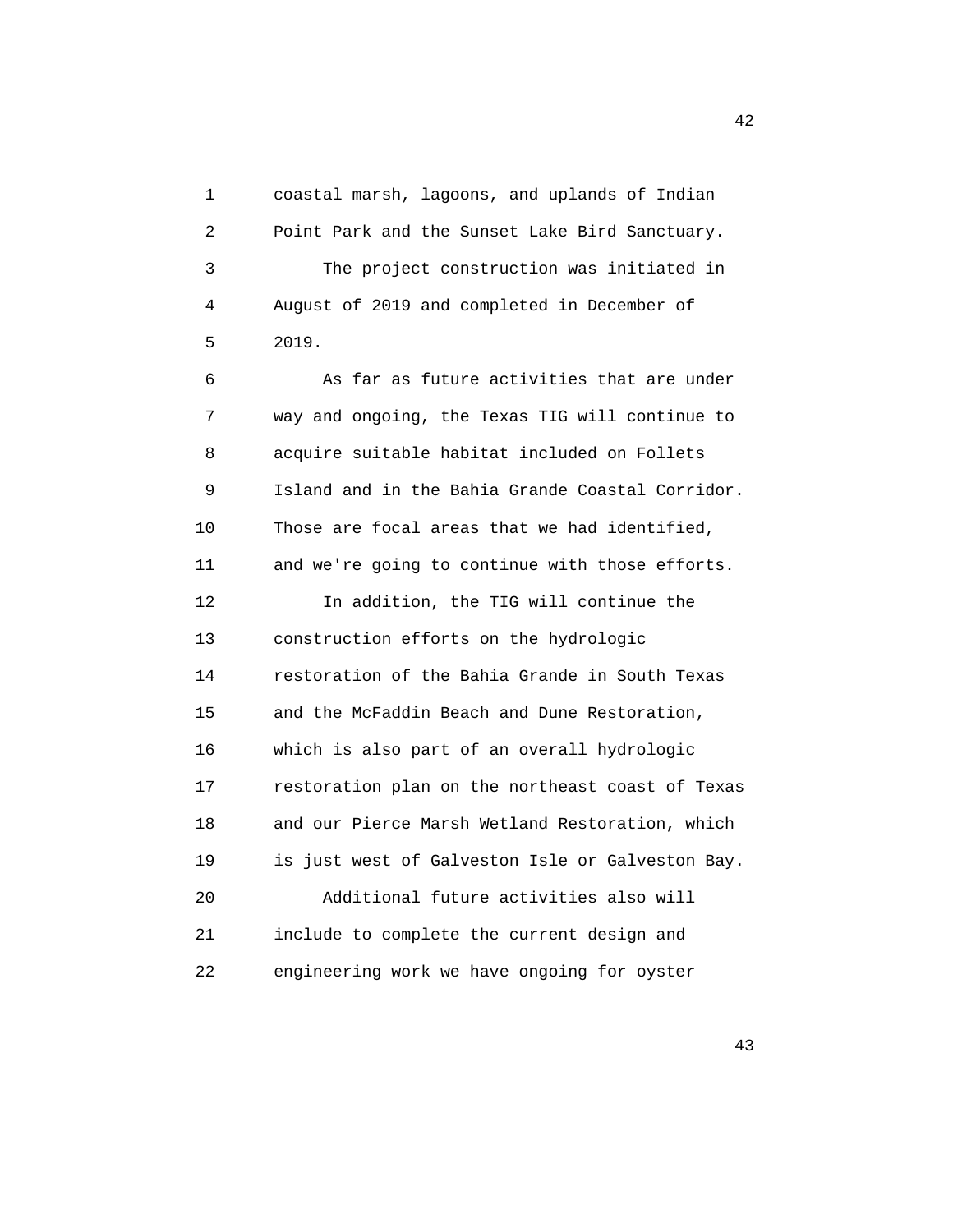coastal marsh, lagoons, and uplands of Indian Point Park and the Sunset Lake Bird Sanctuary.

The project construction was initiated in August of 2019 and completed in December of 2019.

As far as future activities that are under way and ongoing, the Texas TIG will continue to acquire suitable habitat included on Follets Island and in the Bahia Grande Coastal Corridor. Those are focal areas that we had identified, and we're going to continue with those efforts.

In addition, the TIG will continue the construction efforts on the hydrologic restoration of the Bahia Grande in South Texas and the McFaddin Beach and Dune Restoration, which is also part of an overall hydrologic restoration plan on the northeast coast of Texas and our Pierce Marsh Wetland Restoration, which is just west of Galveston Isle or Galveston Bay.

Additional future activities also will include to complete the current design and engineering work we have ongoing for oyster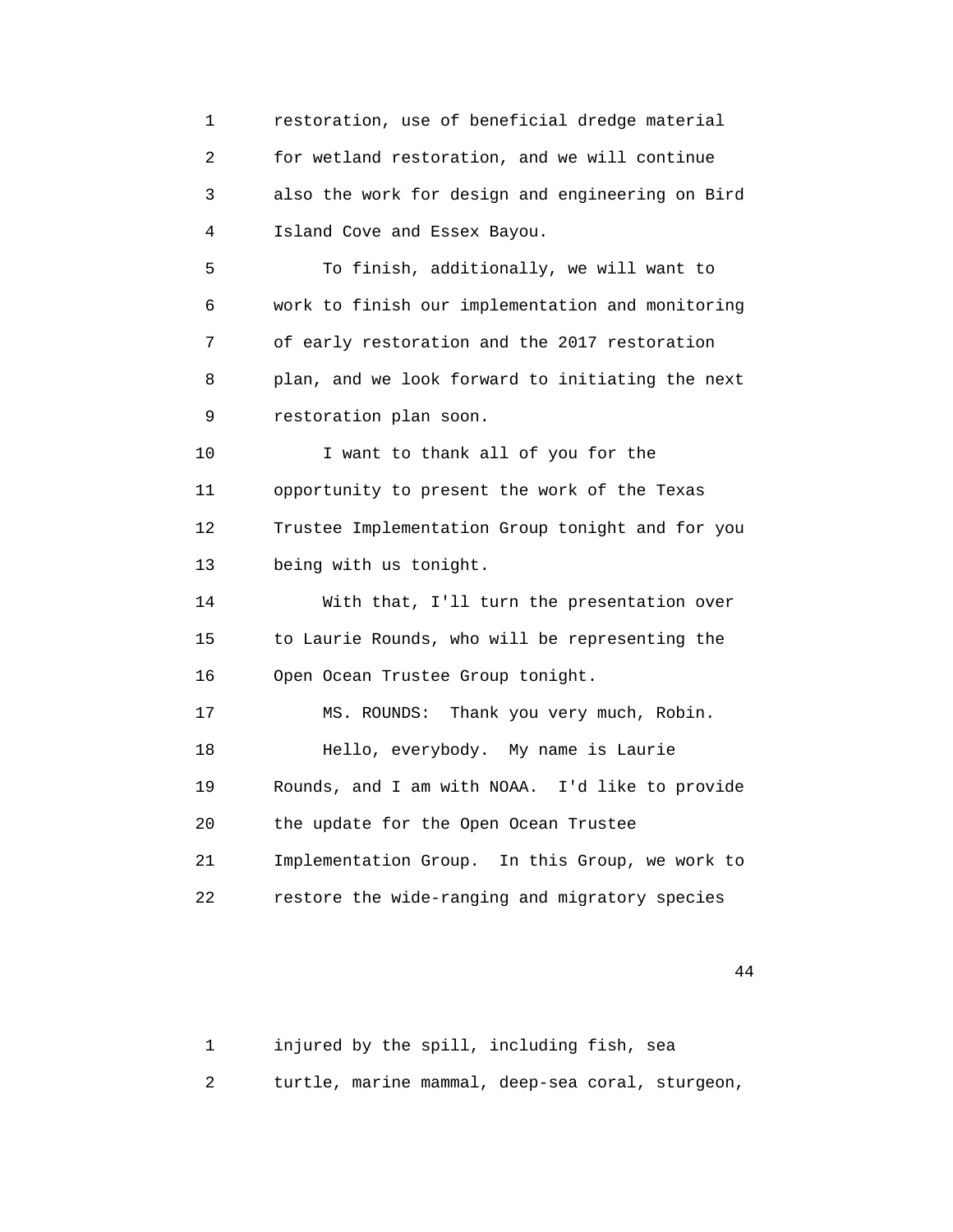restoration, use of beneficial dredge material for wetland restoration, and we will continue also the work for design and engineering on Bird Island Cove and Essex Bayou.

To finish, additionally, we will want to work to finish our implementation and monitoring of early restoration and the 2017 restoration plan, and we look forward to initiating the next restoration plan soon.

I want to thank all of you for the opportunity to present the work of the Texas Trustee Implementation Group tonight and for you being with us tonight.

With that, I'll turn the presentation over to Laurie Rounds, who will be representing the Open Ocean Trustee Group tonight.

MS. ROUNDS: Thank you very much, Robin.

Hello, everybody. My name is Laurie Rounds, and I am with NOAA. I'd like to provide the update for the Open Ocean Trustee Implementation Group. In this Group, we work to restore the wide-ranging and migratory species injured by the spill, including fish, sea turtle, marine mammal, deep-sea coral, sturgeon,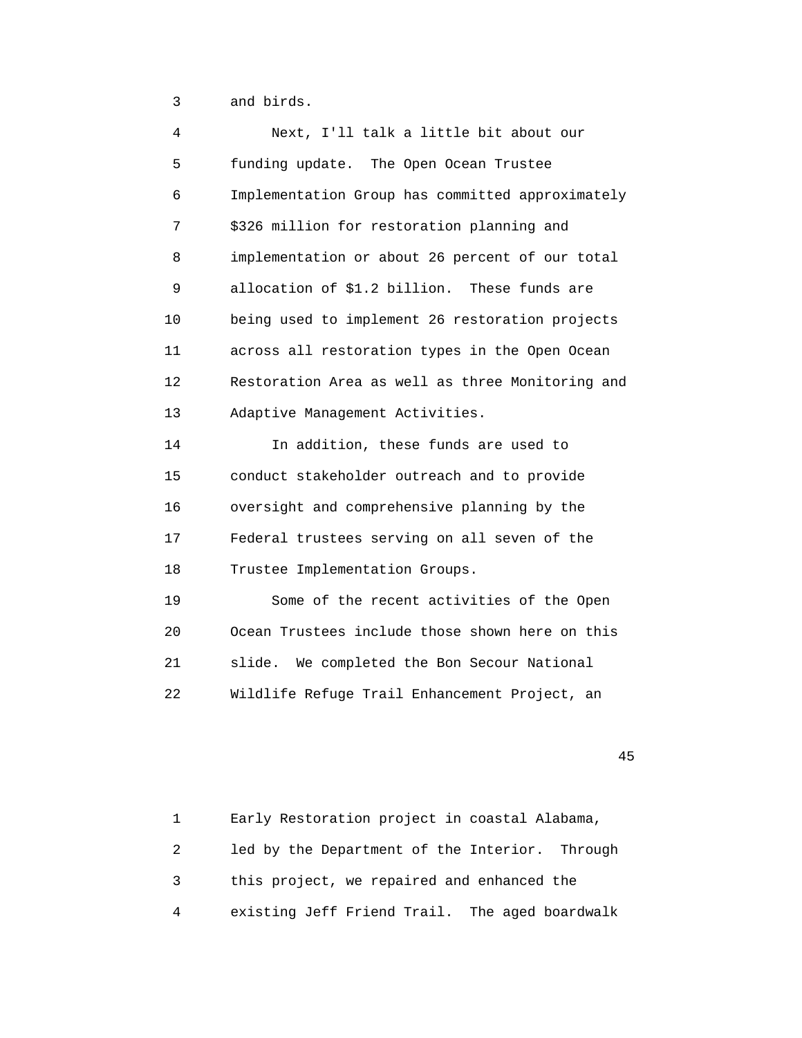and birds.

Next, I'll talk a little bit about our funding update. The Open Ocean Trustee Implementation Group has committed approximately $326 million for restoration planning and implementation or about 26 percent of our total allocation of $1.2 billion. These funds are being used to implement 26 restoration projects across all restoration types in the Open Ocean Restoration Area as well as three Monitoring and Adaptive Management Activities.

In addition, these funds are used to conduct stakeholder outreach and to provide oversight and comprehensive planning by the Federal trustees serving on all seven of the Trustee Implementation Groups.

Some of the recent activities of the Open Ocean Trustees include those shown here on this slide. We completed the Bon Secour National Wildlife Refuge Trail Enhancement Project, an Early Restoration project in coastal Alabama, led by the Department of the Interior. Through this project, we repaired and enhanced the existing Jeff Friend Trail. The aged boardwalk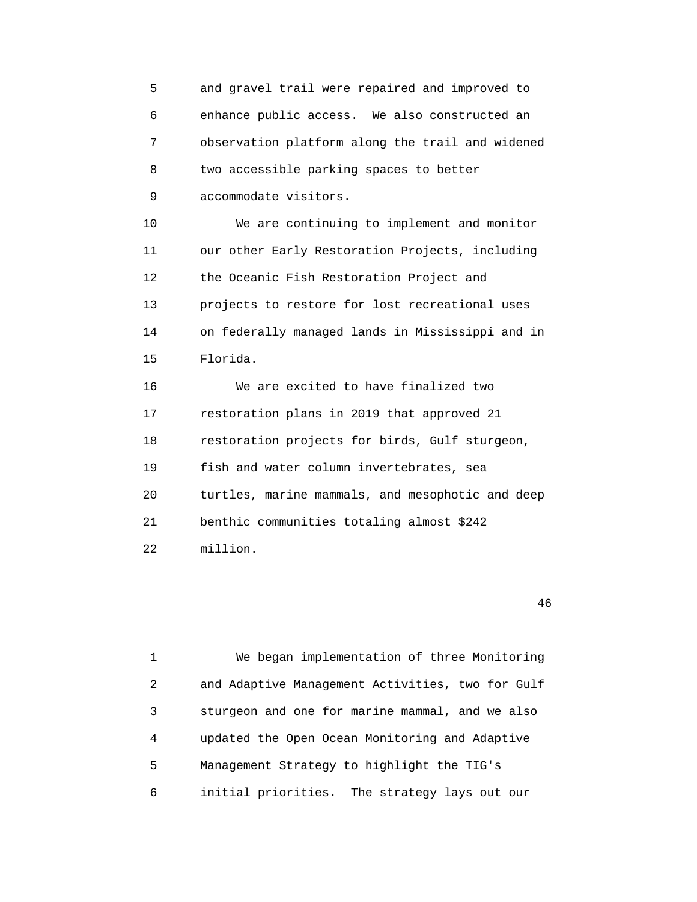and gravel trail were repaired and improved to enhance public access. We also constructed an observation platform along the trail and widened two accessible parking spaces to better accommodate visitors.

We are continuing to implement and monitor our other Early Restoration Projects, including the Oceanic Fish Restoration Project and projects to restore for lost recreational uses on federally managed lands in Mississippi and in Florida.

We are excited to have finalized two restoration plans in 2019 that approved 21 restoration projects for birds, Gulf sturgeon, fish and water column invertebrates, sea turtles, marine mammals, and mesophotic and deep benthic communities totaling almost $242 million.

We began implementation of three Monitoring and Adaptive Management Activities, two for Gulf sturgeon and one for marine mammal, and we also updated the Open Ocean Monitoring and Adaptive Management Strategy to highlight the TIG's initial priorities. The strategy lays out our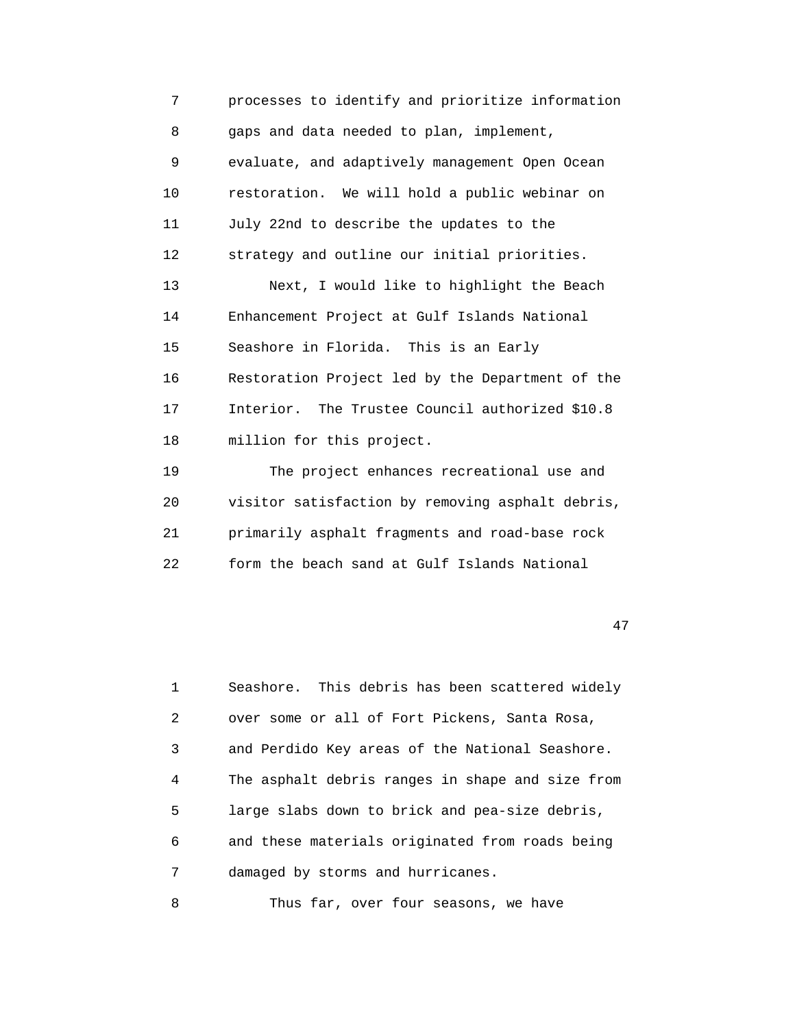processes to identify and prioritize information gaps and data needed to plan, implement, evaluate, and adaptively management Open Ocean restoration. We will hold a public webinar on July 22nd to describe the updates to the strategy and outline our initial priorities.

Next, I would like to highlight the Beach Enhancement Project at Gulf Islands National Seashore in Florida. This is an Early Restoration Project led by the Department of the Interior. The Trustee Council authorized $10.8 million for this project.

The project enhances recreational use and visitor satisfaction by removing asphalt debris, primarily asphalt fragments and road-base rock form the beach sand at Gulf Islands National Seashore. This debris has been scattered widely over some or all of Fort Pickens, Santa Rosa, and Perdido Key areas of the National Seashore. The asphalt debris ranges in shape and size from large slabs down to brick and pea-size debris, and these materials originated from roads being damaged by storms and hurricanes.

Thus far, over four seasons, we have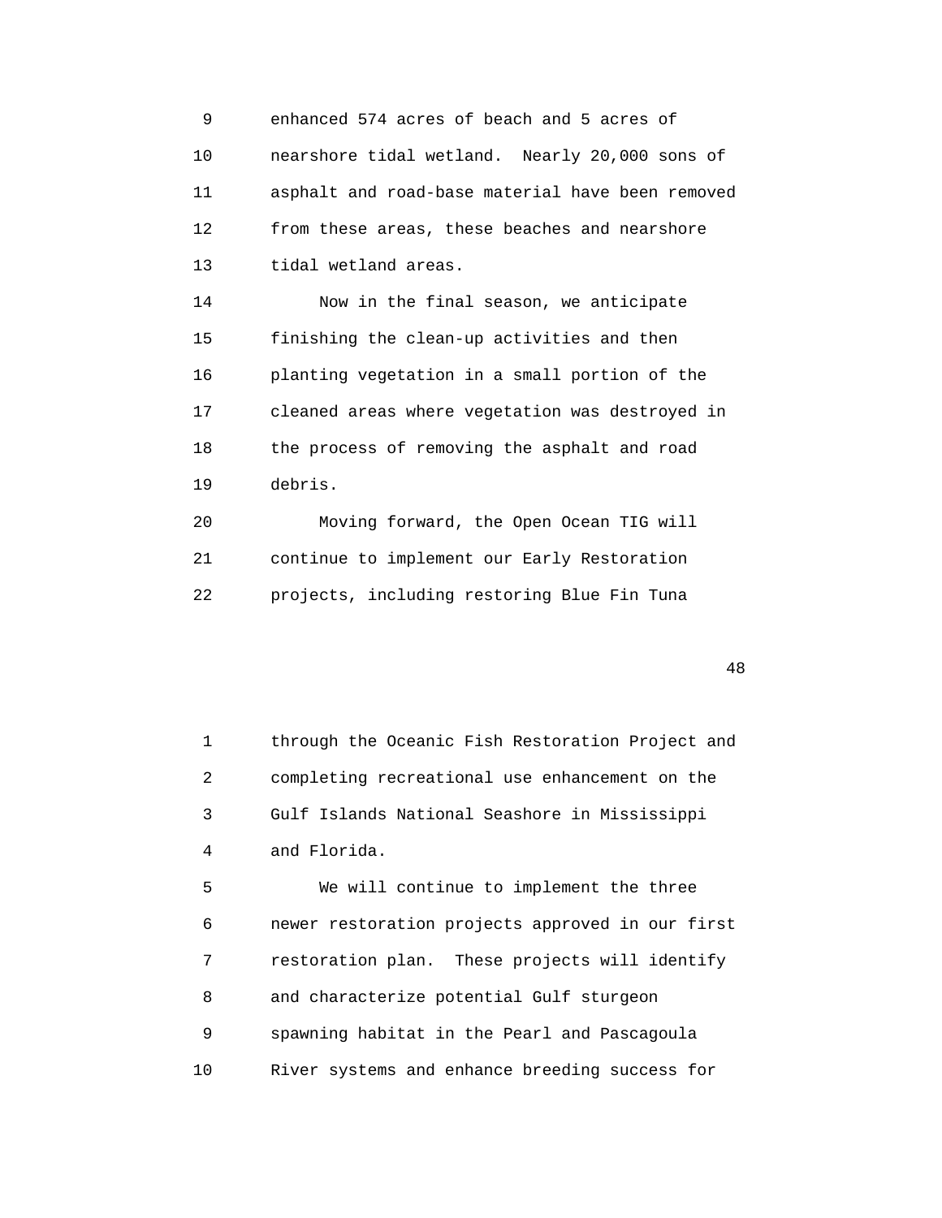enhanced 574 acres of beach and 5 acres of nearshore tidal wetland. Nearly 20,000 sons of asphalt and road-base material have been removed from these areas, these beaches and nearshore tidal wetland areas.

Now in the final season, we anticipate finishing the clean-up activities and then planting vegetation in a small portion of the cleaned areas where vegetation was destroyed in the process of removing the asphalt and road debris.

Moving forward, the Open Ocean TIG will continue to implement our Early Restoration projects, including restoring Blue Fin Tuna through the Oceanic Fish Restoration Project and completing recreational use enhancement on the Gulf Islands National Seashore in Mississippi and Florida.

We will continue to implement the three newer restoration projects approved in our first restoration plan. These projects will identify and characterize potential Gulf sturgeon spawning habitat in the Pearl and Pascagoula River systems and enhance breeding success for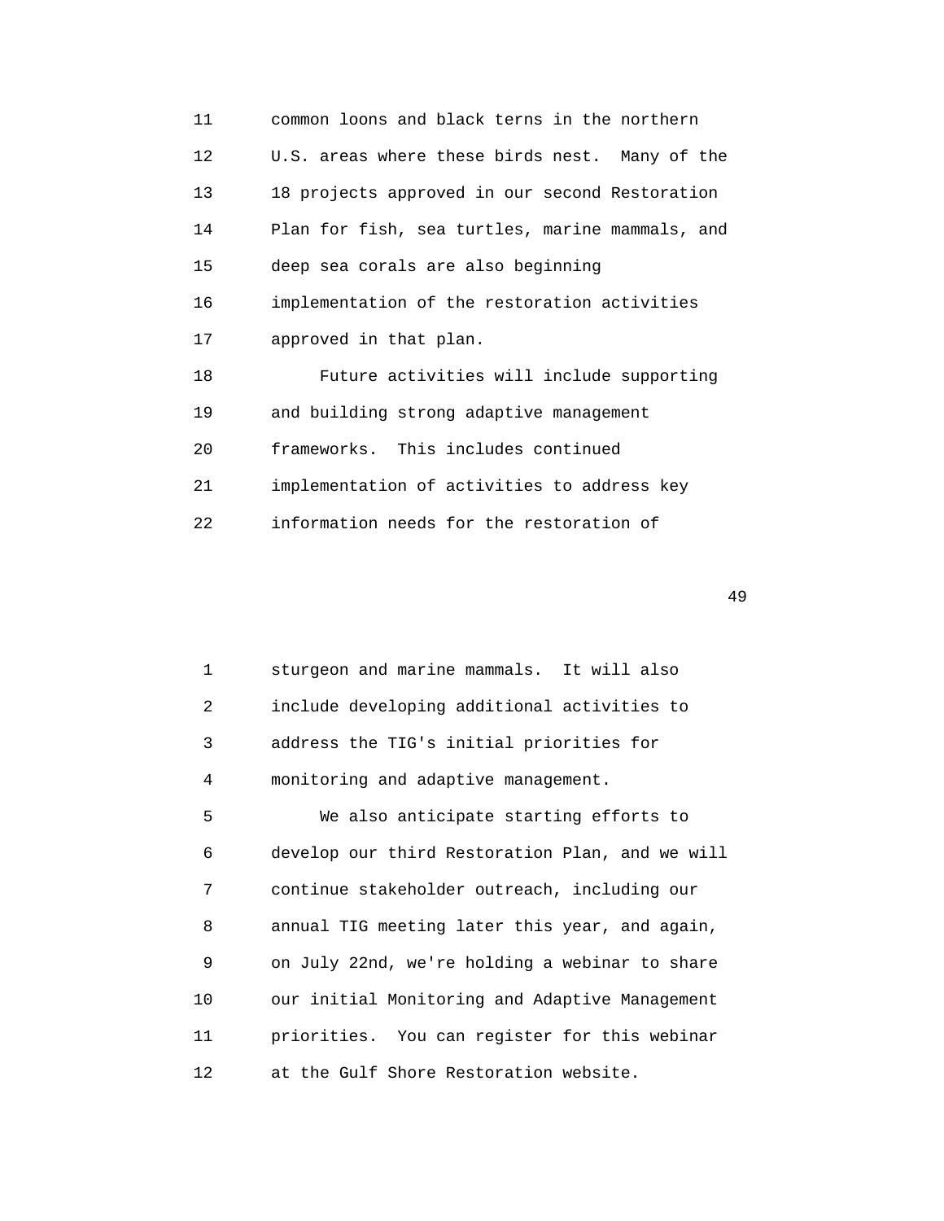common loons and black terns in the northern U.S. areas where these birds nest. Many of the 18 projects approved in our second Restoration Plan for fish, sea turtles, marine mammals, and deep sea corals are also beginning implementation of the restoration activities approved in that plan.

Future activities will include supporting and building strong adaptive management frameworks. This includes continued implementation of activities to address key information needs for the restoration of sturgeon and marine mammals. It will also include developing additional activities to address the TIG's initial priorities for monitoring and adaptive management.

We also anticipate starting efforts to develop our third Restoration Plan, and we will continue stakeholder outreach, including our annual TIG meeting later this year, and again, on July 22nd, we're holding a webinar to share our initial Monitoring and Adaptive Management priorities. You can register for this webinar at the Gulf Shore Restoration website.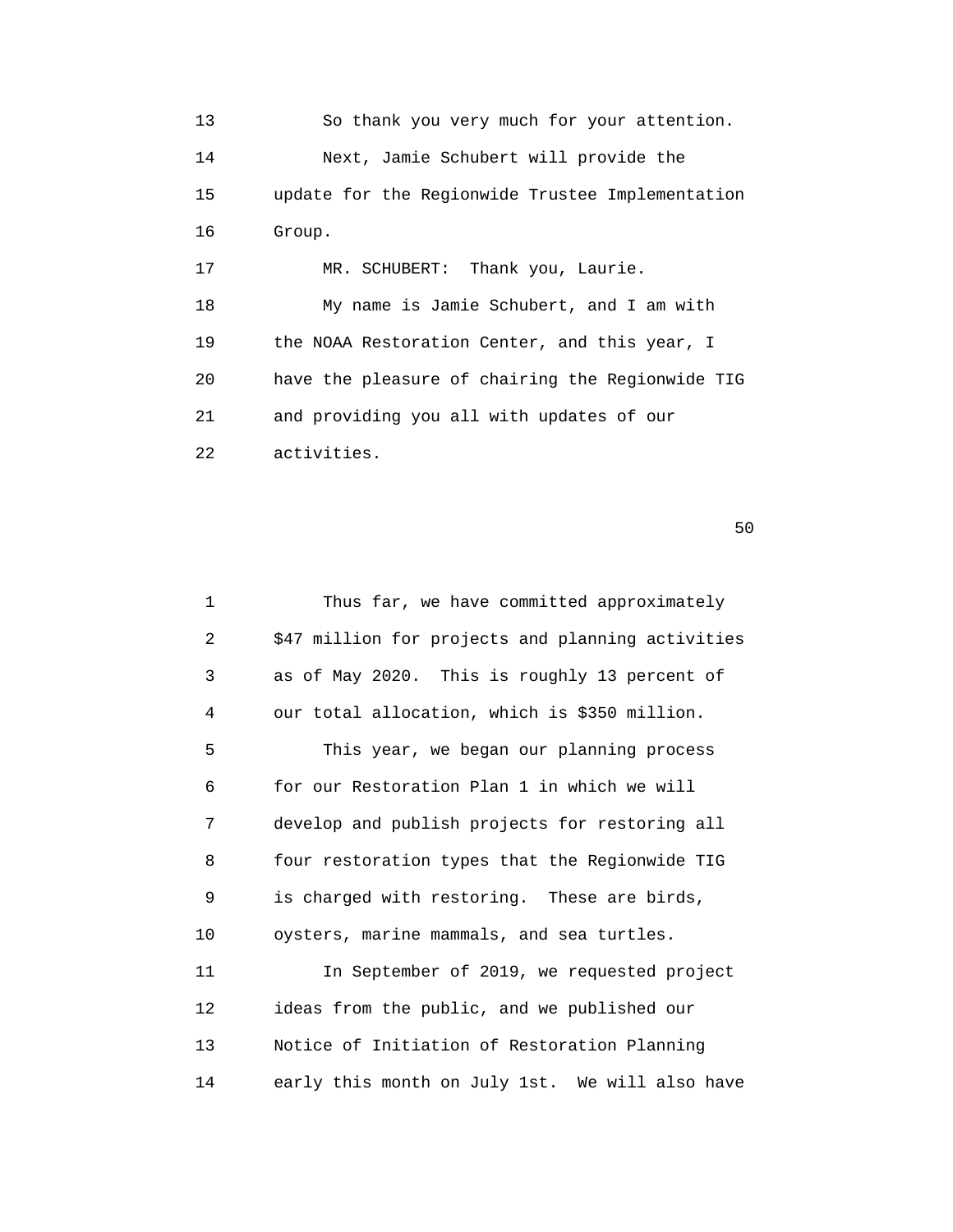So thank you very much for your attention.

Next, Jamie Schubert will provide the update for the Regionwide Trustee Implementation Group.

MR. SCHUBERT: Thank you, Laurie.

My name is Jamie Schubert, and I am with the NOAA Restoration Center, and this year, I have the pleasure of chairing the Regionwide TIG and providing you all with updates of our activities.

Thus far, we have committed approximately \$47 million for projects and planning activities as of May 2020. This is roughly 13 percent of our total allocation, which is \$350 million.

This year, we began our planning process for our Restoration Plan 1 in which we will develop and publish projects for restoring all four restoration types that the Regionwide TIG is charged with restoring. These are birds, oysters, marine mammals, and sea turtles.

In September of 2019, we requested project ideas from the public, and we published our Notice of Initiation of Restoration Planning early this month on July 1st. We will also have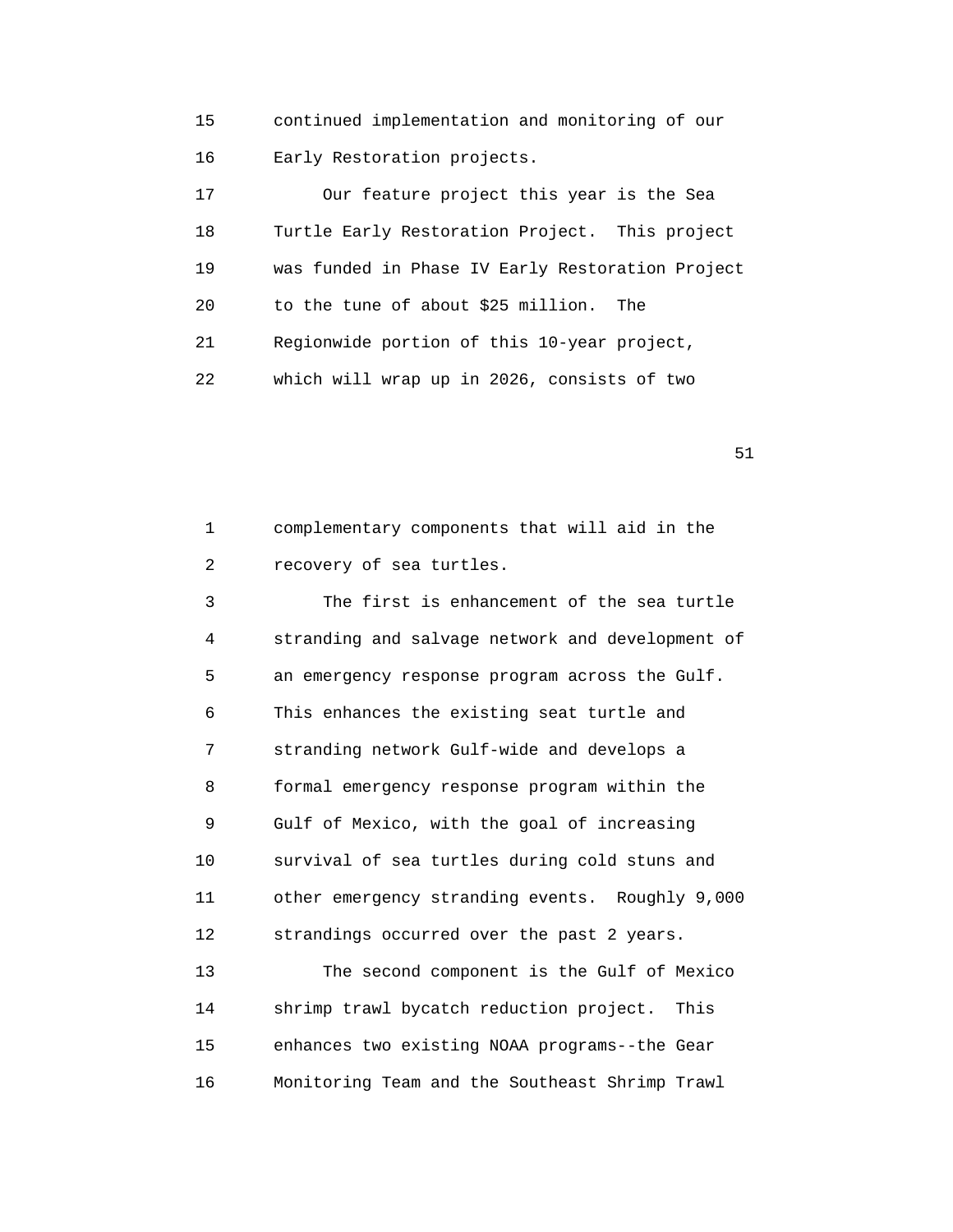continued implementation and monitoring of our Early Restoration projects.

Our feature project this year is the Sea Turtle Early Restoration Project. This project was funded in Phase IV Early Restoration Project to the tune of about $25 million. The Regionwide portion of this 10-year project, which will wrap up in 2026, consists of two complementary components that will aid in the recovery of sea turtles.

The first is enhancement of the sea turtle stranding and salvage network and development of an emergency response program across the Gulf. This enhances the existing seat turtle and stranding network Gulf-wide and develops a formal emergency response program within the Gulf of Mexico, with the goal of increasing survival of sea turtles during cold stuns and other emergency stranding events. Roughly 9,000 strandings occurred over the past 2 years.

The second component is the Gulf of Mexico shrimp trawl bycatch reduction project. This enhances two existing NOAA programs--the Gear Monitoring Team and the Southeast Shrimp Trawl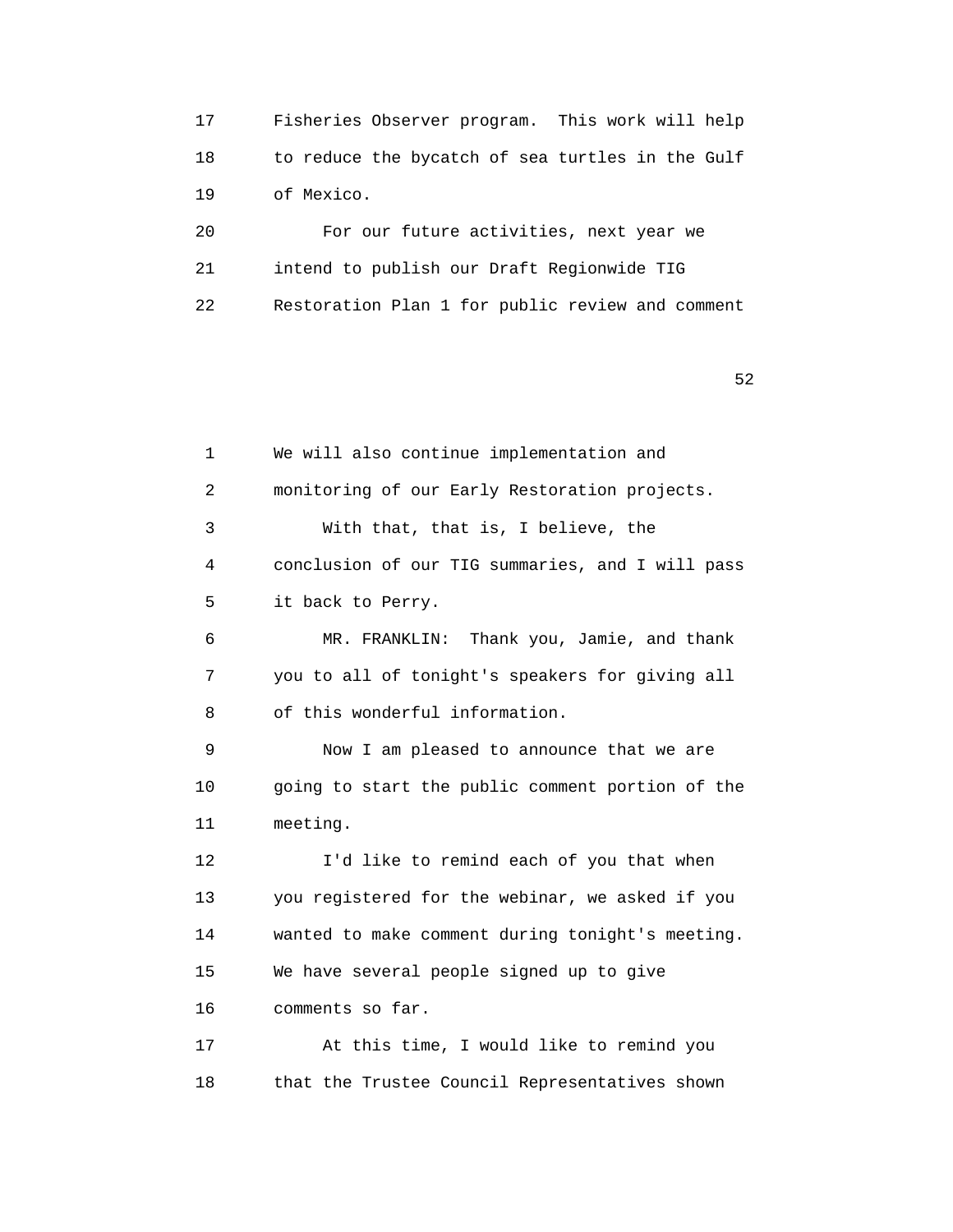Fisheries Observer program. This work will help to reduce the bycatch of sea turtles in the Gulf of Mexico.

For our future activities, next year we intend to publish our Draft Regionwide TIG Restoration Plan 1 for public review and comment

We will also continue implementation and monitoring of our Early Restoration projects.

With that, that is, I believe, the conclusion of our TIG summaries, and I will pass it back to Perry.

MR. FRANKLIN: Thank you, Jamie, and thank you to all of tonight's speakers for giving all of this wonderful information.

Now I am pleased to announce that we are going to start the public comment portion of the meeting.

I'd like to remind each of you that when you registered for the webinar, we asked if you wanted to make comment during tonight's meeting. We have several people signed up to give comments so far.

At this time, I would like to remind you that the Trustee Council Representatives shown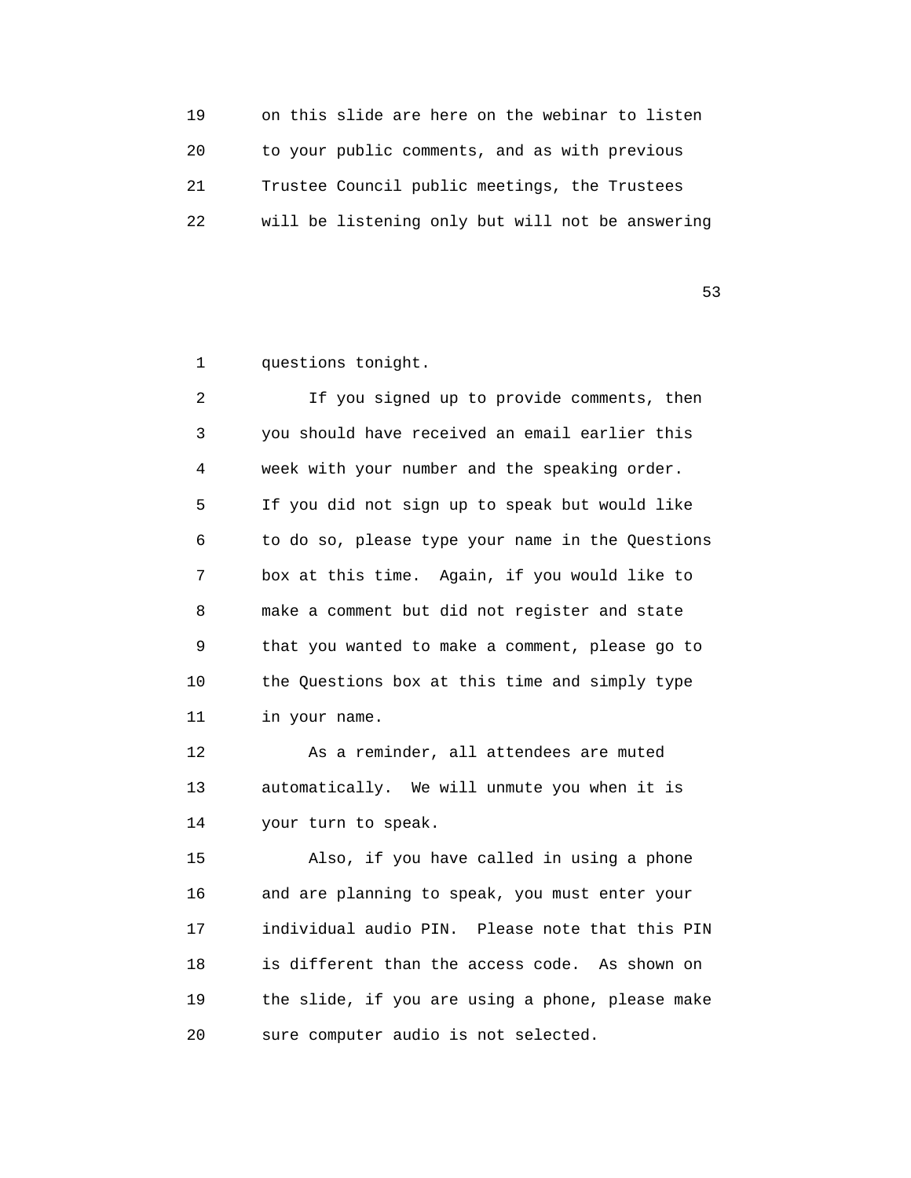on this slide are here on the webinar to listen to your public comments, and as with previous Trustee Council public meetings, the Trustees will be listening only but will not be answering questions tonight.

If you signed up to provide comments, then you should have received an email earlier this week with your number and the speaking order. If you did not sign up to speak but would like to do so, please type your name in the Questions box at this time. Again, if you would like to make a comment but did not register and state that you wanted to make a comment, please go to the Questions box at this time and simply type in your name.

As a reminder, all attendees are muted automatically. We will unmute you when it is your turn to speak.

Also, if you have called in using a phone and are planning to speak, you must enter your individual audio PIN. Please note that this PIN is different than the access code. As shown on the slide, if you are using a phone, please make sure computer audio is not selected.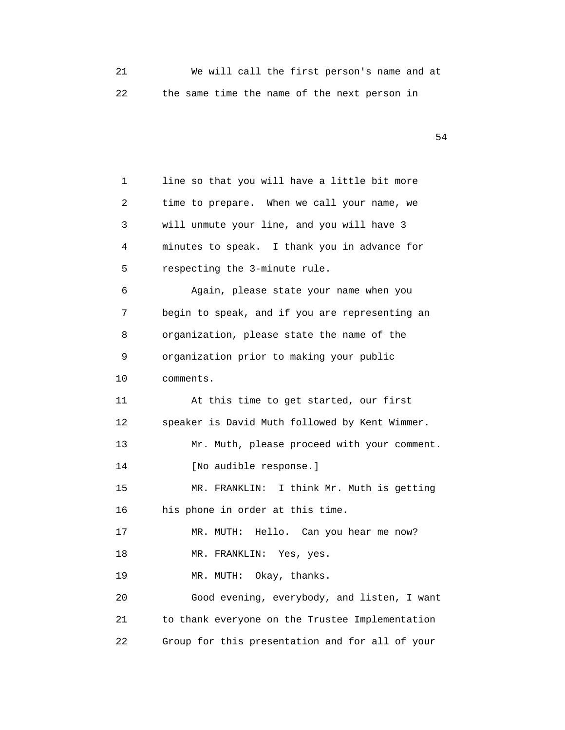We will call the first person's name and at the same time the name of the next person in

line so that you will have a little bit more time to prepare. When we call your name, we will unmute your line, and you will have 3 minutes to speak. I thank you in advance for respecting the 3-minute rule.

Again, please state your name when you begin to speak, and if you are representing an organization, please state the name of the organization prior to making your public comments.

At this time to get started, our first speaker is David Muth followed by Kent Wimmer.

Mr. Muth, please proceed with your comment.

[No audible response.]

MR. FRANKLIN: I think Mr. Muth is getting his phone in order at this time.

MR. MUTH: Hello. Can you hear me now?

MR. FRANKLIN: Yes, yes.

MR. MUTH: Okay, thanks.

Good evening, everybody, and listen, I want to thank everyone on the Trustee Implementation Group for this presentation and for all of your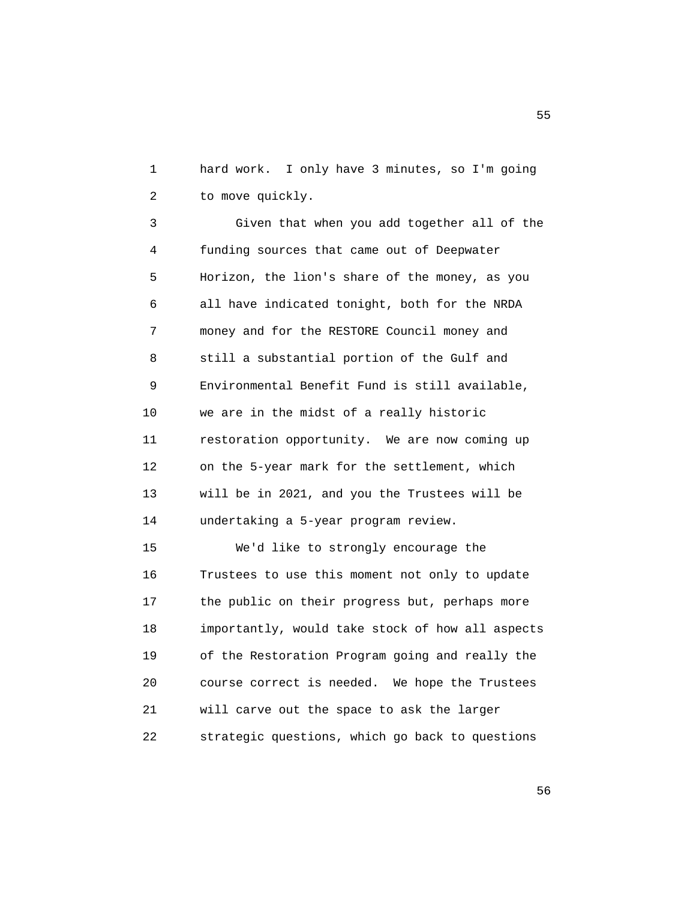hard work. I only have 3 minutes, so I'm going to move quickly.

Given that when you add together all of the funding sources that came out of Deepwater Horizon, the lion's share of the money, as you all have indicated tonight, both for the NRDA money and for the RESTORE Council money and still a substantial portion of the Gulf and Environmental Benefit Fund is still available, we are in the midst of a really historic restoration opportunity. We are now coming up on the 5-year mark for the settlement, which will be in 2021, and you the Trustees will be undertaking a 5-year program review.

We'd like to strongly encourage the Trustees to use this moment not only to update the public on their progress but, perhaps more importantly, would take stock of how all aspects of the Restoration Program going and really the course correct is needed. We hope the Trustees will carve out the space to ask the larger strategic questions, which go back to questions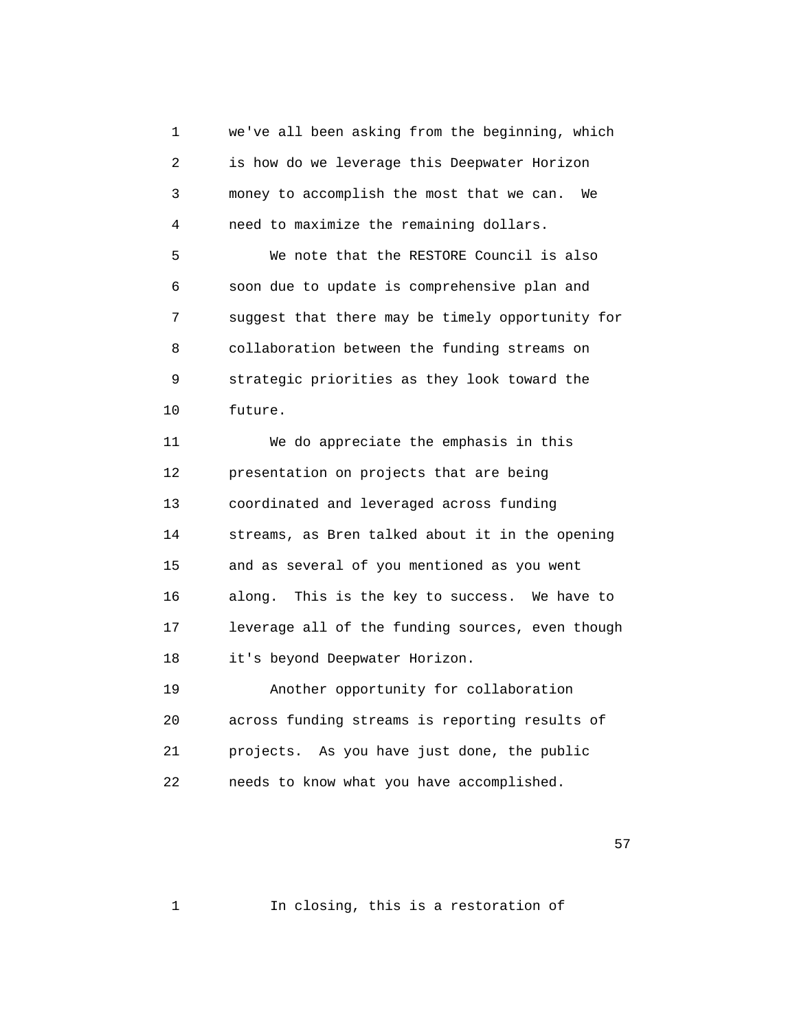we've all been asking from the beginning, which is how do we leverage this Deepwater Horizon money to accomplish the most that we can. We need to maximize the remaining dollars.

We note that the RESTORE Council is also soon due to update is comprehensive plan and suggest that there may be timely opportunity for collaboration between the funding streams on strategic priorities as they look toward the future.

We do appreciate the emphasis in this presentation on projects that are being coordinated and leveraged across funding streams, as Bren talked about it in the opening and as several of you mentioned as you went along. This is the key to success. We have to leverage all of the funding sources, even though it's beyond Deepwater Horizon.

Another opportunity for collaboration across funding streams is reporting results of projects. As you have just done, the public needs to know what you have accomplished.

In closing, this is a restoration of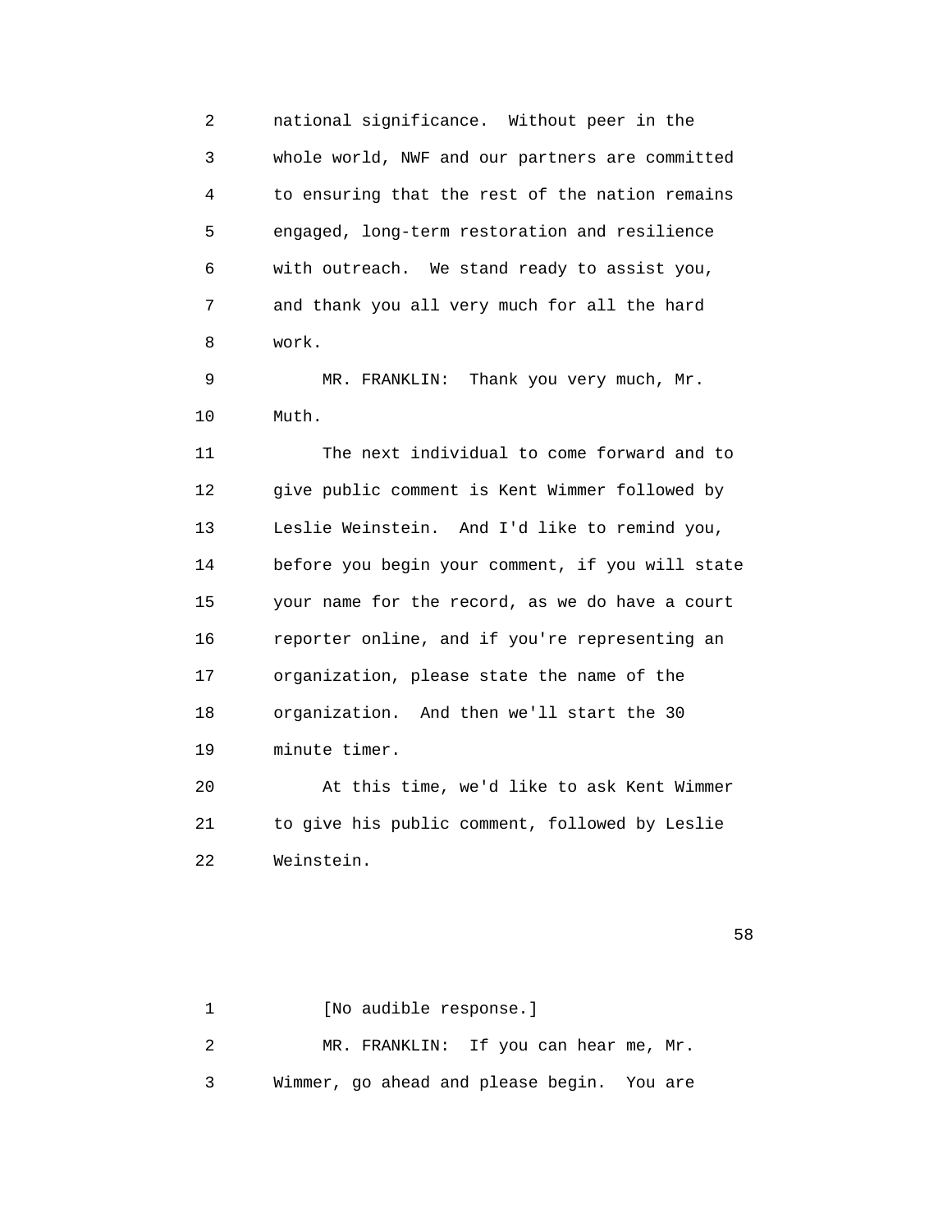national significance. Without peer in the whole world, NWF and our partners are committed to ensuring that the rest of the nation remains engaged, long-term restoration and resilience with outreach. We stand ready to assist you, and thank you all very much for all the hard work.

MR. FRANKLIN: Thank you very much, Mr. Muth.

The next individual to come forward and to give public comment is Kent Wimmer followed by Leslie Weinstein. And I'd like to remind you, before you begin your comment, if you will state your name for the record, as we do have a court reporter online, and if you're representing an organization, please state the name of the organization. And then we'll start the 30 minute timer.

At this time, we'd like to ask Kent Wimmer to give his public comment, followed by Leslie Weinstein.

[No audible response.]

MR. FRANKLIN: If you can hear me, Mr. Wimmer, go ahead and please begin. You are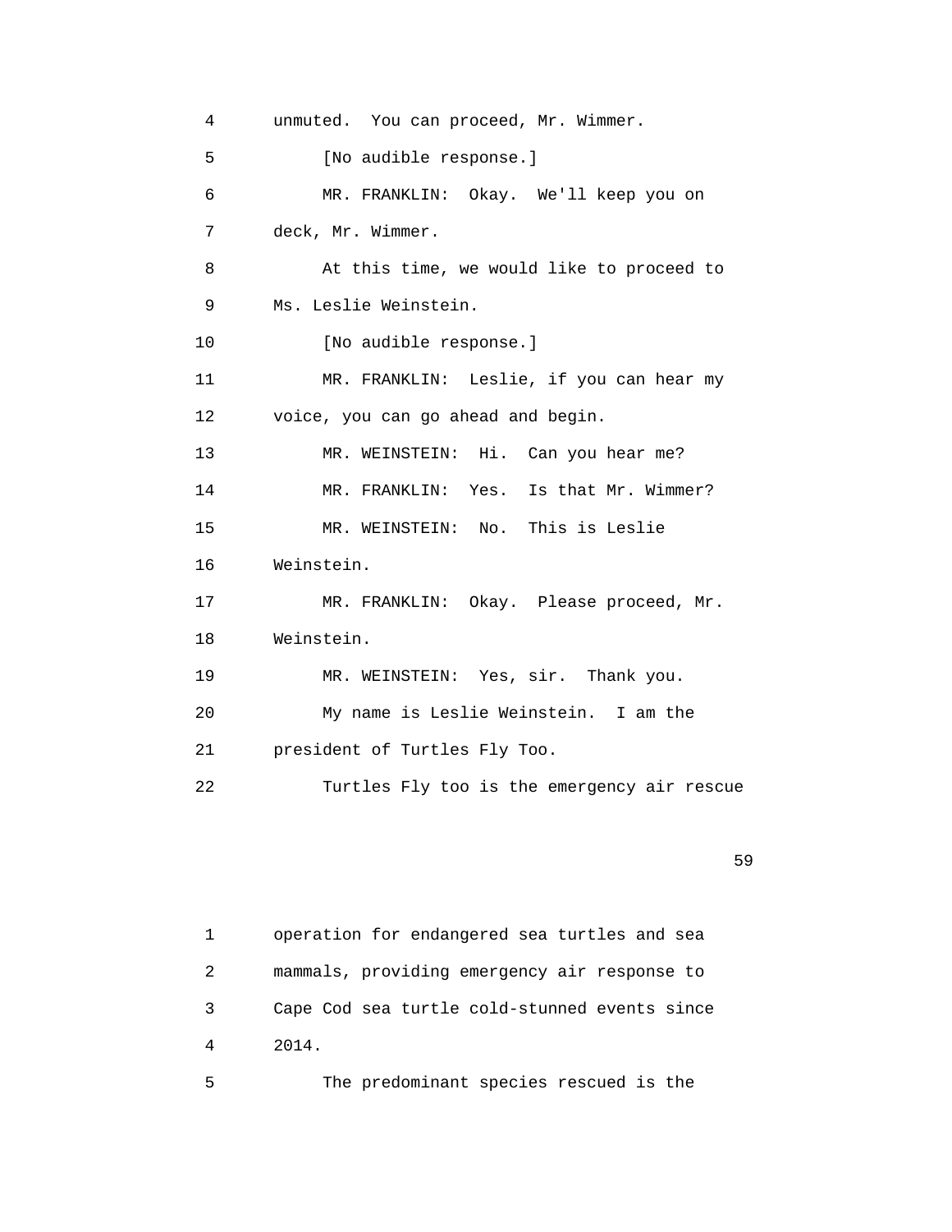4 unmuted. You can proceed, Mr. Wimmer.

5 [No audible response.]

6 MR. FRANKLIN: Okay. We'll keep you on

7 deck, Mr. Wimmer.

8 At this time, we would like to proceed to

9 Ms. Leslie Weinstein.

10 [No audible response.]

11 MR. FRANKLIN: Leslie, if you can hear my

12 voice, you can go ahead and begin.

13 MR. WEINSTEIN: Hi. Can you hear me?

14 MR. FRANKLIN: Yes. Is that Mr. Wimmer?

15 MR. WEINSTEIN: No. This is Leslie

16 Weinstein.

17 MR. FRANKLIN: Okay. Please proceed, Mr.

18 Weinstein.

19 MR. WEINSTEIN: Yes, sir. Thank you.

20 My name is Leslie Weinstein. I am the

21 president of Turtles Fly Too.

22 Turtles Fly too is the emergency air rescue

1 operation for endangered sea turtles and sea

2 mammals, providing emergency air response to

3 Cape Cod sea turtle cold-stunned events since

4 2014.

5 The predominant species rescued is the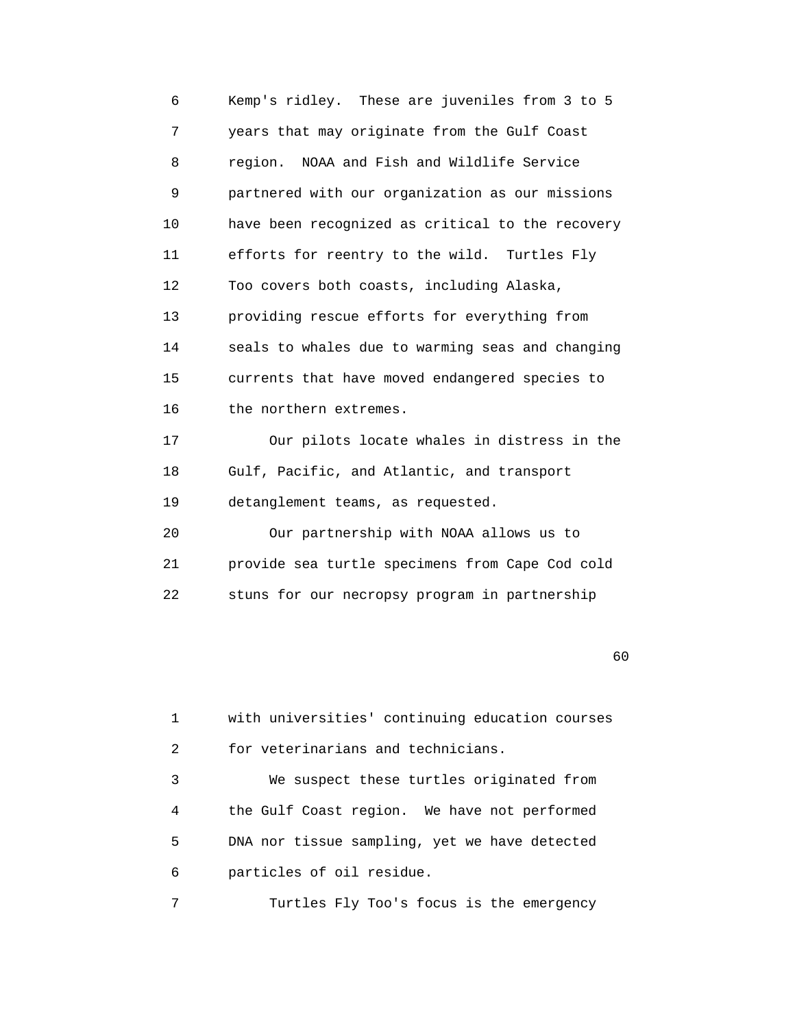Kemp's ridley. These are juveniles from 3 to 5 years that may originate from the Gulf Coast region. NOAA and Fish and Wildlife Service partnered with our organization as our missions have been recognized as critical to the recovery efforts for reentry to the wild. Turtles Fly Too covers both coasts, including Alaska, providing rescue efforts for everything from seals to whales due to warming seas and changing currents that have moved endangered species to the northern extremes.

Our pilots locate whales in distress in the Gulf, Pacific, and Atlantic, and transport detanglement teams, as requested.

Our partnership with NOAA allows us to provide sea turtle specimens from Cape Cod cold stuns for our necropsy program in partnership with universities' continuing education courses for veterinarians and technicians.

We suspect these turtles originated from the Gulf Coast region. We have not performed DNA nor tissue sampling, yet we have detected particles of oil residue.

Turtles Fly Too's focus is the emergency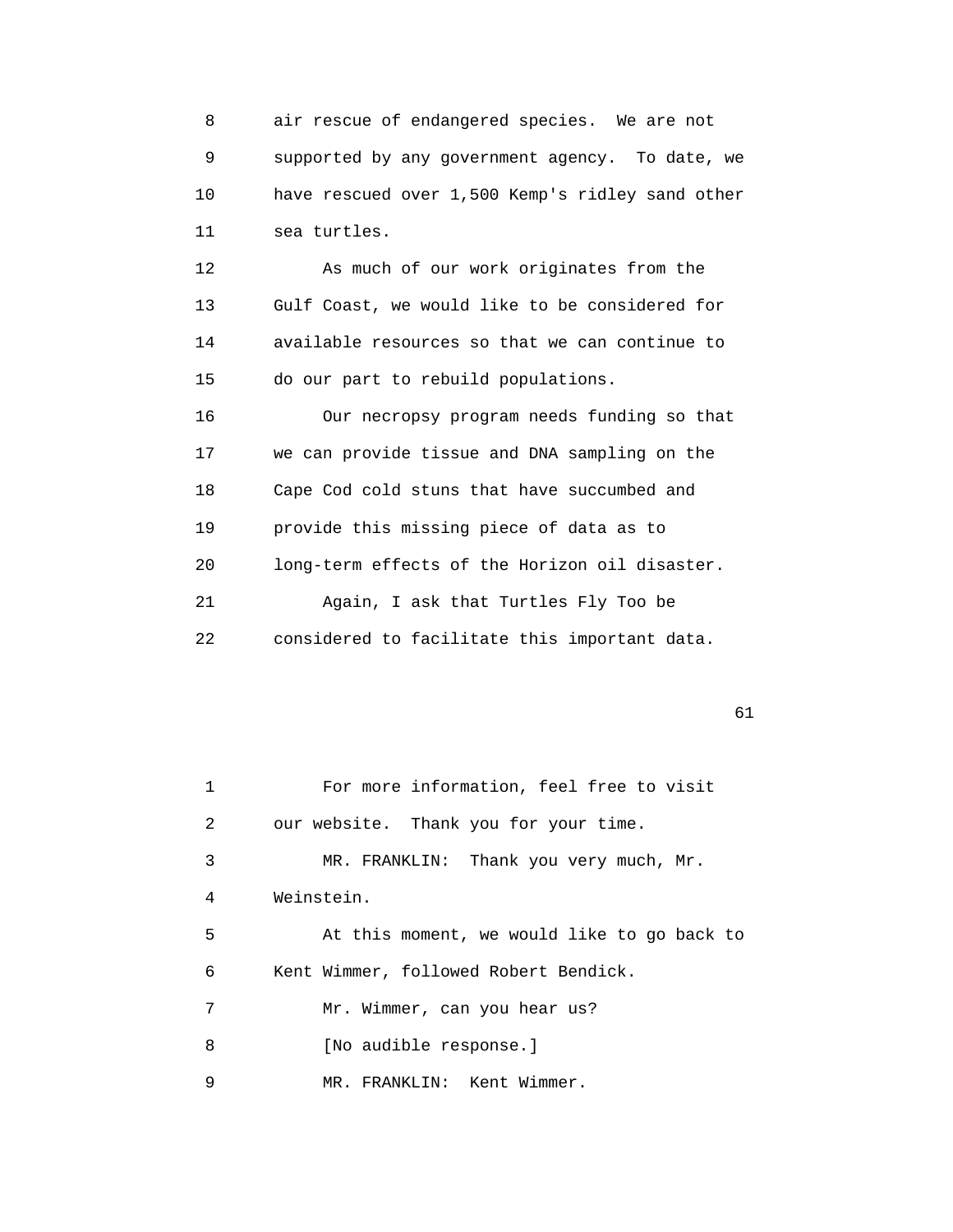air rescue of endangered species. We are not supported by any government agency. To date, we have rescued over 1,500 Kemp's ridley sand other sea turtles.

As much of our work originates from the Gulf Coast, we would like to be considered for available resources so that we can continue to do our part to rebuild populations.

Our necropsy program needs funding so that we can provide tissue and DNA sampling on the Cape Cod cold stuns that have succumbed and provide this missing piece of data as to long-term effects of the Horizon oil disaster.

Again, I ask that Turtles Fly Too be considered to facilitate this important data.

For more information, feel free to visit our website. Thank you for your time.

MR. FRANKLIN: Thank you very much, Mr. Weinstein.

At this moment, we would like to go back to Kent Wimmer, followed Robert Bendick.

Mr. Wimmer, can you hear us?

[No audible response.]

MR. FRANKLIN: Kent Wimmer.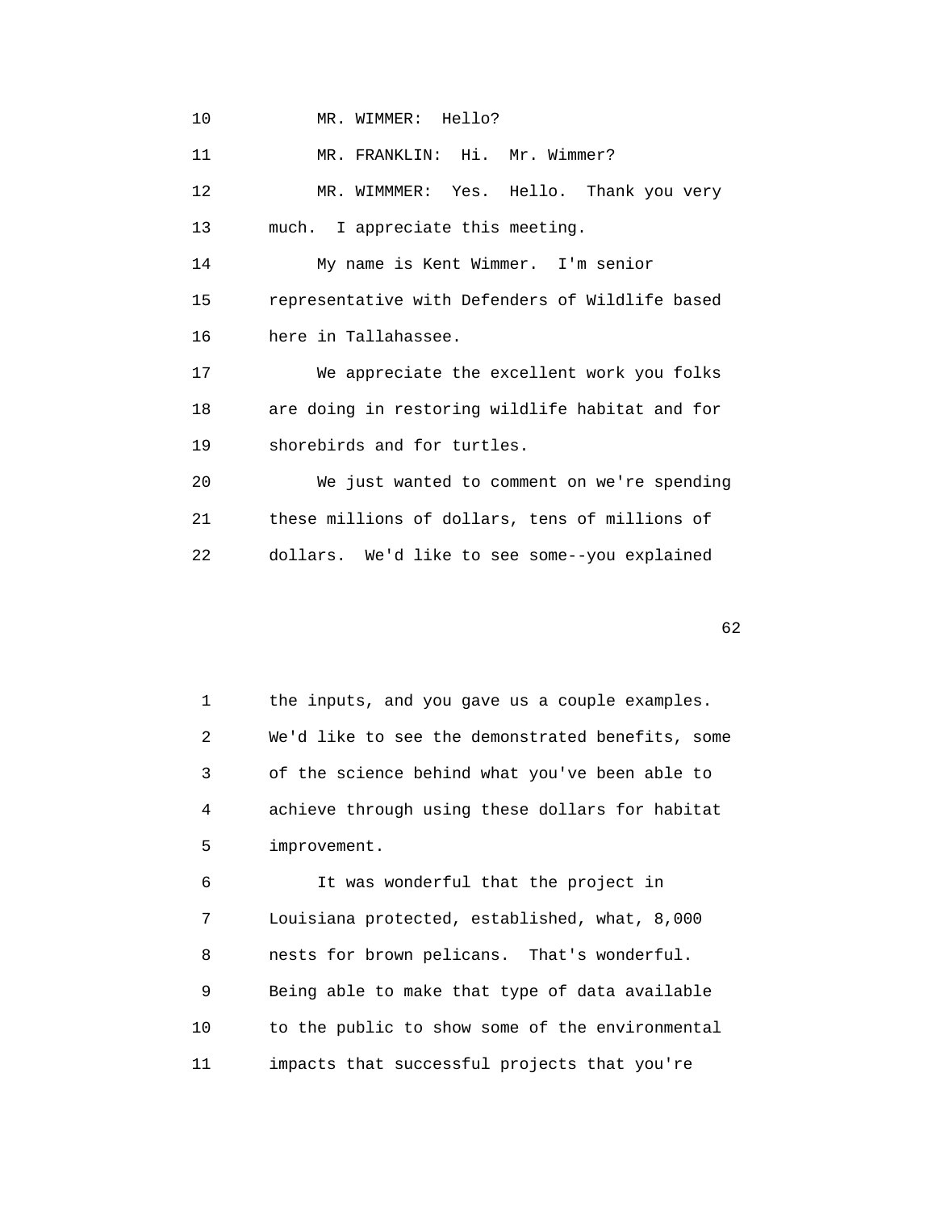MR. WIMMER: Hello?

MR. FRANKLIN: Hi. Mr. Wimmer?

MR. WIMMMER: Yes. Hello. Thank you very much. I appreciate this meeting.

My name is Kent Wimmer. I'm senior representative with Defenders of Wildlife based here in Tallahassee.

We appreciate the excellent work you folks are doing in restoring wildlife habitat and for shorebirds and for turtles.

We just wanted to comment on we're spending these millions of dollars, tens of millions of dollars. We'd like to see some--you explained the inputs, and you gave us a couple examples. We'd like to see the demonstrated benefits, some of the science behind what you've been able to achieve through using these dollars for habitat improvement.

It was wonderful that the project in Louisiana protected, established, what, 8,000 nests for brown pelicans. That's wonderful. Being able to make that type of data available to the public to show some of the environmental impacts that successful projects that you're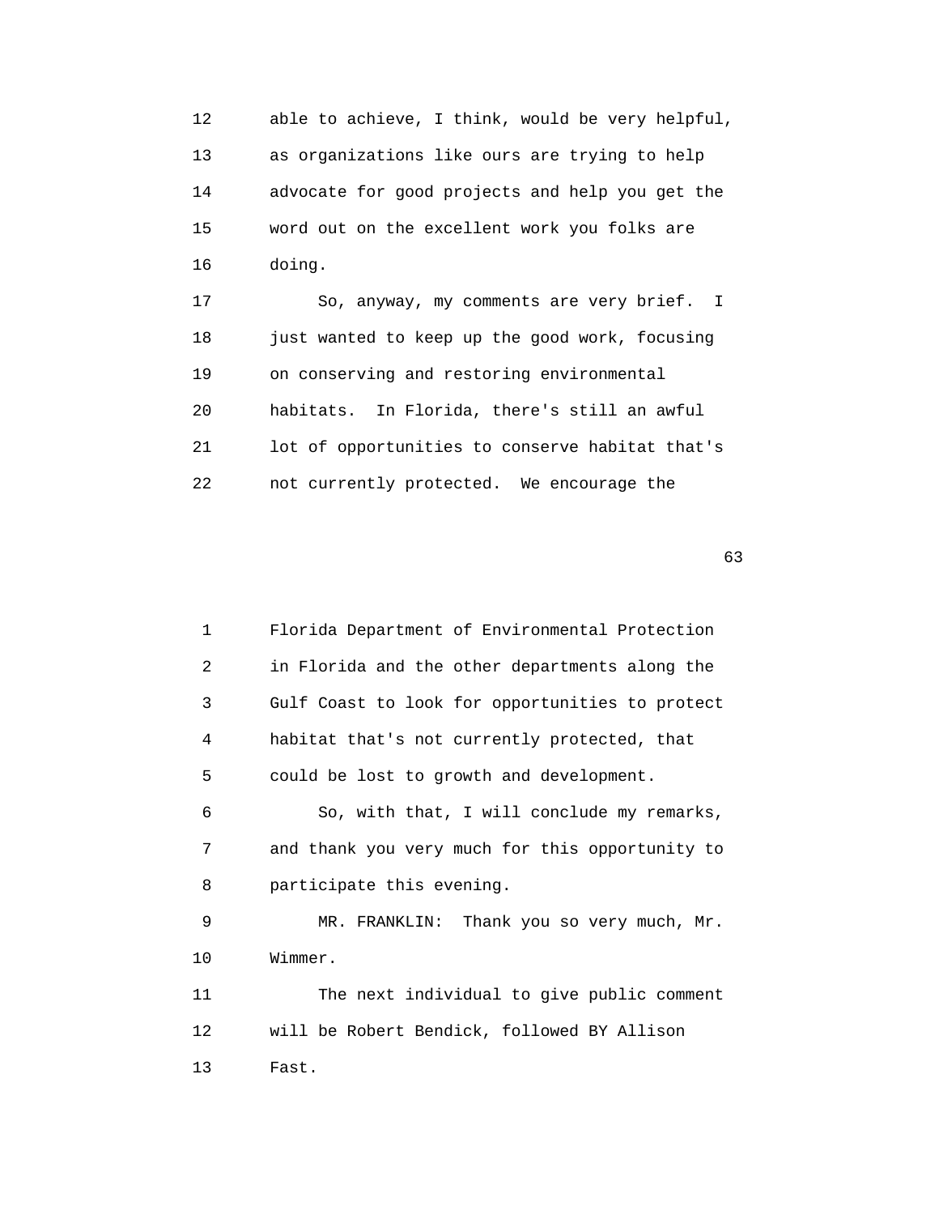able to achieve, I think, would be very helpful, as organizations like ours are trying to help advocate for good projects and help you get the word out on the excellent work you folks are doing.

So, anyway, my comments are very brief. I just wanted to keep up the good work, focusing on conserving and restoring environmental habitats. In Florida, there's still an awful lot of opportunities to conserve habitat that's not currently protected. We encourage the Florida Department of Environmental Protection in Florida and the other departments along the Gulf Coast to look for opportunities to protect habitat that's not currently protected, that could be lost to growth and development.

So, with that, I will conclude my remarks, and thank you very much for this opportunity to participate this evening.

MR. FRANKLIN: Thank you so very much, Mr. Wimmer.

The next individual to give public comment will be Robert Bendick, followed BY Allison Fast.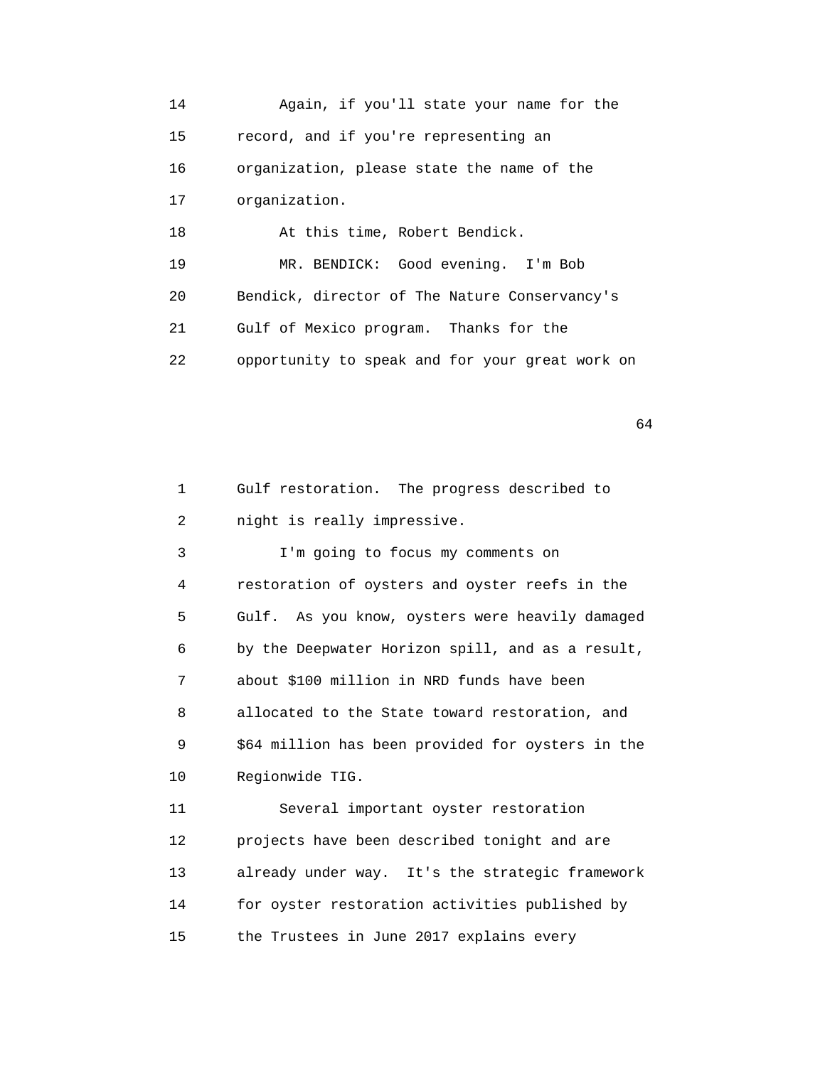Again, if you'll state your name for the record, and if you're representing an organization, please state the name of the organization.

At this time, Robert Bendick.

MR. BENDICK: Good evening. I'm Bob Bendick, director of The Nature Conservancy's Gulf of Mexico program. Thanks for the opportunity to speak and for your great work on Gulf restoration. The progress described to night is really impressive.

I'm going to focus my comments on restoration of oysters and oyster reefs in the Gulf. As you know, oysters were heavily damaged by the Deepwater Horizon spill, and as a result, about $100 million in NRD funds have been allocated to the State toward restoration, and $64 million has been provided for oysters in the Regionwide TIG.

Several important oyster restoration projects have been described tonight and are already under way. It's the strategic framework for oyster restoration activities published by the Trustees in June 2017 explains every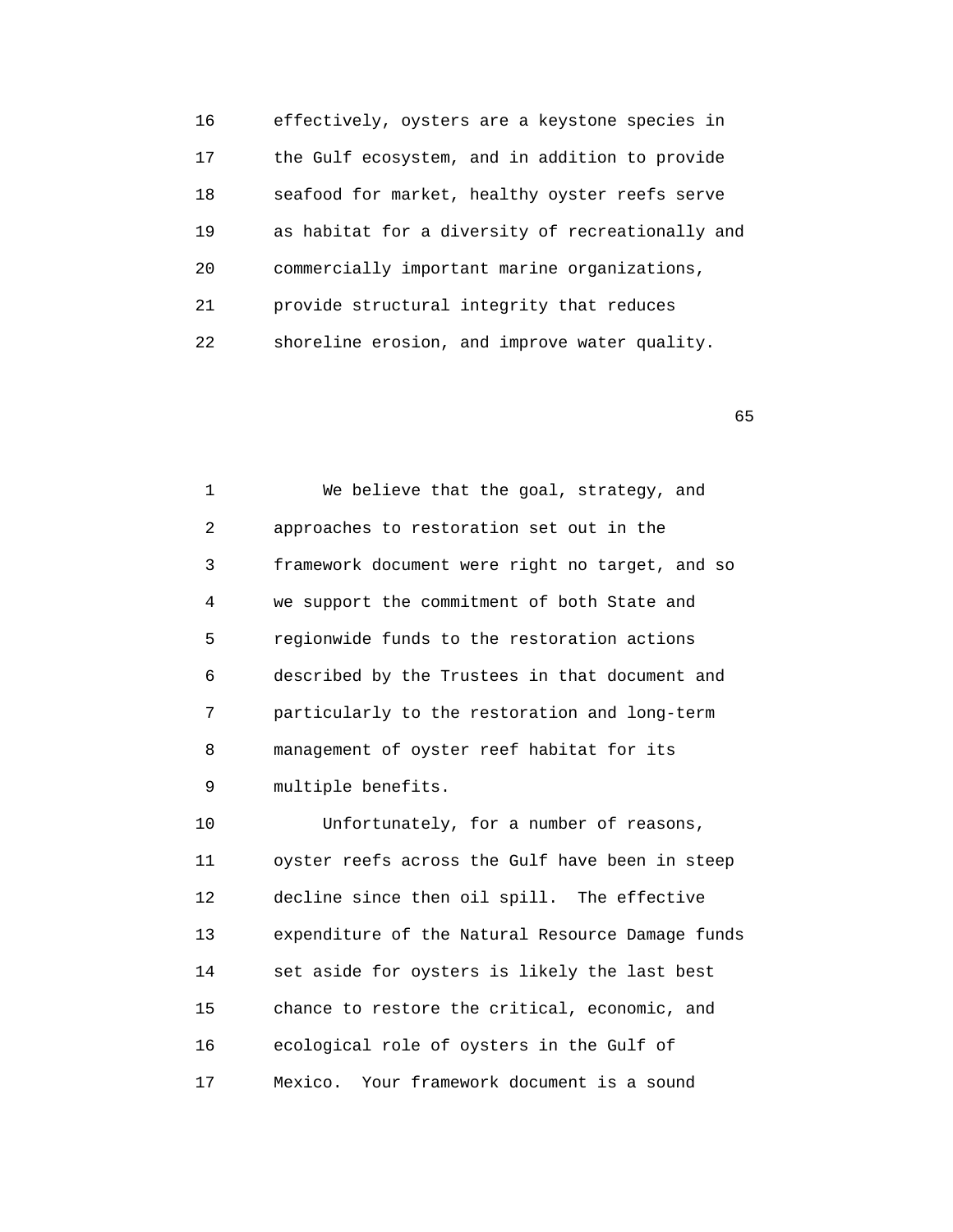16 effectively, oysters are a keystone species in
17 the Gulf ecosystem, and in addition to provide
18 seafood for market, healthy oyster reefs serve
19 as habitat for a diversity of recreationally and
20 commercially important marine organizations,
21 provide structural integrity that reduces
22 shoreline erosion, and improve water quality.

1 We believe that the goal, strategy, and
2 approaches to restoration set out in the
3 framework document were right no target, and so
4 we support the commitment of both State and
5 regionwide funds to the restoration actions
6 described by the Trustees in that document and
7 particularly to the restoration and long-term
8 management of oyster reef habitat for its
9 multiple benefits.
10 Unfortunately, for a number of reasons,
11 oyster reefs across the Gulf have been in steep
12 decline since then oil spill. The effective
13 expenditure of the Natural Resource Damage funds
14 set aside for oysters is likely the last best
15 chance to restore the critical, economic, and
16 ecological role of oysters in the Gulf of
17 Mexico. Your framework document is a sound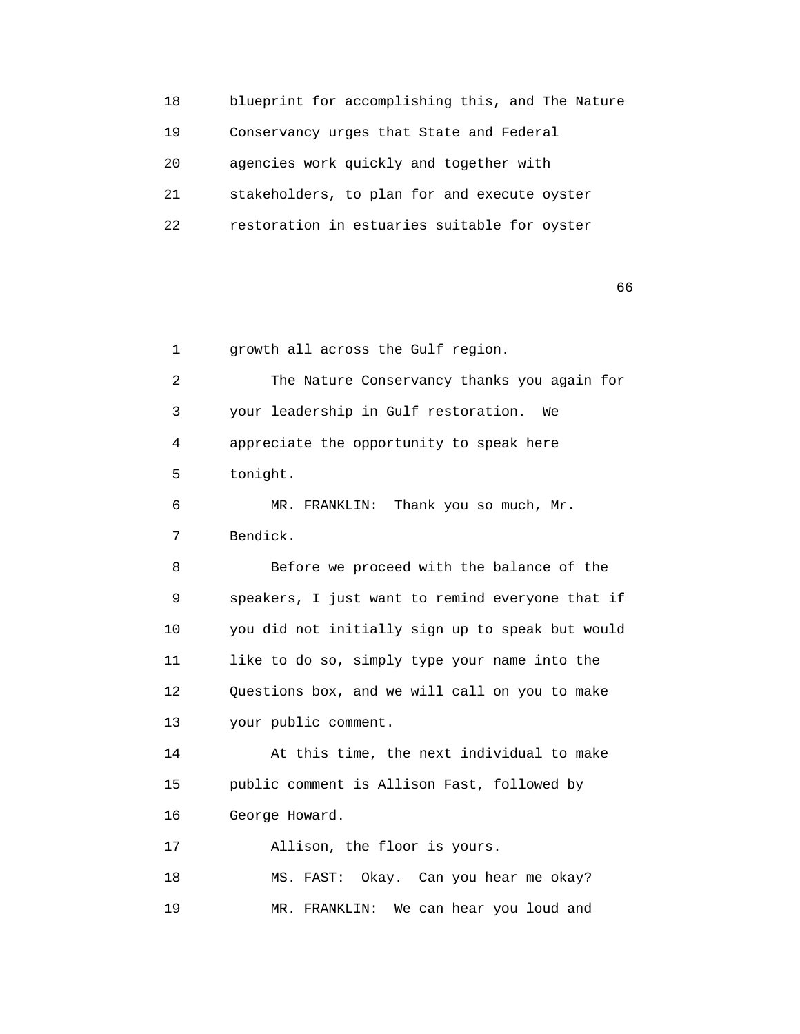blueprint for accomplishing this, and The Nature Conservancy urges that State and Federal agencies work quickly and together with stakeholders, to plan for and execute oyster restoration in estuaries suitable for oyster growth all across the Gulf region.

The Nature Conservancy thanks you again for your leadership in Gulf restoration. We appreciate the opportunity to speak here tonight.

MR. FRANKLIN: Thank you so much, Mr. Bendick.

Before we proceed with the balance of the speakers, I just want to remind everyone that if you did not initially sign up to speak but would like to do so, simply type your name into the Questions box, and we will call on you to make your public comment.

At this time, the next individual to make public comment is Allison Fast, followed by George Howard.

Allison, the floor is yours.

MS. FAST: Okay. Can you hear me okay?

MR. FRANKLIN: We can hear you loud and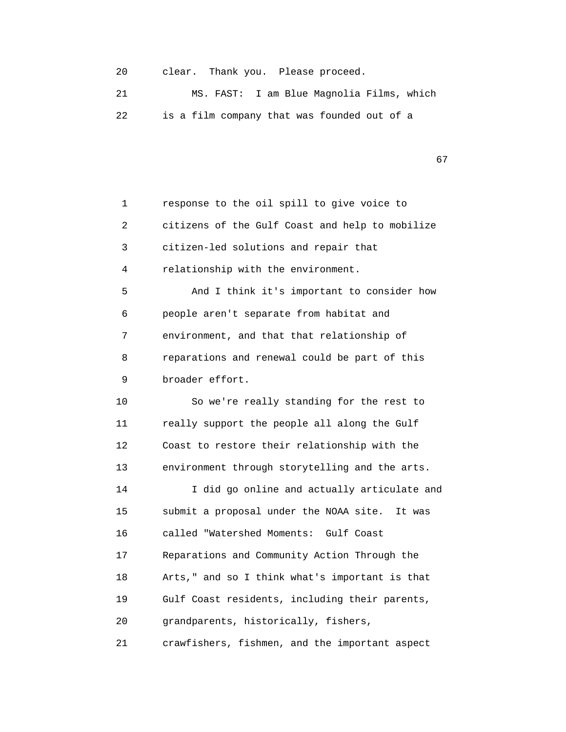clear. Thank you. Please proceed.

MS. FAST: I am Blue Magnolia Films, which is a film company that was founded out of a response to the oil spill to give voice to citizens of the Gulf Coast and help to mobilize citizen-led solutions and repair that relationship with the environment.

And I think it's important to consider how people aren't separate from habitat and environment, and that that relationship of reparations and renewal could be part of this broader effort.

So we're really standing for the rest to really support the people all along the Gulf Coast to restore their relationship with the environment through storytelling and the arts.

I did go online and actually articulate and submit a proposal under the NOAA site. It was called "Watershed Moments: Gulf Coast Reparations and Community Action Through the Arts," and so I think what's important is that Gulf Coast residents, including their parents, grandparents, historically, fishers, crawfishers, fishmen, and the important aspect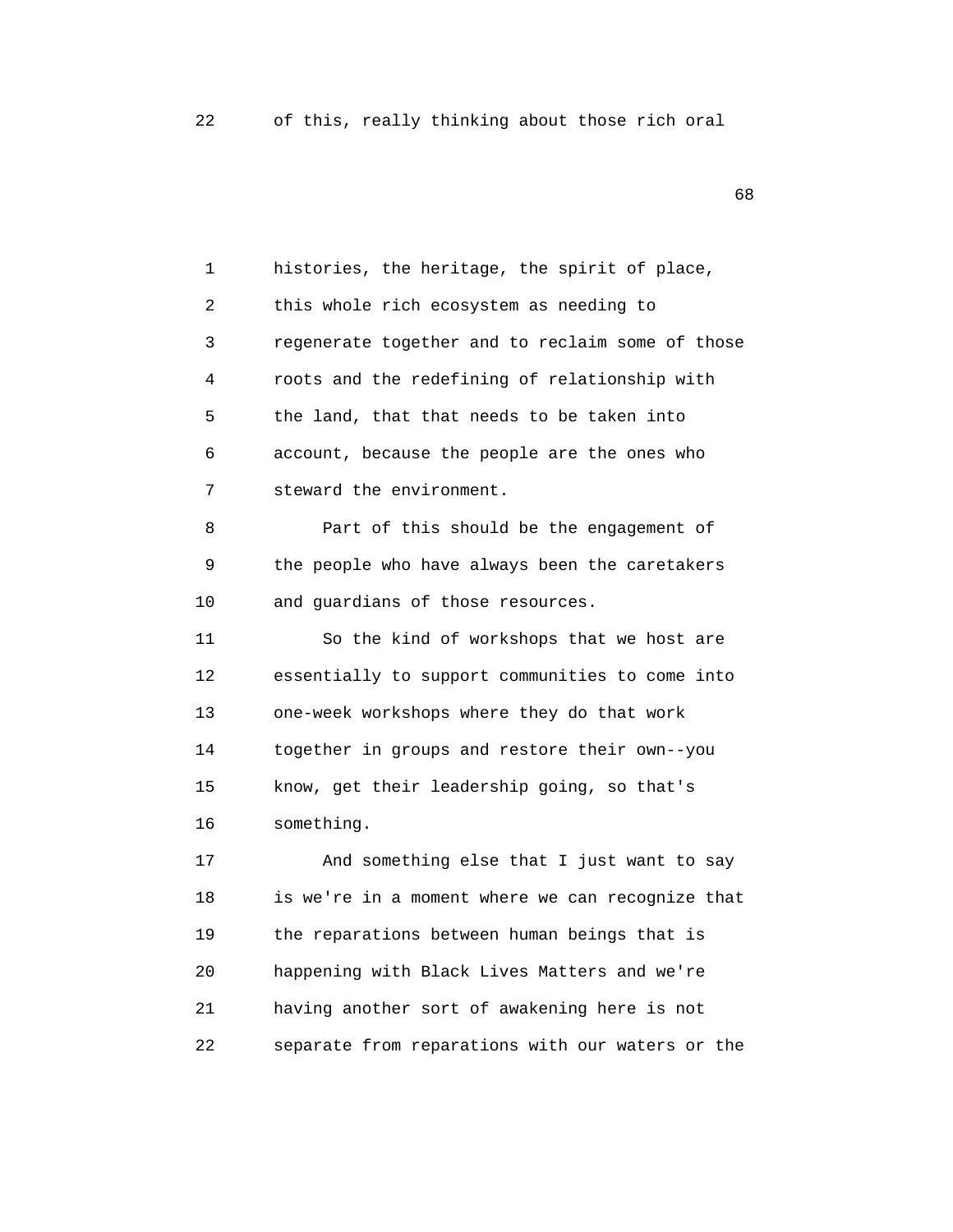of this, really thinking about those rich oral

histories, the heritage, the spirit of place, this whole rich ecosystem as needing to regenerate together and to reclaim some of those roots and the redefining of relationship with the land, that that needs to be taken into account, because the people are the ones who steward the environment.

Part of this should be the engagement of the people who have always been the caretakers and guardians of those resources.

So the kind of workshops that we host are essentially to support communities to come into one-week workshops where they do that work together in groups and restore their own--you know, get their leadership going, so that's something.

And something else that I just want to say is we're in a moment where we can recognize that the reparations between human beings that is happening with Black Lives Matters and we're having another sort of awakening here is not separate from reparations with our waters or the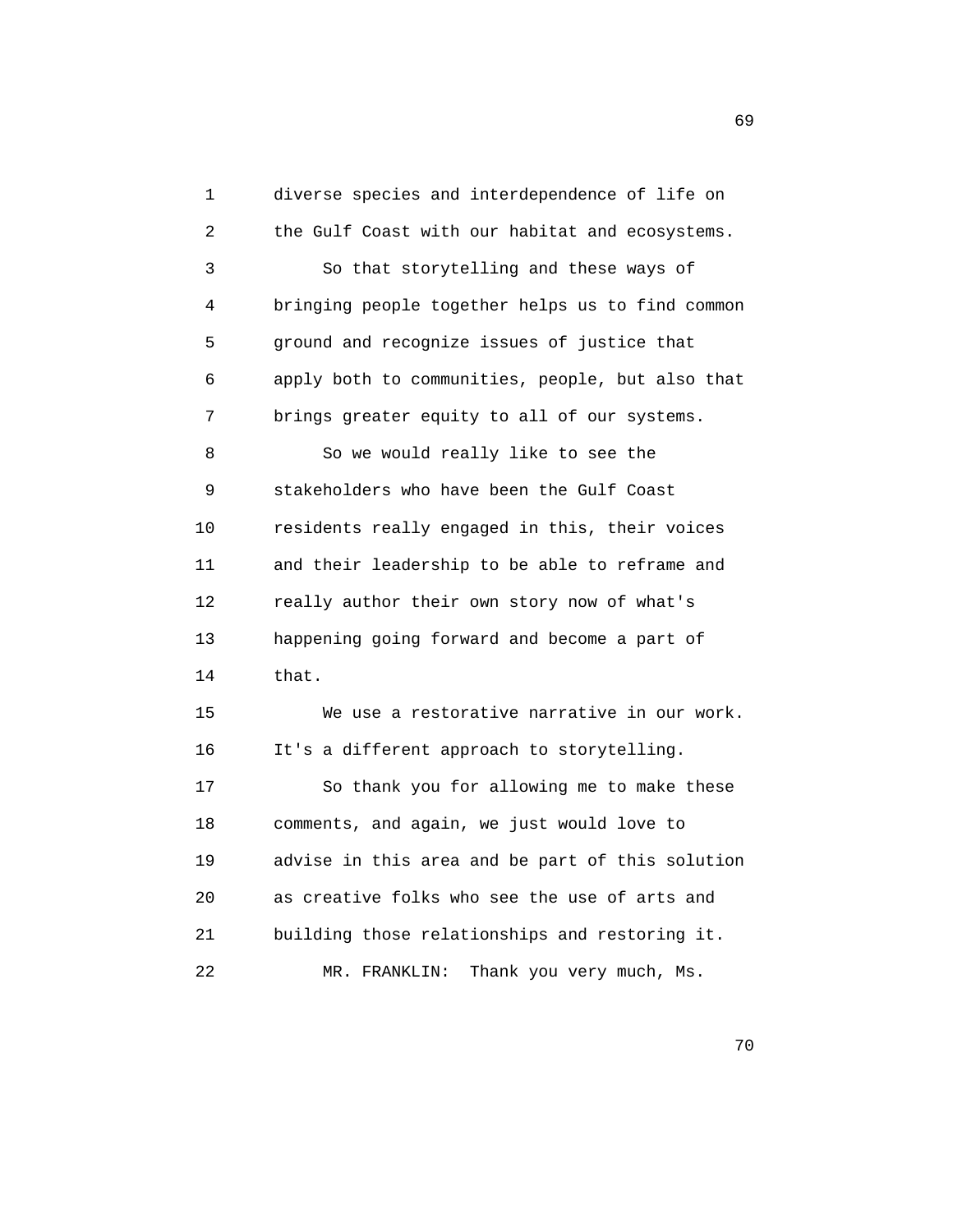diverse species and interdependence of life on the Gulf Coast with our habitat and ecosystems.

So that storytelling and these ways of bringing people together helps us to find common ground and recognize issues of justice that apply both to communities, people, but also that brings greater equity to all of our systems.

So we would really like to see the stakeholders who have been the Gulf Coast residents really engaged in this, their voices and their leadership to be able to reframe and really author their own story now of what's happening going forward and become a part of that.

We use a restorative narrative in our work. It's a different approach to storytelling.

So thank you for allowing me to make these comments, and again, we just would love to advise in this area and be part of this solution as creative folks who see the use of arts and building those relationships and restoring it.

MR. FRANKLIN: Thank you very much, Ms.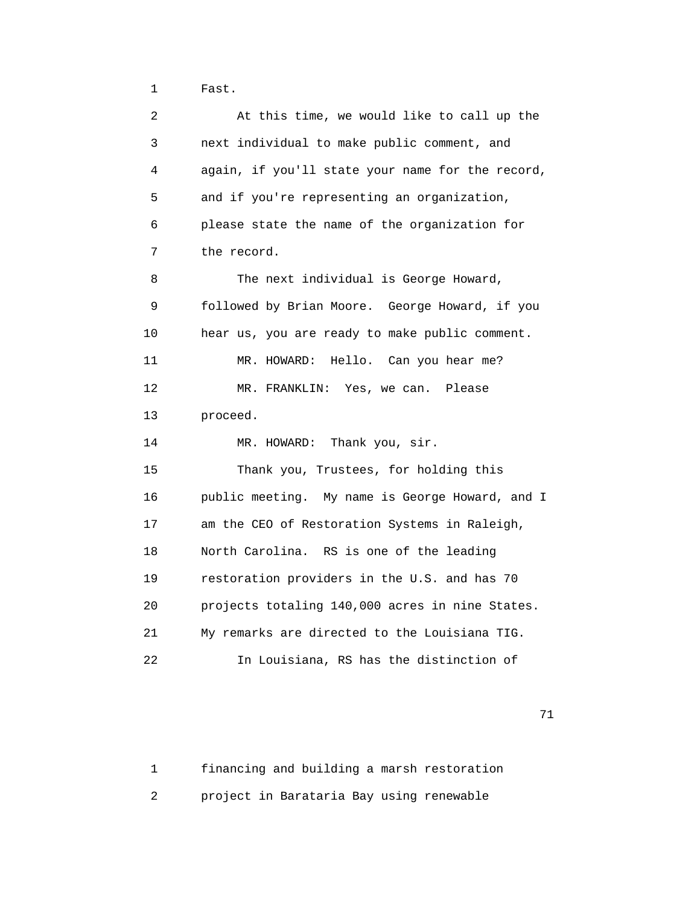Fast.

At this time, we would like to call up the next individual to make public comment, and again, if you'll state your name for the record, and if you're representing an organization, please state the name of the organization for the record.

The next individual is George Howard, followed by Brian Moore. George Howard, if you hear us, you are ready to make public comment.

MR. HOWARD: Hello. Can you hear me?

MR. FRANKLIN: Yes, we can. Please proceed.

MR. HOWARD: Thank you, sir.

Thank you, Trustees, for holding this public meeting. My name is George Howard, and I am the CEO of Restoration Systems in Raleigh, North Carolina. RS is one of the leading restoration providers in the U.S. and has 70 projects totaling 140,000 acres in nine States. My remarks are directed to the Louisiana TIG.

In Louisiana, RS has the distinction of financing and building a marsh restoration project in Barataria Bay using renewable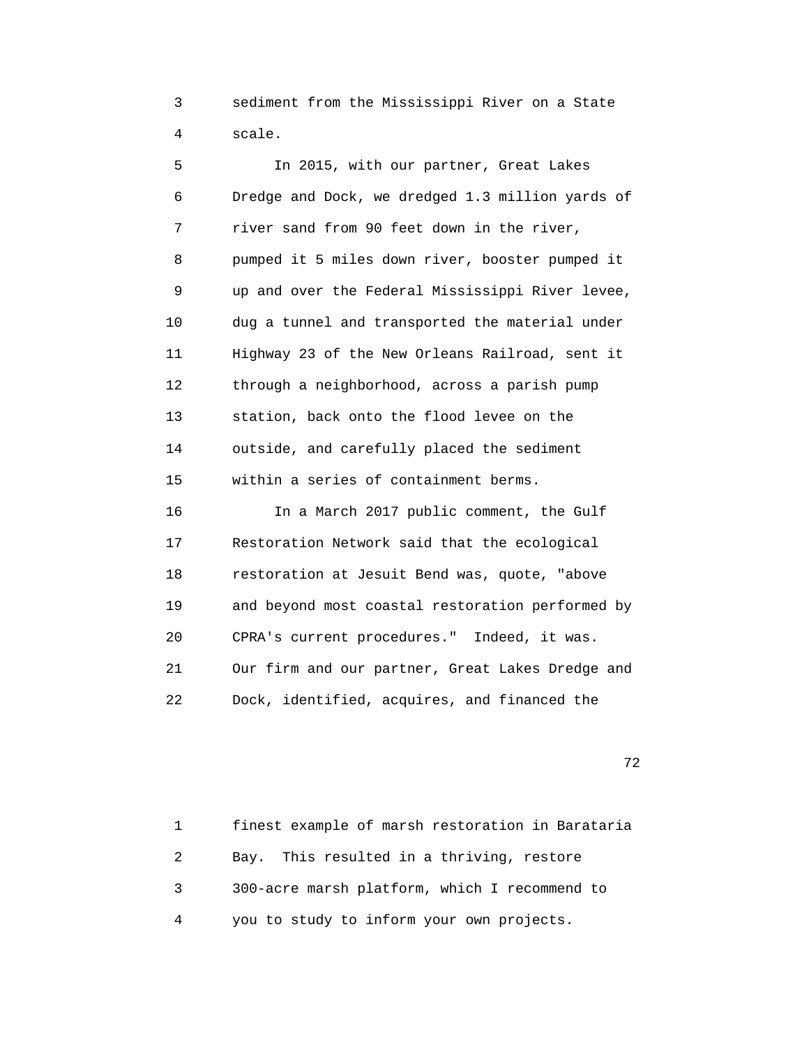sediment from the Mississippi River on a State scale.

In 2015, with our partner, Great Lakes Dredge and Dock, we dredged 1.3 million yards of river sand from 90 feet down in the river, pumped it 5 miles down river, booster pumped it up and over the Federal Mississippi River levee, dug a tunnel and transported the material under Highway 23 of the New Orleans Railroad, sent it through a neighborhood, across a parish pump station, back onto the flood levee on the outside, and carefully placed the sediment within a series of containment berms.

In a March 2017 public comment, the Gulf Restoration Network said that the ecological restoration at Jesuit Bend was, quote, "above and beyond most coastal restoration performed by CPRA's current procedures." Indeed, it was. Our firm and our partner, Great Lakes Dredge and Dock, identified, acquires, and financed the finest example of marsh restoration in Barataria Bay. This resulted in a thriving, restore 300-acre marsh platform, which I recommend to you to study to inform your own projects.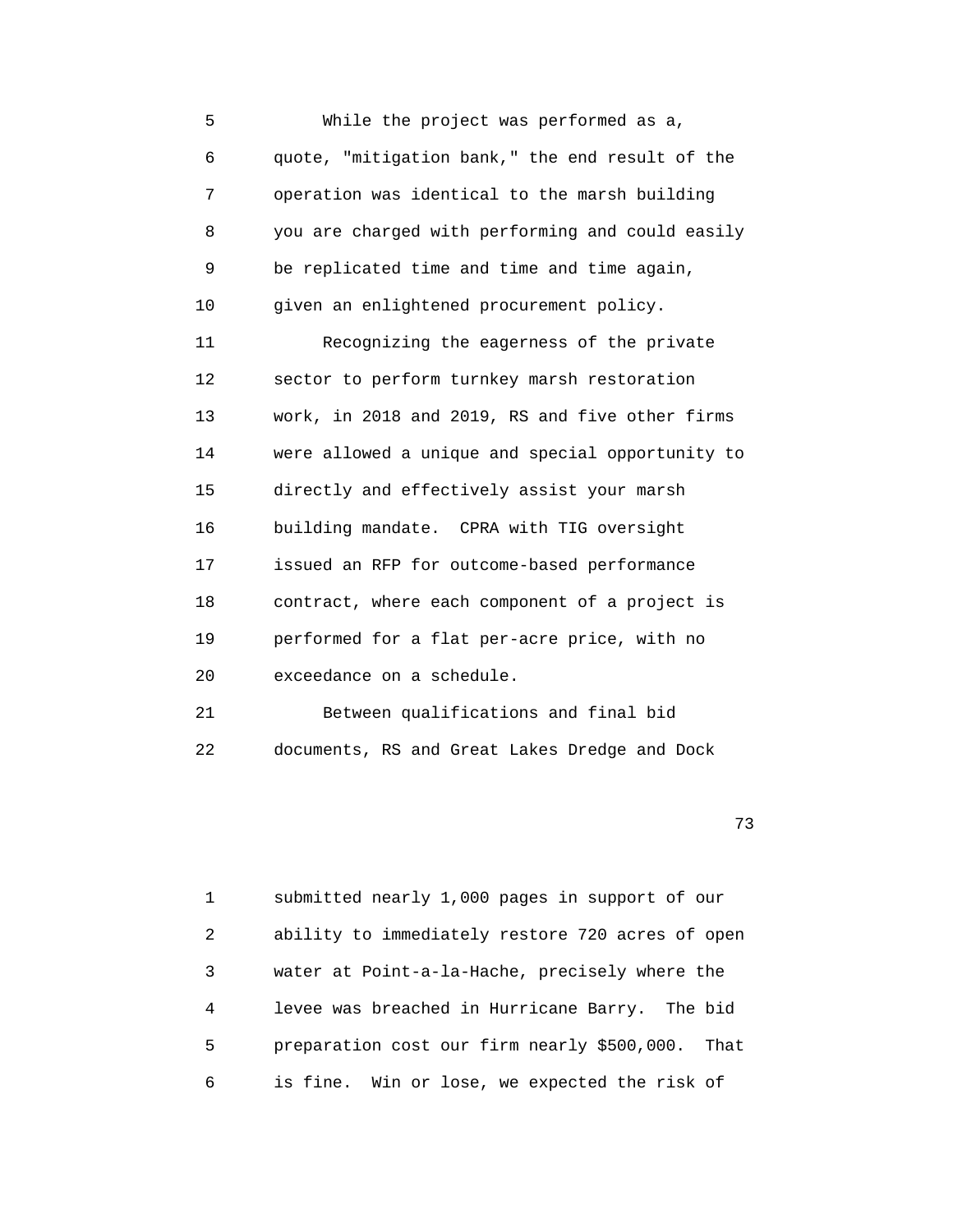While the project was performed as a, quote, "mitigation bank," the end result of the operation was identical to the marsh building you are charged with performing and could easily be replicated time and time and time again, given an enlightened procurement policy.

Recognizing the eagerness of the private sector to perform turnkey marsh restoration work, in 2018 and 2019, RS and five other firms were allowed a unique and special opportunity to directly and effectively assist your marsh building mandate. CPRA with TIG oversight issued an RFP for outcome-based performance contract, where each component of a project is performed for a flat per-acre price, with no exceedance on a schedule.

Between qualifications and final bid documents, RS and Great Lakes Dredge and Dock submitted nearly 1,000 pages in support of our ability to immediately restore 720 acres of open water at Point-a-la-Hache, precisely where the levee was breached in Hurricane Barry. The bid preparation cost our firm nearly $500,000. That is fine. Win or lose, we expected the risk of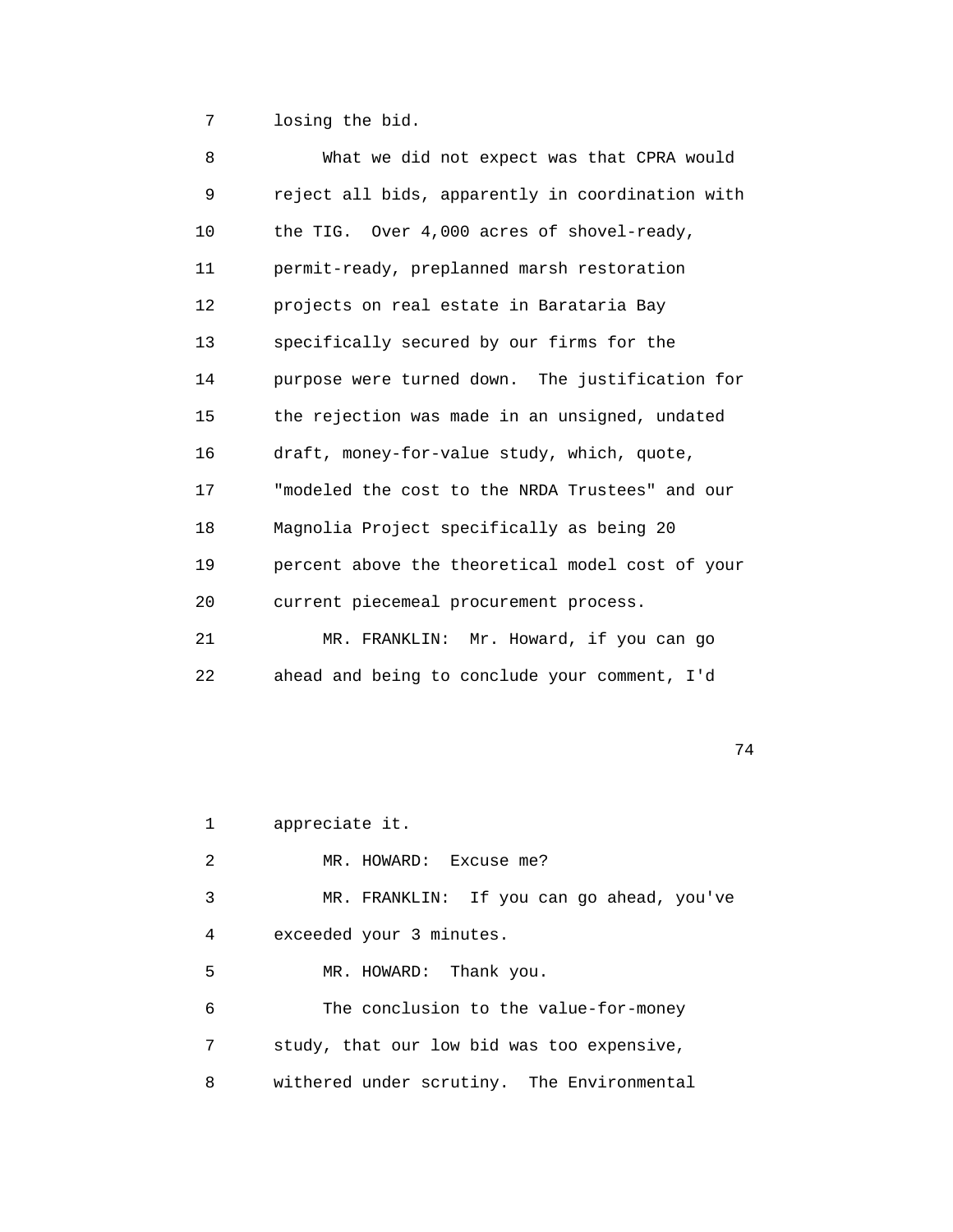losing the bid.

What we did not expect was that CPRA would reject all bids, apparently in coordination with the TIG. Over 4,000 acres of shovel-ready, permit-ready, preplanned marsh restoration projects on real estate in Barataria Bay specifically secured by our firms for the purpose were turned down. The justification for the rejection was made in an unsigned, undated draft, money-for-value study, which, quote, "modeled the cost to the NRDA Trustees" and our Magnolia Project specifically as being 20 percent above the theoretical model cost of your current piecemeal procurement process.

MR. FRANKLIN: Mr. Howard, if you can go ahead and being to conclude your comment, I'd appreciate it.

MR. HOWARD: Excuse me?

MR. FRANKLIN: If you can go ahead, you've exceeded your 3 minutes.

MR. HOWARD: Thank you.

The conclusion to the value-for-money study, that our low bid was too expensive, withered under scrutiny. The Environmental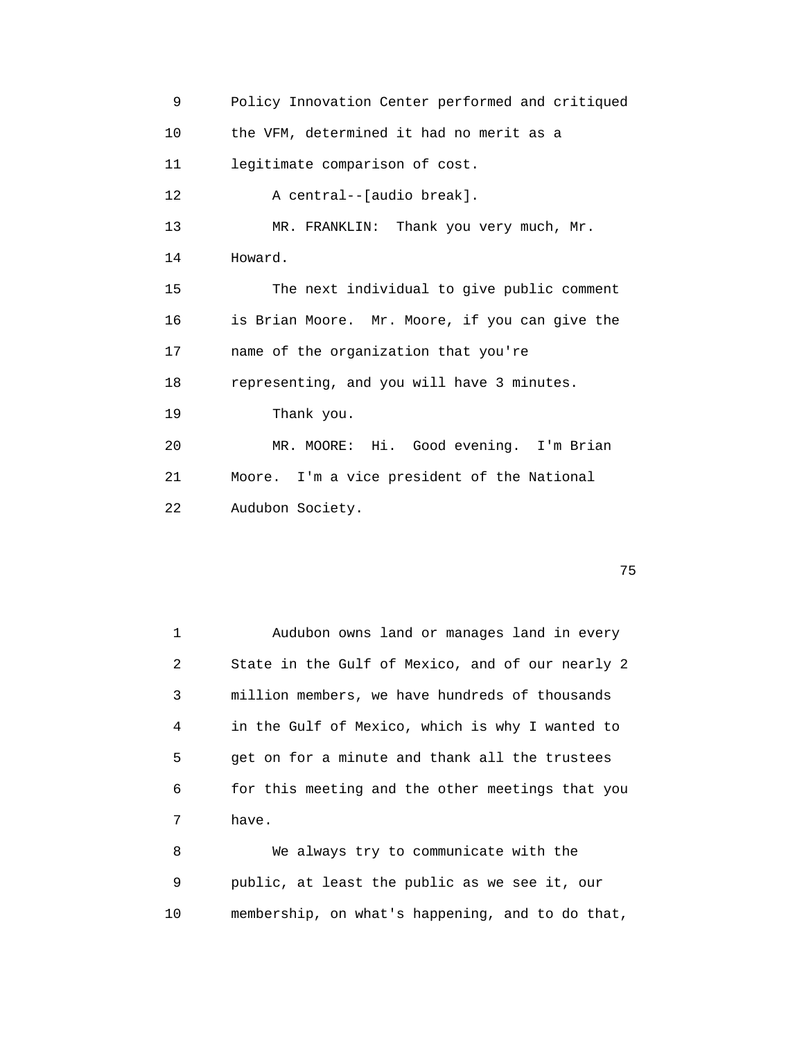Policy Innovation Center performed and critiqued the VFM, determined it had no merit as a legitimate comparison of cost.

A central--[audio break].

MR. FRANKLIN: Thank you very much, Mr. Howard.

The next individual to give public comment is Brian Moore. Mr. Moore, if you can give the name of the organization that you're representing, and you will have 3 minutes.

Thank you.

MR. MOORE: Hi. Good evening. I'm Brian Moore. I'm a vice president of the National Audubon Society.

Audubon owns land or manages land in every State in the Gulf of Mexico, and of our nearly 2 million members, we have hundreds of thousands in the Gulf of Mexico, which is why I wanted to get on for a minute and thank all the trustees for this meeting and the other meetings that you have.

We always try to communicate with the public, at least the public as we see it, our membership, on what's happening, and to do that,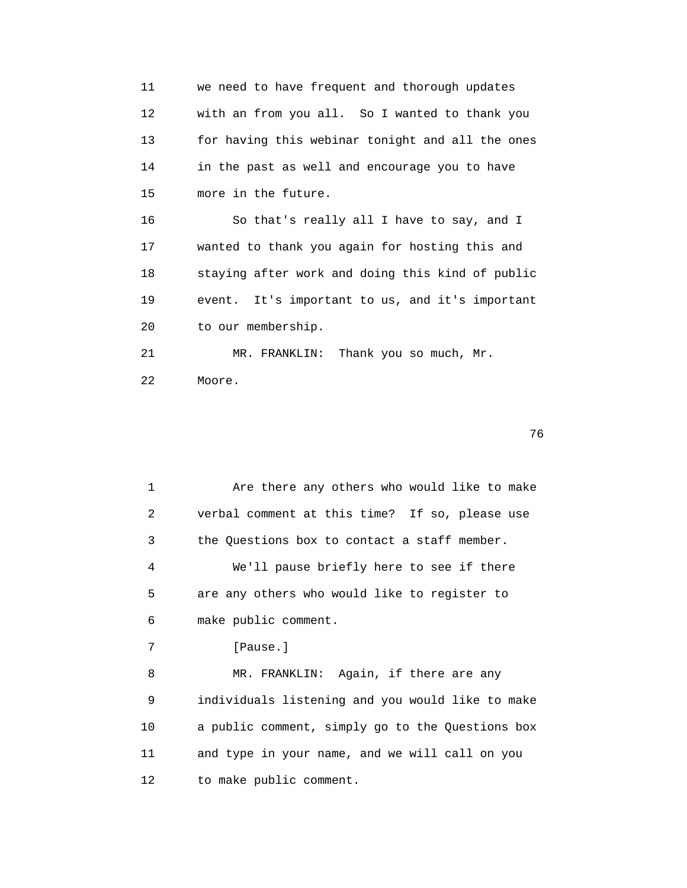we need to have frequent and thorough updates with an from you all. So I wanted to thank you for having this webinar tonight and all the ones in the past as well and encourage you to have more in the future.

So that's really all I have to say, and I wanted to thank you again for hosting this and staying after work and doing this kind of public event. It's important to us, and it's important to our membership.

MR. FRANKLIN: Thank you so much, Mr. Moore.

Are there any others who would like to make verbal comment at this time? If so, please use the Questions box to contact a staff member.

We'll pause briefly here to see if there are any others who would like to register to make public comment.

[Pause.]

MR. FRANKLIN: Again, if there are any individuals listening and you would like to make a public comment, simply go to the Questions box and type in your name, and we will call on you to make public comment.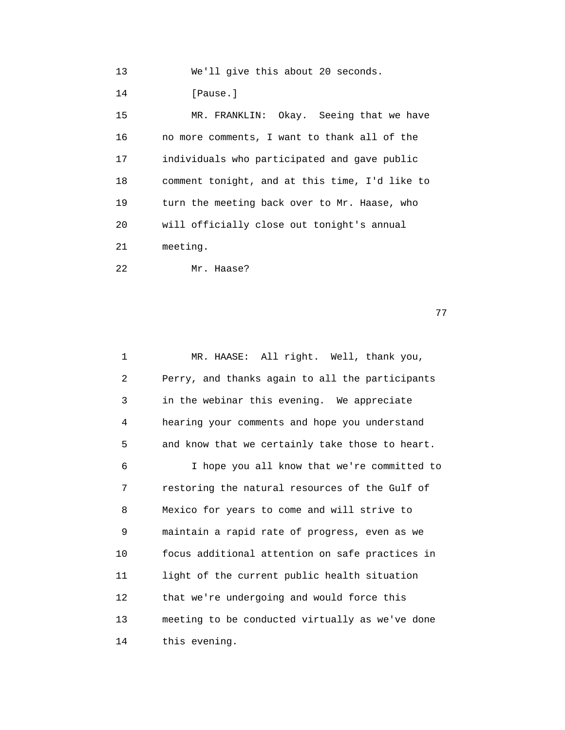13 We'll give this about 20 seconds.

14 [Pause.]

15 MR. FRANKLIN: Okay. Seeing that we have
16 no more comments, I want to thank all of the
17 individuals who participated and gave public
18 comment tonight, and at this time, I'd like to
19 turn the meeting back over to Mr. Haase, who
20 will officially close out tonight's annual
21 meeting.

22 Mr. Haase?

1 MR. HAASE: All right. Well, thank you,
2 Perry, and thanks again to all the participants
3 in the webinar this evening. We appreciate
4 hearing your comments and hope you understand
5 and know that we certainly take those to heart.

6 I hope you all know that we're committed to
7 restoring the natural resources of the Gulf of
8 Mexico for years to come and will strive to
9 maintain a rapid rate of progress, even as we
10 focus additional attention on safe practices in
11 light of the current public health situation
12 that we're undergoing and would force this
13 meeting to be conducted virtually as we've done
14 this evening.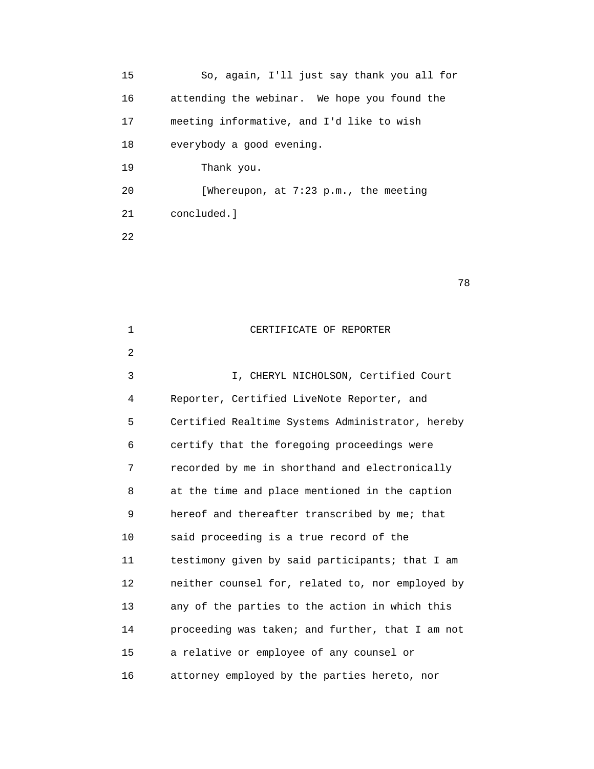So, again, I'll just say thank you all for attending the webinar. We hope you found the meeting informative, and I'd like to wish everybody a good evening.

Thank you.

[Whereupon, at 7:23 p.m., the meeting concluded.]

## CERTIFICATE OF REPORTER

I, CHERYL NICHOLSON, Certified Court Reporter, Certified LiveNote Reporter, and Certified Realtime Systems Administrator, hereby certify that the foregoing proceedings were recorded by me in shorthand and electronically at the time and place mentioned in the caption hereof and thereafter transcribed by me; that said proceeding is a true record of the testimony given by said participants; that I am neither counsel for, related to, nor employed by any of the parties to the action in which this proceeding was taken; and further, that I am not a relative or employee of any counsel or attorney employed by the parties hereto, nor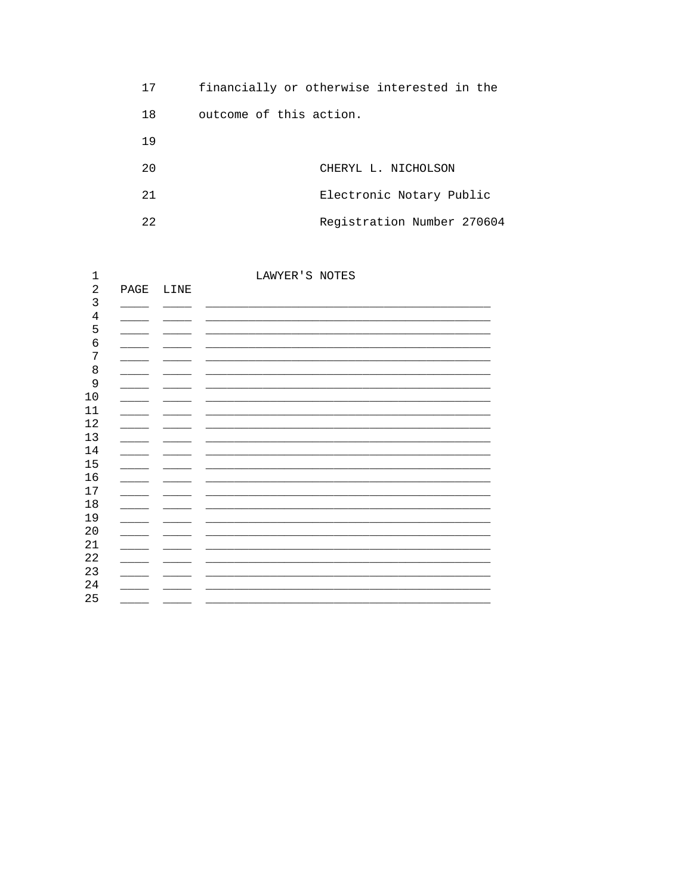17 financially or otherwise interested in the

18 outcome of this action.

19

20 CHERYL L. NICHOLSON

21 Electronic Notary Public

22 Registration Number 270604

## LAWYER'S NOTES

| PAGE | LINE | |
|---|---|---|
| ____ | ____ | ________________________________________ |
| ____ | ____ | ________________________________________ |
| ____ | ____ | ________________________________________ |
| ____ | ____ | ________________________________________ |
| ____ | ____ | ________________________________________ |
| ____ | ____ | ________________________________________ |
| ____ | ____ | ________________________________________ |
| ____ | ____ | ________________________________________ |
| ____ | ____ | ________________________________________ |
| ____ | ____ | ________________________________________ |
| ____ | ____ | ________________________________________ |
| ____ | ____ | ________________________________________ |
| ____ | ____ | ________________________________________ |
| ____ | ____ | ________________________________________ |
| ____ | ____ | ________________________________________ |
| ____ | ____ | ________________________________________ |
| ____ | ____ | ________________________________________ |
| ____ | ____ | ________________________________________ |
| ____ | ____ | ________________________________________ |
| ____ | ____ | ________________________________________ |
| ____ | ____ | ________________________________________ |
| ____ | ____ | ________________________________________ |
| ____ | ____ | ________________________________________ |